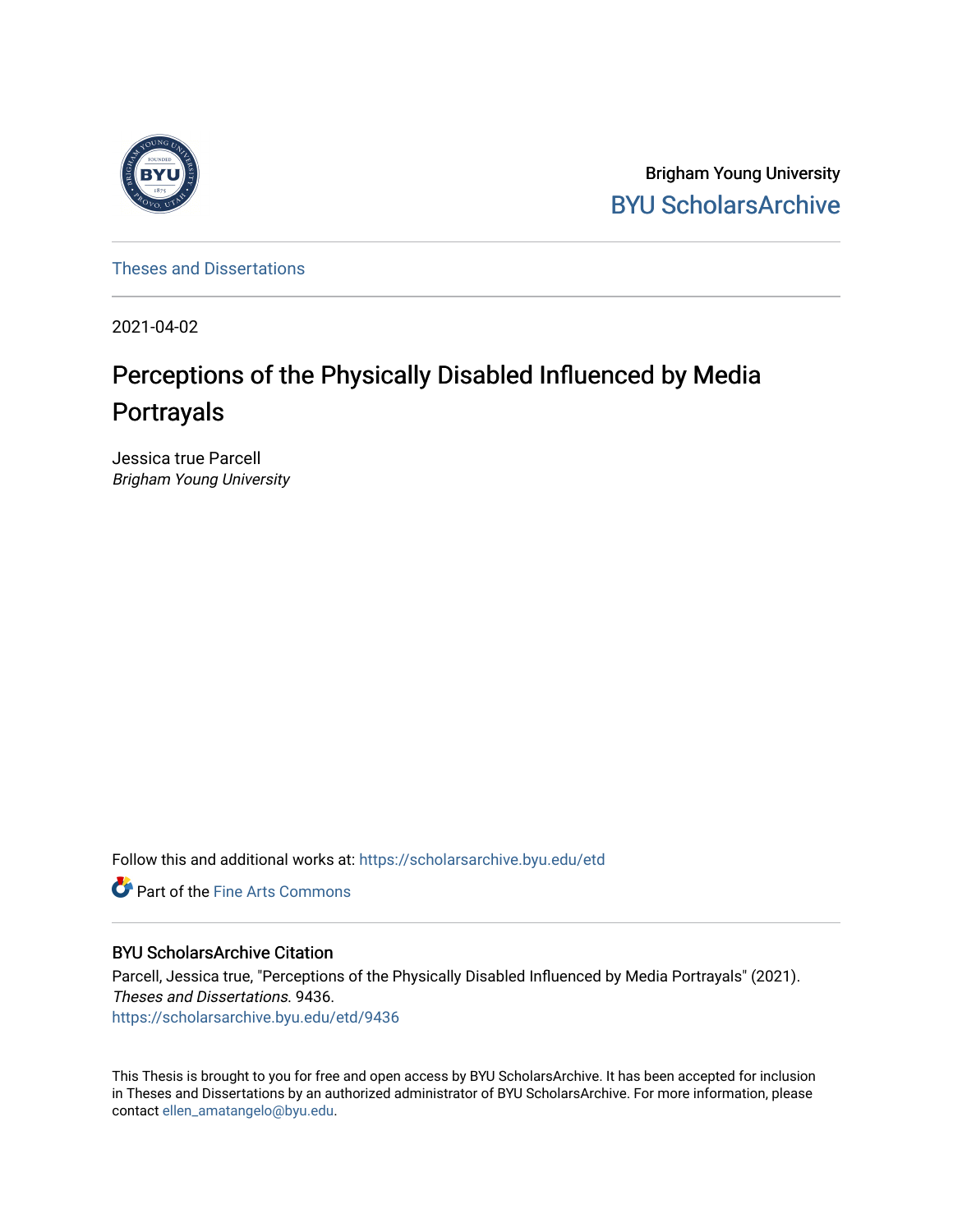Brigham Young University

BYU ScholarsArchive

Theses and Dissertations

2021-04-02

# Perceptions of the Physically Disabled Influenced by Media Portrayals

Jessica true Parcell

*Brigham Young University*

Follow this and additional works at: https://scholarsarchive.byu.edu/etd

Part of the Fine Arts Commons

## BYU ScholarsArchive Citation

Parcell, Jessica true, "Perceptions of the Physically Disabled Influenced by Media Portrayals" (2021). *Theses and Dissertations*. 9436.
https://scholarsarchive.byu.edu/etd/9436

This Thesis is brought to you for free and open access by BYU ScholarsArchive. It has been accepted for inclusion in Theses and Dissertations by an authorized administrator of BYU ScholarsArchive. For more information, please contact ellen_amatangelo@byu.edu.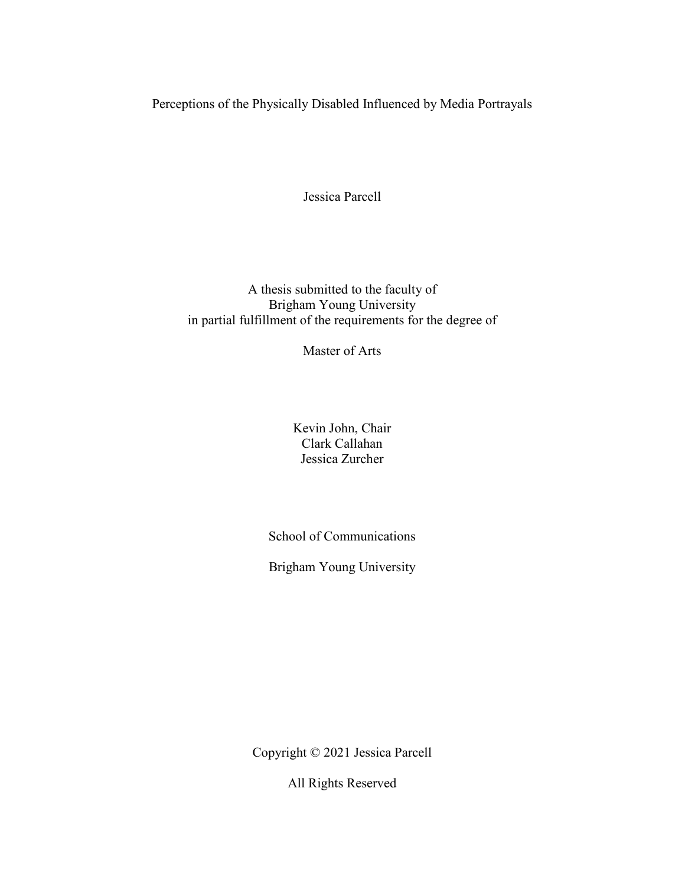# Perceptions of the Physically Disabled Influenced by Media Portrayals

Jessica Parcell

A thesis submitted to the faculty of
Brigham Young University
in partial fulfillment of the requirements for the degree of

Master of Arts

Kevin John, Chair
Clark Callahan
Jessica Zurcher

School of Communications

Brigham Young University

Copyright © 2021 Jessica Parcell

All Rights Reserved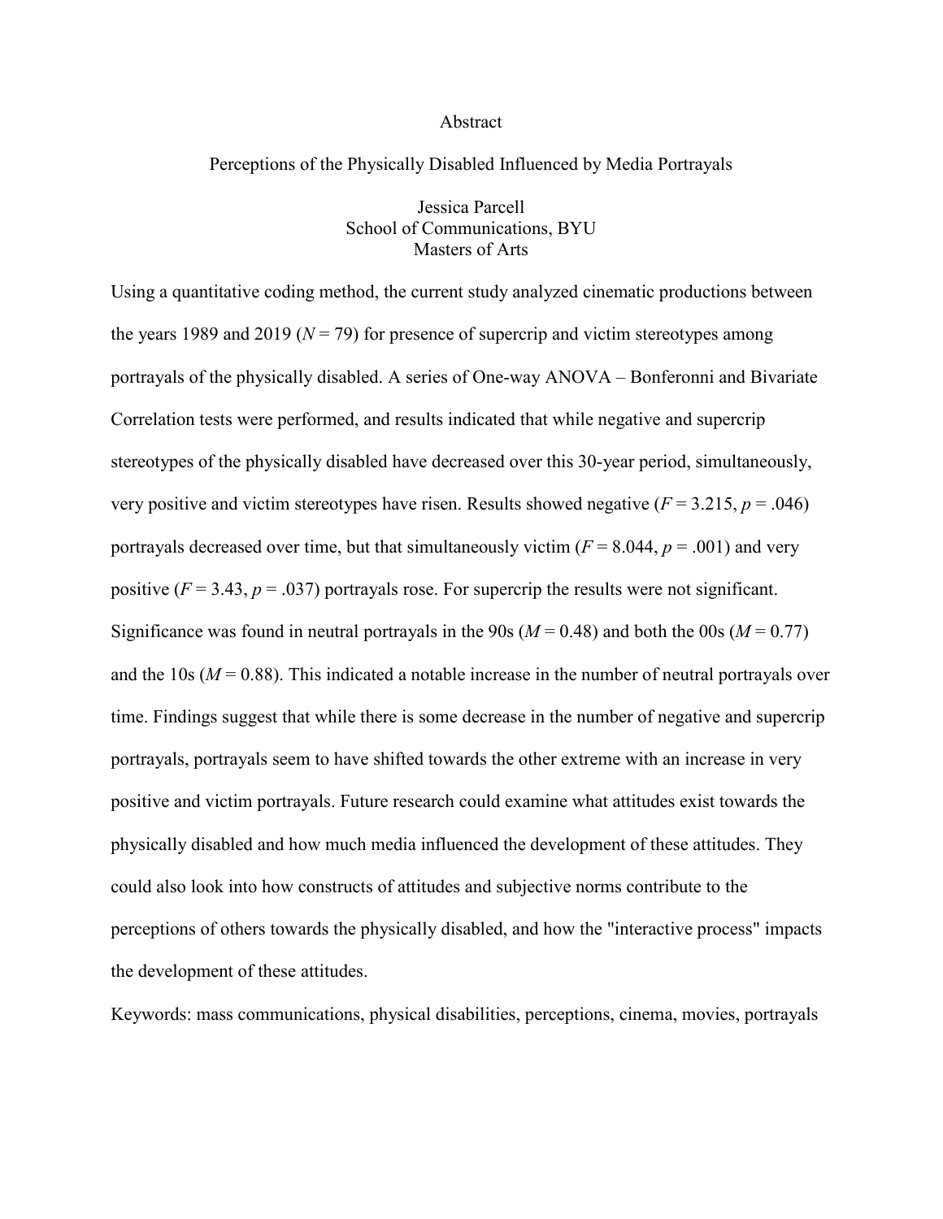# Abstract

## Perceptions of the Physically Disabled Influenced by Media Portrayals

Jessica Parcell
School of Communications, BYU
Masters of Arts

Using a quantitative coding method, the current study analyzed cinematic productions between the years 1989 and 2019 ($N$ = 79) for presence of supercrip and victim stereotypes among portrayals of the physically disabled. A series of One-way ANOVA – Bonferonni and Bivariate Correlation tests were performed, and results indicated that while negative and supercrip stereotypes of the physically disabled have decreased over this 30-year period, simultaneously, very positive and victim stereotypes have risen. Results showed negative ($F$ = 3.215, $p$ = .046) portrayals decreased over time, but that simultaneously victim ($F$ = 8.044, $p$ = .001) and very positive ($F$ = 3.43, $p$ = .037) portrayals rose. For supercrip the results were not significant. Significance was found in neutral portrayals in the 90s ($M$ = 0.48) and both the 00s ($M$ = 0.77) and the 10s ($M$ = 0.88). This indicated a notable increase in the number of neutral portrayals over time. Findings suggest that while there is some decrease in the number of negative and supercrip portrayals, portrayals seem to have shifted towards the other extreme with an increase in very positive and victim portrayals. Future research could examine what attitudes exist towards the physically disabled and how much media influenced the development of these attitudes. They could also look into how constructs of attitudes and subjective norms contribute to the perceptions of others towards the physically disabled, and how the "interactive process" impacts the development of these attitudes.

Keywords: mass communications, physical disabilities, perceptions, cinema, movies, portrayals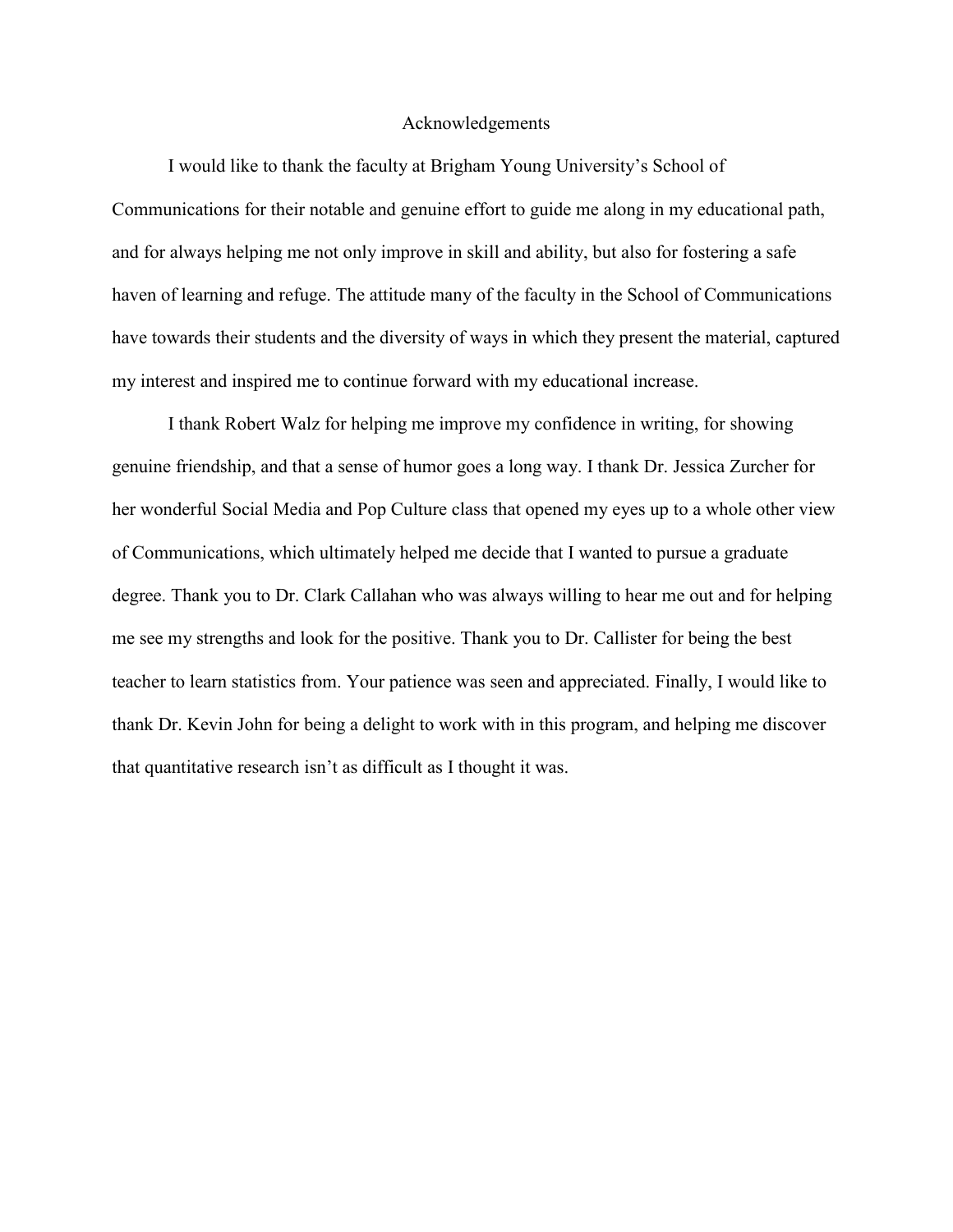# Acknowledgements

I would like to thank the faculty at Brigham Young University's School of Communications for their notable and genuine effort to guide me along in my educational path, and for always helping me not only improve in skill and ability, but also for fostering a safe haven of learning and refuge. The attitude many of the faculty in the School of Communications have towards their students and the diversity of ways in which they present the material, captured my interest and inspired me to continue forward with my educational increase.

I thank Robert Walz for helping me improve my confidence in writing, for showing genuine friendship, and that a sense of humor goes a long way. I thank Dr. Jessica Zurcher for her wonderful Social Media and Pop Culture class that opened my eyes up to a whole other view of Communications, which ultimately helped me decide that I wanted to pursue a graduate degree. Thank you to Dr. Clark Callahan who was always willing to hear me out and for helping me see my strengths and look for the positive. Thank you to Dr. Callister for being the best teacher to learn statistics from. Your patience was seen and appreciated. Finally, I would like to thank Dr. Kevin John for being a delight to work with in this program, and helping me discover that quantitative research isn't as difficult as I thought it was.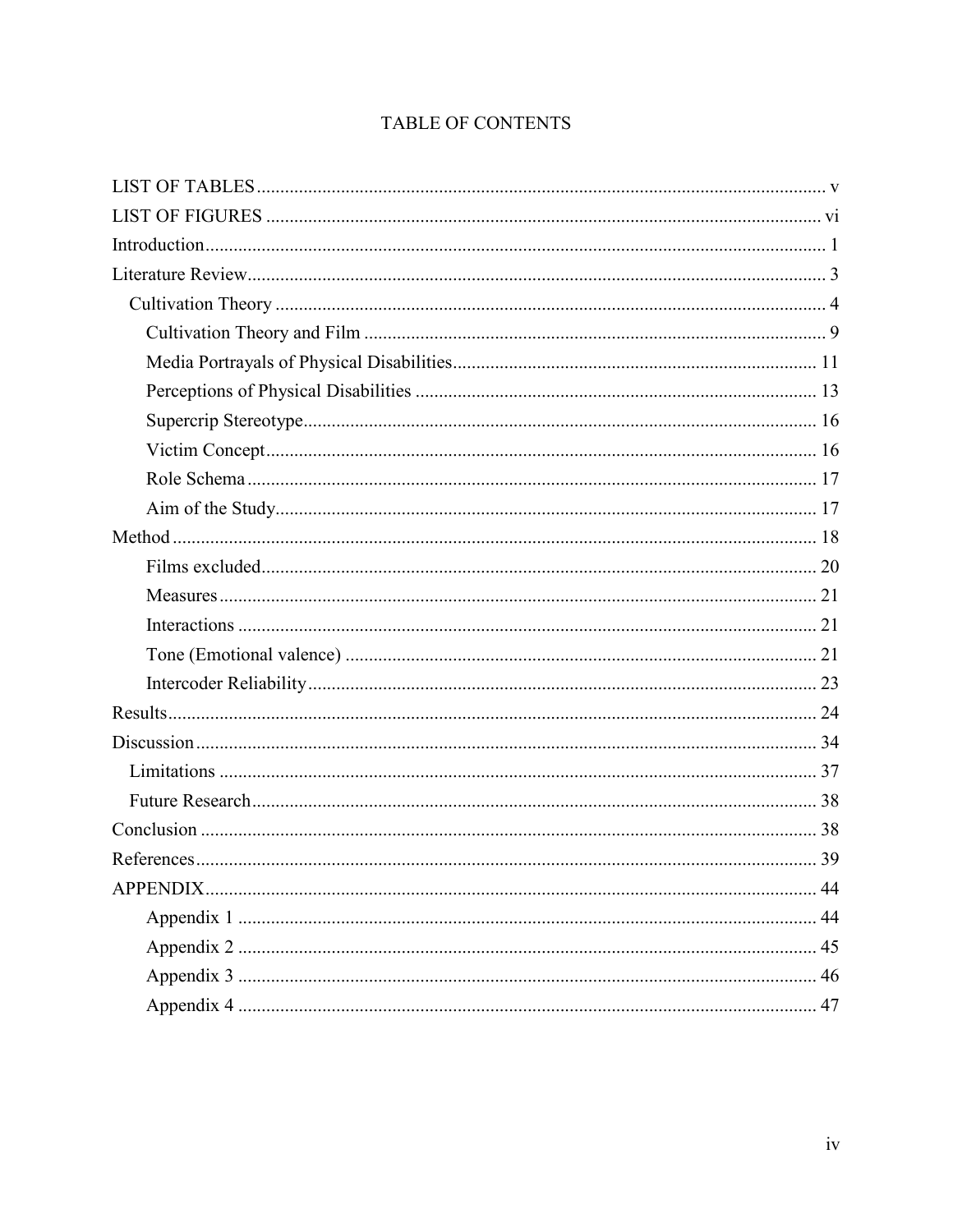# TABLE OF CONTENTS

LIST OF TABLES ........................................................................................................................ v
LIST OF FIGURES ..................................................................................................................... vi
Introduction .................................................................................................................................. 1
Literature Review ......................................................................................................................... 3
  Cultivation Theory .................................................................................................................... 4
    Cultivation Theory and Film ................................................................................................. 9
    Media Portrayals of Physical Disabilities ............................................................................ 11
    Perceptions of Physical Disabilities ..................................................................................... 13
    Supercrip Stereotype ............................................................................................................. 16
    Victim Concept ..................................................................................................................... 16
    Role Schema .......................................................................................................................... 17
    Aim of the Study ................................................................................................................... 17
Method ......................................................................................................................................... 18
    Films excluded ...................................................................................................................... 20
    Measures ............................................................................................................................... 21
    Interactions ........................................................................................................................... 21
    Tone (Emotional valence) .................................................................................................... 21
    Intercoder Reliability ............................................................................................................ 23
Results ......................................................................................................................................... 24
Discussion .................................................................................................................................... 34
  Limitations ............................................................................................................................... 37
  Future Research ........................................................................................................................ 38
Conclusion ................................................................................................................................... 38
References .................................................................................................................................... 39
APPENDIX .................................................................................................................................. 44
    Appendix 1 ............................................................................................................................ 44
    Appendix 2 ............................................................................................................................ 45
    Appendix 3 ............................................................................................................................ 46
    Appendix 4 ............................................................................................................................ 47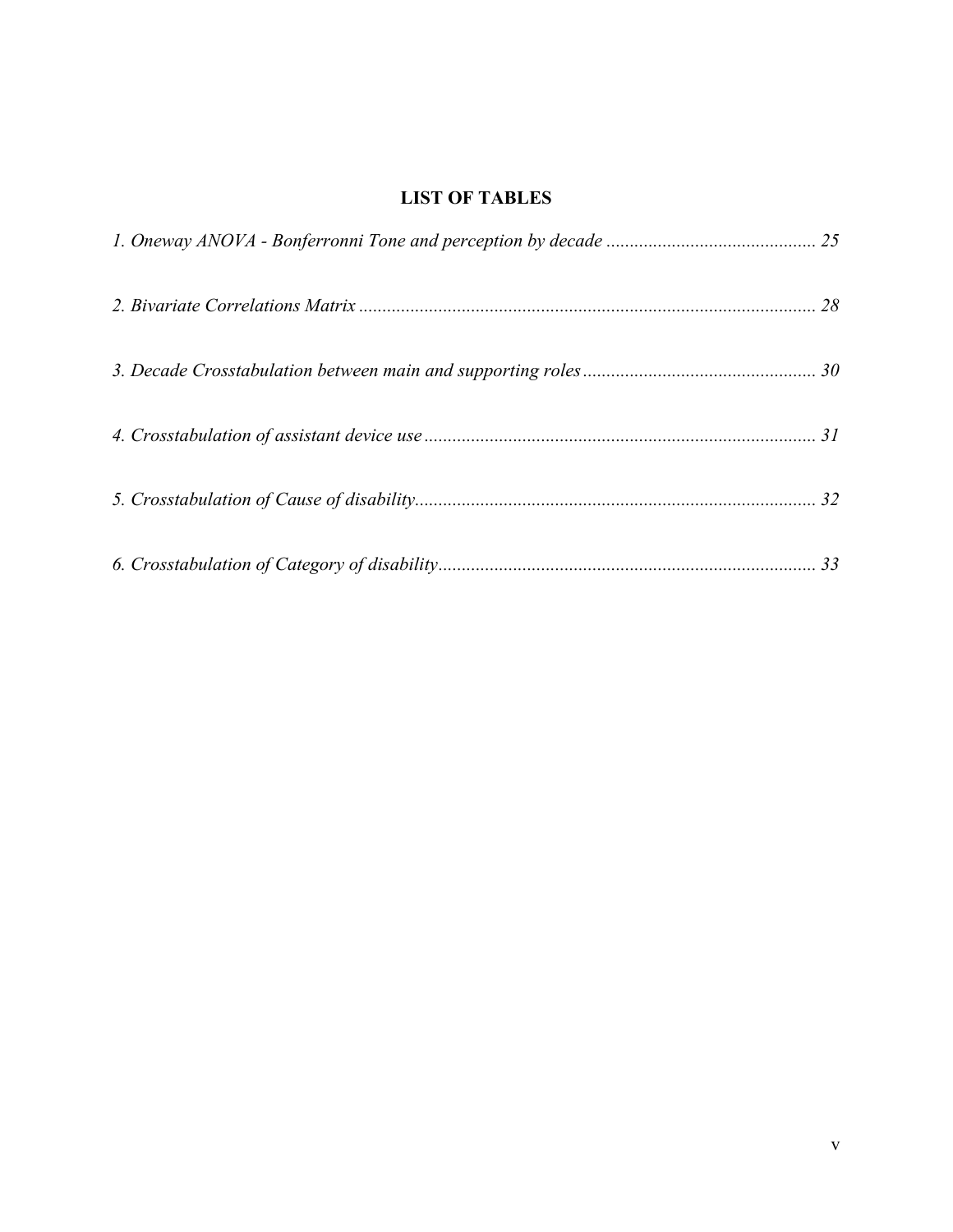# LIST OF TABLES

*1. Oneway ANOVA - Bonferronni Tone and perception by decade ............................................ 25*

*2. Bivariate Correlations Matrix .................................................................................................. 28*

*3. Decade Crosstabulation between main and supporting roles .................................................. 30*

*4. Crosstabulation of assistant device use .................................................................................... 31*

*5. Crosstabulation of Cause of disability...................................................................................... 32*

*6. Crosstabulation of Category of disability................................................................................. 33*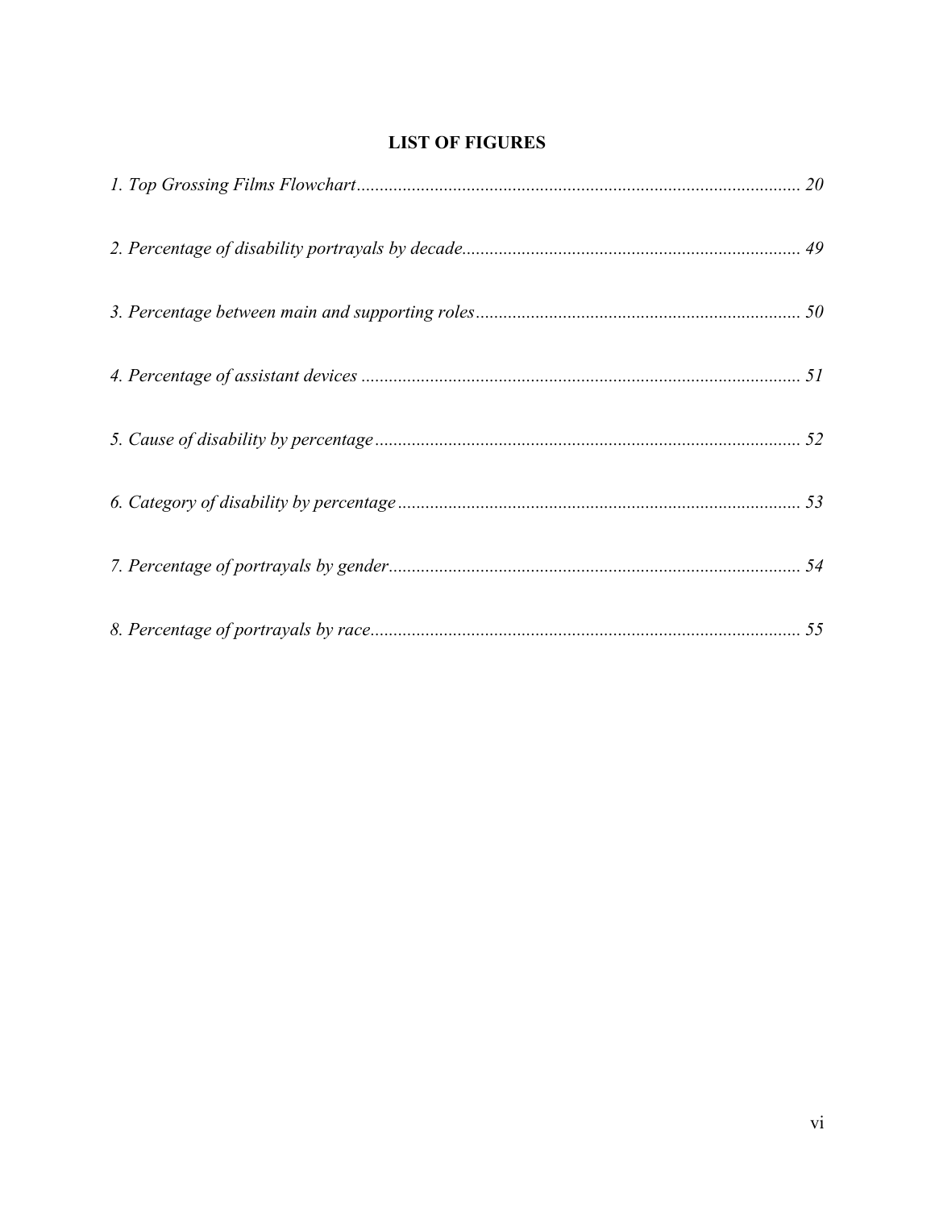## LIST OF FIGURES

*1. Top Grossing Films Flowchart* ................................................................................................ 20

*2. Percentage of disability portrayals by decade* ......................................................................... 49

*3. Percentage between main and supporting roles* ....................................................................... 50

*4. Percentage of assistant devices* ............................................................................................... 51

*5. Cause of disability by percentage* ............................................................................................ 52

*6. Category of disability by percentage* ....................................................................................... 53

*7. Percentage of portrayals by gender* .......................................................................................... 54

*8. Percentage of portrayals by race* .............................................................................................. 55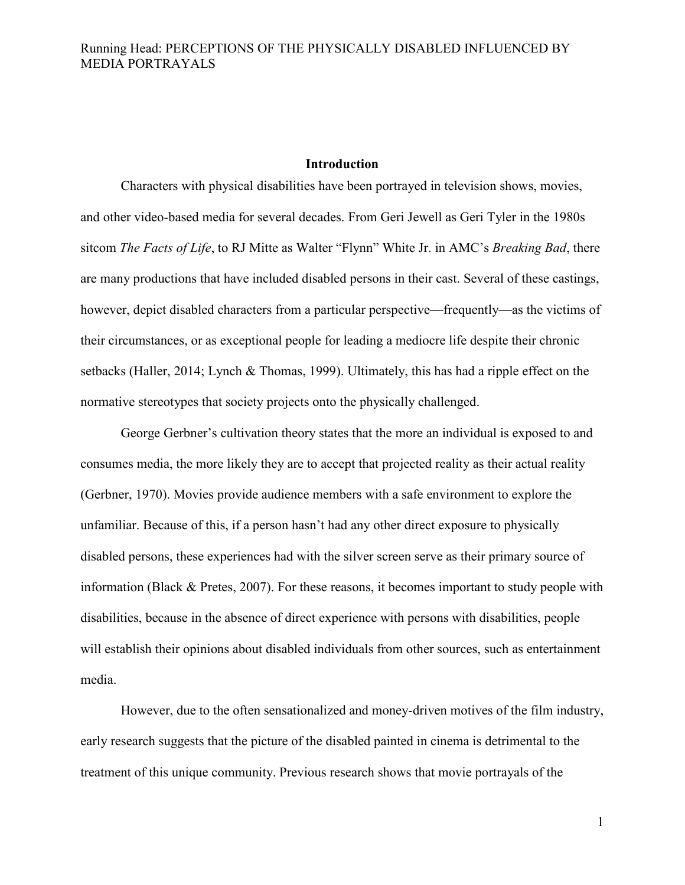## Introduction

Characters with physical disabilities have been portrayed in television shows, movies, and other video-based media for several decades. From Geri Jewell as Geri Tyler in the 1980s sitcom *The Facts of Life*, to RJ Mitte as Walter "Flynn" White Jr. in AMC's *Breaking Bad*, there are many productions that have included disabled persons in their cast. Several of these castings, however, depict disabled characters from a particular perspective—frequently—as the victims of their circumstances, or as exceptional people for leading a mediocre life despite their chronic setbacks (Haller, 2014; Lynch & Thomas, 1999). Ultimately, this has had a ripple effect on the normative stereotypes that society projects onto the physically challenged.

George Gerbner's cultivation theory states that the more an individual is exposed to and consumes media, the more likely they are to accept that projected reality as their actual reality (Gerbner, 1970). Movies provide audience members with a safe environment to explore the unfamiliar. Because of this, if a person hasn't had any other direct exposure to physically disabled persons, these experiences had with the silver screen serve as their primary source of information (Black & Pretes, 2007). For these reasons, it becomes important to study people with disabilities, because in the absence of direct experience with persons with disabilities, people will establish their opinions about disabled individuals from other sources, such as entertainment media.

However, due to the often sensationalized and money-driven motives of the film industry, early research suggests that the picture of the disabled painted in cinema is detrimental to the treatment of this unique community. Previous research shows that movie portrayals of the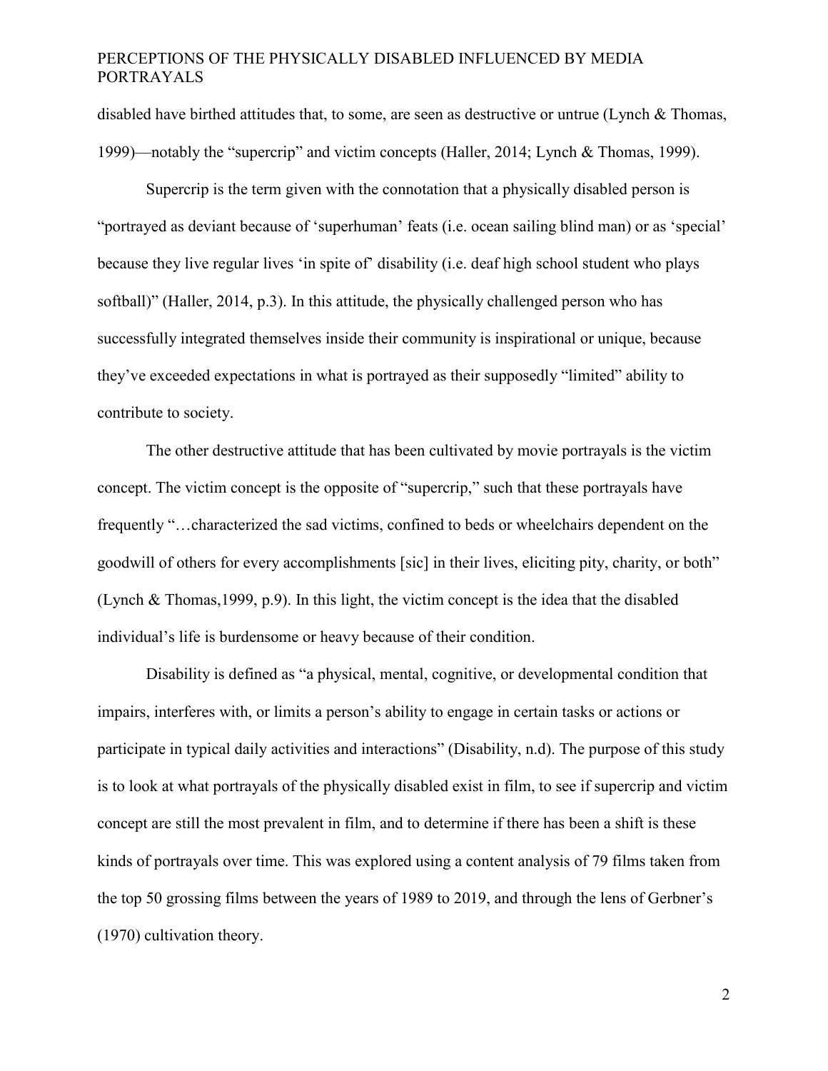disabled have birthed attitudes that, to some, are seen as destructive or untrue (Lynch & Thomas, 1999)—notably the "supercrip" and victim concepts (Haller, 2014; Lynch & Thomas, 1999).

Supercrip is the term given with the connotation that a physically disabled person is "portrayed as deviant because of 'superhuman' feats (i.e. ocean sailing blind man) or as 'special' because they live regular lives 'in spite of' disability (i.e. deaf high school student who plays softball)" (Haller, 2014, p.3). In this attitude, the physically challenged person who has successfully integrated themselves inside their community is inspirational or unique, because they've exceeded expectations in what is portrayed as their supposedly "limited" ability to contribute to society.

The other destructive attitude that has been cultivated by movie portrayals is the victim concept. The victim concept is the opposite of "supercrip," such that these portrayals have frequently "…characterized the sad victims, confined to beds or wheelchairs dependent on the goodwill of others for every accomplishments [sic] in their lives, eliciting pity, charity, or both" (Lynch & Thomas,1999, p.9). In this light, the victim concept is the idea that the disabled individual's life is burdensome or heavy because of their condition.

Disability is defined as "a physical, mental, cognitive, or developmental condition that impairs, interferes with, or limits a person's ability to engage in certain tasks or actions or participate in typical daily activities and interactions" (Disability, n.d). The purpose of this study is to look at what portrayals of the physically disabled exist in film, to see if supercrip and victim concept are still the most prevalent in film, and to determine if there has been a shift is these kinds of portrayals over time. This was explored using a content analysis of 79 films taken from the top 50 grossing films between the years of 1989 to 2019, and through the lens of Gerbner's (1970) cultivation theory.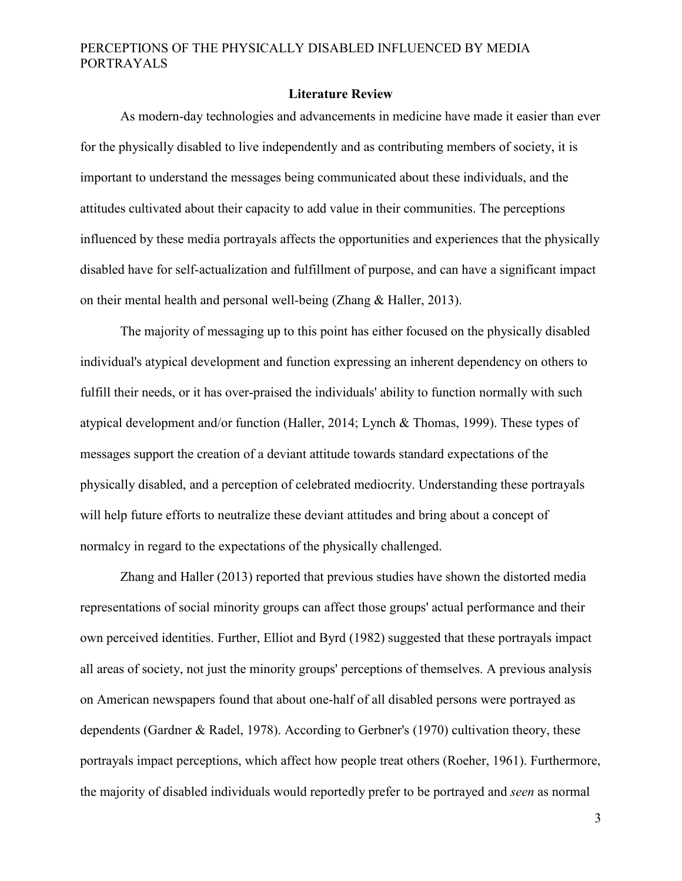## Literature Review

As modern-day technologies and advancements in medicine have made it easier than ever for the physically disabled to live independently and as contributing members of society, it is important to understand the messages being communicated about these individuals, and the attitudes cultivated about their capacity to add value in their communities. The perceptions influenced by these media portrayals affects the opportunities and experiences that the physically disabled have for self-actualization and fulfillment of purpose, and can have a significant impact on their mental health and personal well-being (Zhang & Haller, 2013).

The majority of messaging up to this point has either focused on the physically disabled individual's atypical development and function expressing an inherent dependency on others to fulfill their needs, or it has over-praised the individuals' ability to function normally with such atypical development and/or function (Haller, 2014; Lynch & Thomas, 1999). These types of messages support the creation of a deviant attitude towards standard expectations of the physically disabled, and a perception of celebrated mediocrity. Understanding these portrayals will help future efforts to neutralize these deviant attitudes and bring about a concept of normalcy in regard to the expectations of the physically challenged.

Zhang and Haller (2013) reported that previous studies have shown the distorted media representations of social minority groups can affect those groups' actual performance and their own perceived identities. Further, Elliot and Byrd (1982) suggested that these portrayals impact all areas of society, not just the minority groups' perceptions of themselves. A previous analysis on American newspapers found that about one-half of all disabled persons were portrayed as dependents (Gardner & Radel, 1978). According to Gerbner's (1970) cultivation theory, these portrayals impact perceptions, which affect how people treat others (Roeher, 1961). Furthermore, the majority of disabled individuals would reportedly prefer to be portrayed and *seen* as normal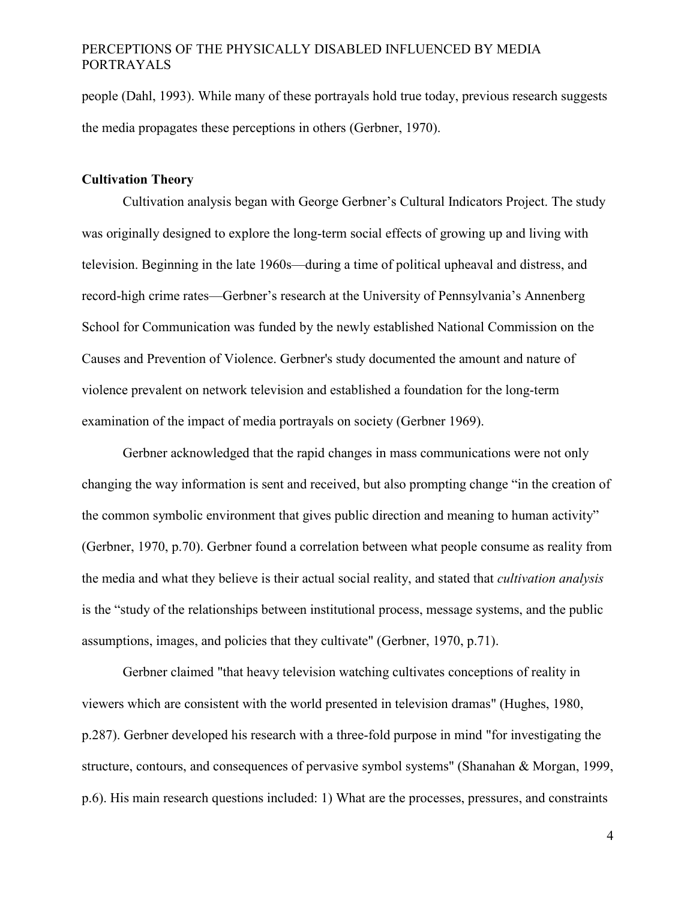people (Dahl, 1993). While many of these portrayals hold true today, previous research suggests the media propagates these perceptions in others (Gerbner, 1970).

## Cultivation Theory

Cultivation analysis began with George Gerbner's Cultural Indicators Project. The study was originally designed to explore the long-term social effects of growing up and living with television. Beginning in the late 1960s—during a time of political upheaval and distress, and record-high crime rates—Gerbner's research at the University of Pennsylvania's Annenberg School for Communication was funded by the newly established National Commission on the Causes and Prevention of Violence. Gerbner's study documented the amount and nature of violence prevalent on network television and established a foundation for the long-term examination of the impact of media portrayals on society (Gerbner 1969).

Gerbner acknowledged that the rapid changes in mass communications were not only changing the way information is sent and received, but also prompting change "in the creation of the common symbolic environment that gives public direction and meaning to human activity" (Gerbner, 1970, p.70). Gerbner found a correlation between what people consume as reality from the media and what they believe is their actual social reality, and stated that *cultivation analysis* is the "study of the relationships between institutional process, message systems, and the public assumptions, images, and policies that they cultivate" (Gerbner, 1970, p.71).

Gerbner claimed "that heavy television watching cultivates conceptions of reality in viewers which are consistent with the world presented in television dramas" (Hughes, 1980, p.287). Gerbner developed his research with a three-fold purpose in mind "for investigating the structure, contours, and consequences of pervasive symbol systems" (Shanahan & Morgan, 1999, p.6). His main research questions included: 1) What are the processes, pressures, and constraints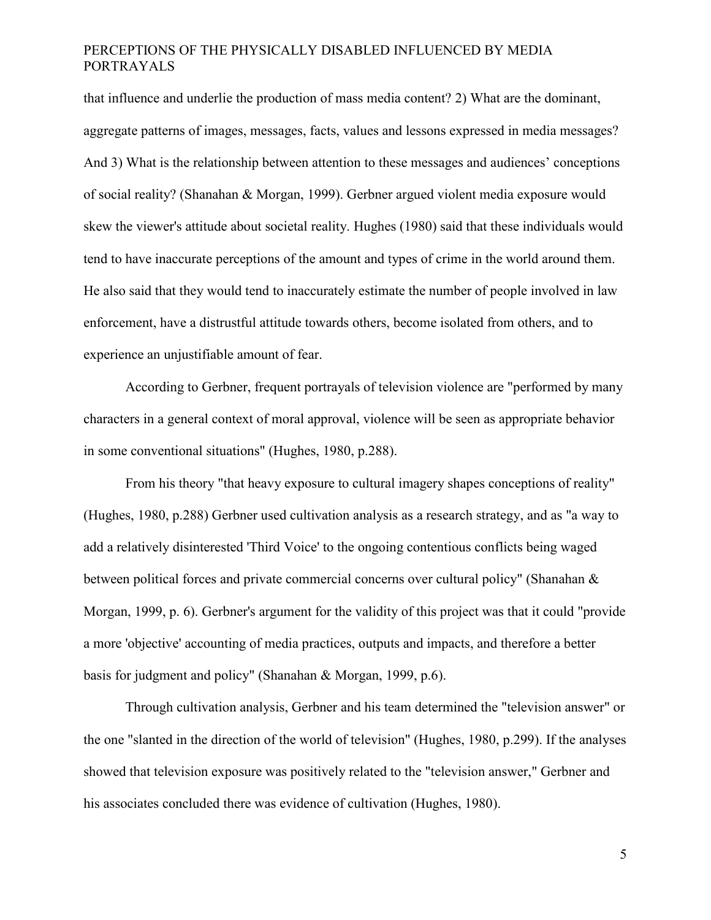that influence and underlie the production of mass media content? 2) What are the dominant, aggregate patterns of images, messages, facts, values and lessons expressed in media messages? And 3) What is the relationship between attention to these messages and audiences' conceptions of social reality? (Shanahan & Morgan, 1999). Gerbner argued violent media exposure would skew the viewer's attitude about societal reality. Hughes (1980) said that these individuals would tend to have inaccurate perceptions of the amount and types of crime in the world around them. He also said that they would tend to inaccurately estimate the number of people involved in law enforcement, have a distrustful attitude towards others, become isolated from others, and to experience an unjustifiable amount of fear.

According to Gerbner, frequent portrayals of television violence are "performed by many characters in a general context of moral approval, violence will be seen as appropriate behavior in some conventional situations" (Hughes, 1980, p.288).

From his theory "that heavy exposure to cultural imagery shapes conceptions of reality" (Hughes, 1980, p.288) Gerbner used cultivation analysis as a research strategy, and as "a way to add a relatively disinterested 'Third Voice' to the ongoing contentious conflicts being waged between political forces and private commercial concerns over cultural policy" (Shanahan & Morgan, 1999, p. 6). Gerbner's argument for the validity of this project was that it could "provide a more 'objective' accounting of media practices, outputs and impacts, and therefore a better basis for judgment and policy" (Shanahan & Morgan, 1999, p.6).

Through cultivation analysis, Gerbner and his team determined the "television answer" or the one "slanted in the direction of the world of television" (Hughes, 1980, p.299). If the analyses showed that television exposure was positively related to the "television answer," Gerbner and his associates concluded there was evidence of cultivation (Hughes, 1980).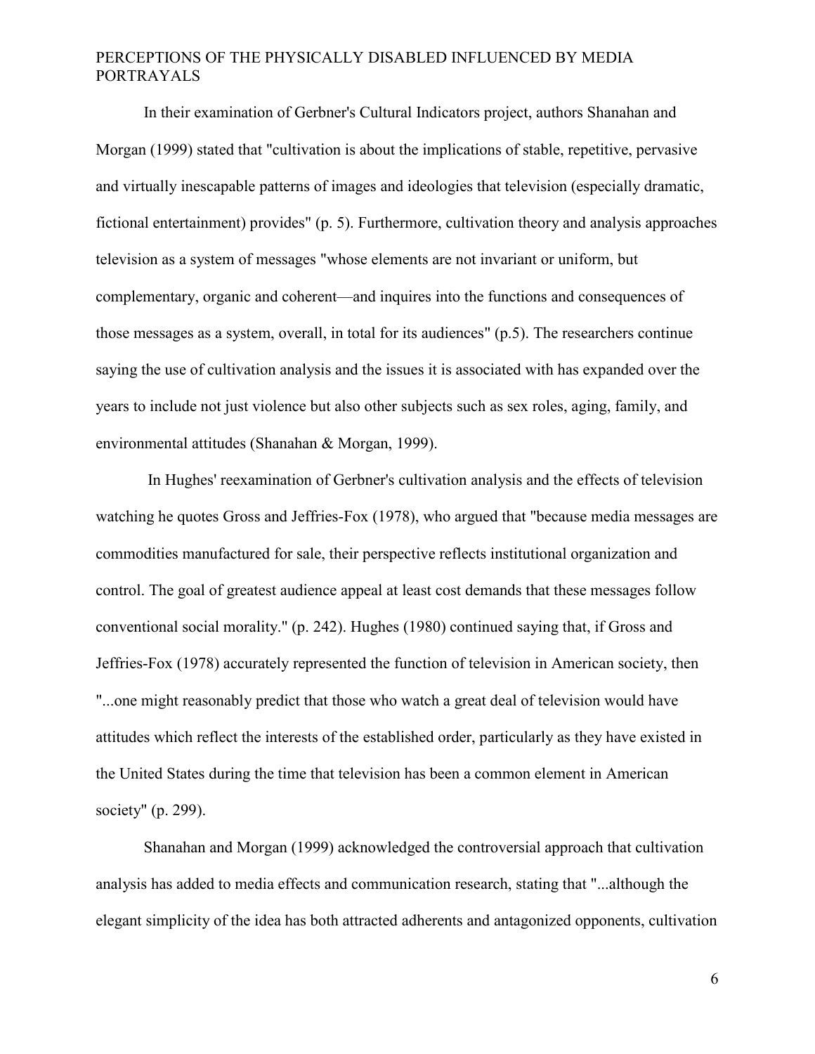In their examination of Gerbner's Cultural Indicators project, authors Shanahan and Morgan (1999) stated that "cultivation is about the implications of stable, repetitive, pervasive and virtually inescapable patterns of images and ideologies that television (especially dramatic, fictional entertainment) provides" (p. 5). Furthermore, cultivation theory and analysis approaches television as a system of messages "whose elements are not invariant or uniform, but complementary, organic and coherent—and inquires into the functions and consequences of those messages as a system, overall, in total for its audiences" (p.5). The researchers continue saying the use of cultivation analysis and the issues it is associated with has expanded over the years to include not just violence but also other subjects such as sex roles, aging, family, and environmental attitudes (Shanahan & Morgan, 1999).

In Hughes' reexamination of Gerbner's cultivation analysis and the effects of television watching he quotes Gross and Jeffries-Fox (1978), who argued that "because media messages are commodities manufactured for sale, their perspective reflects institutional organization and control. The goal of greatest audience appeal at least cost demands that these messages follow conventional social morality." (p. 242). Hughes (1980) continued saying that, if Gross and Jeffries-Fox (1978) accurately represented the function of television in American society, then "...one might reasonably predict that those who watch a great deal of television would have attitudes which reflect the interests of the established order, particularly as they have existed in the United States during the time that television has been a common element in American society" (p. 299).

Shanahan and Morgan (1999) acknowledged the controversial approach that cultivation analysis has added to media effects and communication research, stating that "...although the elegant simplicity of the idea has both attracted adherents and antagonized opponents, cultivation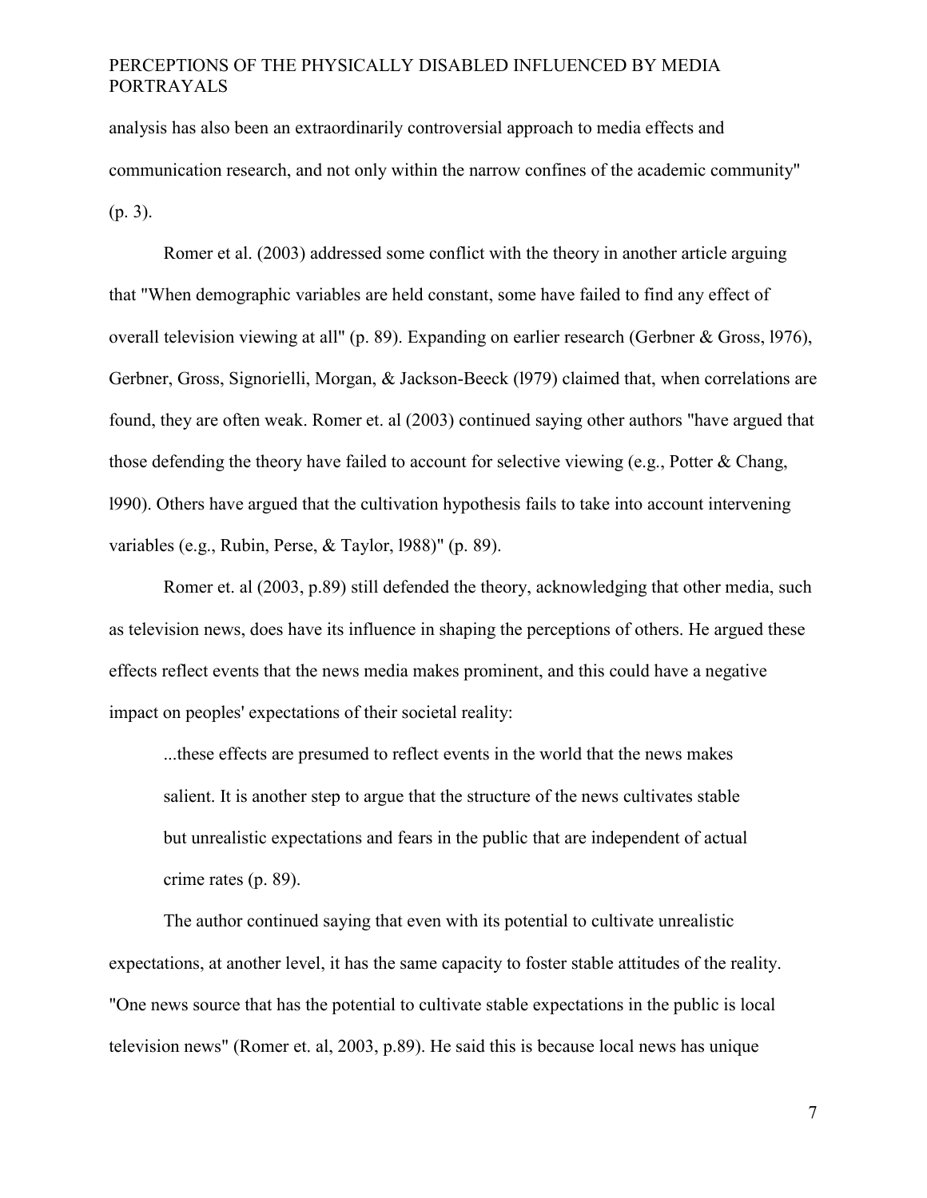analysis has also been an extraordinarily controversial approach to media effects and communication research, and not only within the narrow confines of the academic community" (p. 3).

Romer et al. (2003) addressed some conflict with the theory in another article arguing that "When demographic variables are held constant, some have failed to find any effect of overall television viewing at all" (p. 89). Expanding on earlier research (Gerbner & Gross, l976), Gerbner, Gross, Signorielli, Morgan, & Jackson-Beeck (l979) claimed that, when correlations are found, they are often weak. Romer et. al (2003) continued saying other authors "have argued that those defending the theory have failed to account for selective viewing (e.g., Potter & Chang, l990). Others have argued that the cultivation hypothesis fails to take into account intervening variables (e.g., Rubin, Perse, & Taylor, l988)" (p. 89).

Romer et. al (2003, p.89) still defended the theory, acknowledging that other media, such as television news, does have its influence in shaping the perceptions of others. He argued these effects reflect events that the news media makes prominent, and this could have a negative impact on peoples' expectations of their societal reality:

> ...these effects are presumed to reflect events in the world that the news makes salient. It is another step to argue that the structure of the news cultivates stable but unrealistic expectations and fears in the public that are independent of actual crime rates (p. 89).

The author continued saying that even with its potential to cultivate unrealistic expectations, at another level, it has the same capacity to foster stable attitudes of the reality. "One news source that has the potential to cultivate stable expectations in the public is local television news" (Romer et. al, 2003, p.89). He said this is because local news has unique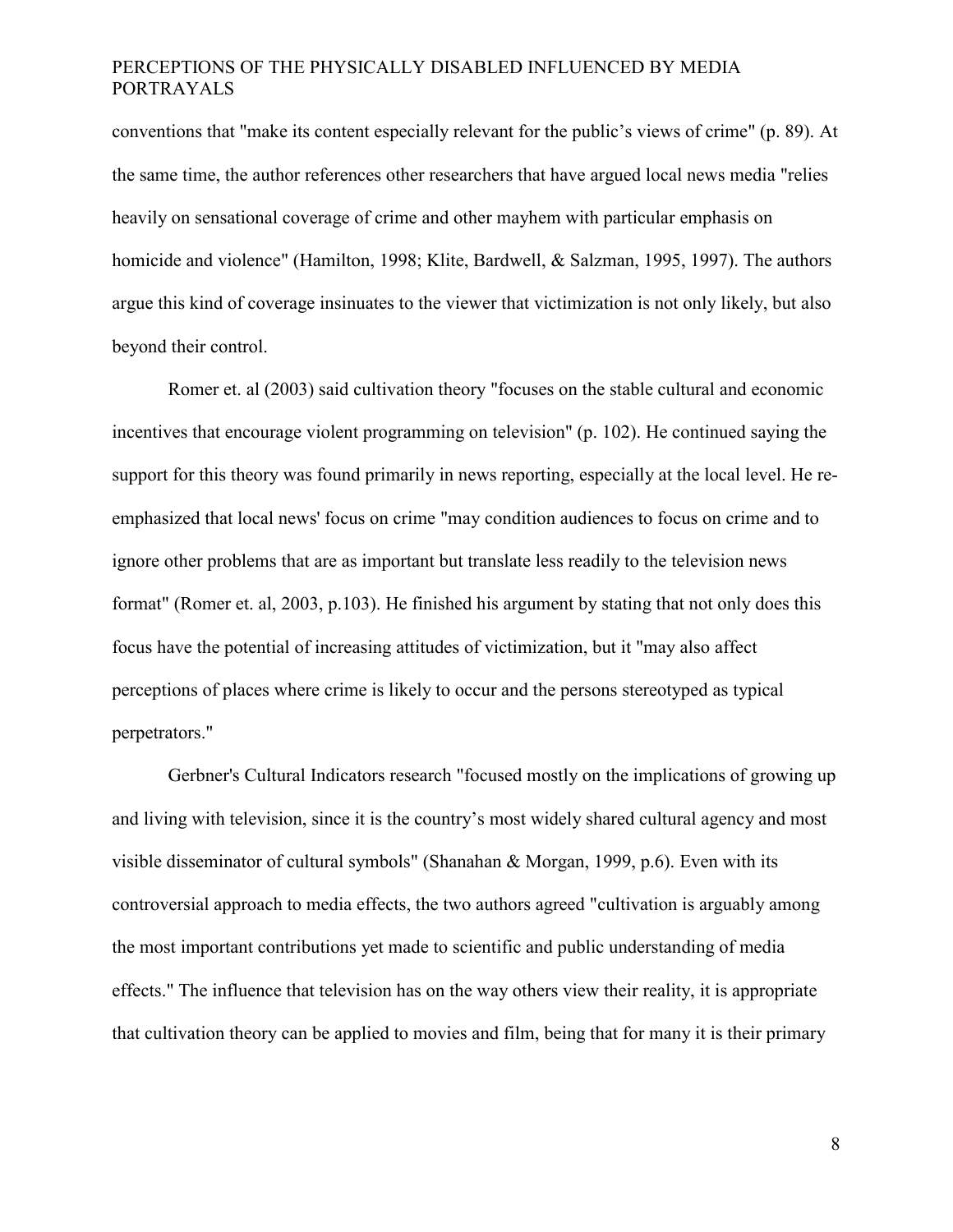conventions that "make its content especially relevant for the public's views of crime" (p. 89). At the same time, the author references other researchers that have argued local news media "relies heavily on sensational coverage of crime and other mayhem with particular emphasis on homicide and violence" (Hamilton, 1998; Klite, Bardwell, & Salzman, 1995, 1997). The authors argue this kind of coverage insinuates to the viewer that victimization is not only likely, but also beyond their control.

Romer et. al (2003) said cultivation theory "focuses on the stable cultural and economic incentives that encourage violent programming on television" (p. 102). He continued saying the support for this theory was found primarily in news reporting, especially at the local level. He re-emphasized that local news' focus on crime "may condition audiences to focus on crime and to ignore other problems that are as important but translate less readily to the television news format" (Romer et. al, 2003, p.103). He finished his argument by stating that not only does this focus have the potential of increasing attitudes of victimization, but it "may also affect perceptions of places where crime is likely to occur and the persons stereotyped as typical perpetrators."

Gerbner's Cultural Indicators research "focused mostly on the implications of growing up and living with television, since it is the country's most widely shared cultural agency and most visible disseminator of cultural symbols" (Shanahan & Morgan, 1999, p.6). Even with its controversial approach to media effects, the two authors agreed "cultivation is arguably among the most important contributions yet made to scientific and public understanding of media effects." The influence that television has on the way others view their reality, it is appropriate that cultivation theory can be applied to movies and film, being that for many it is their primary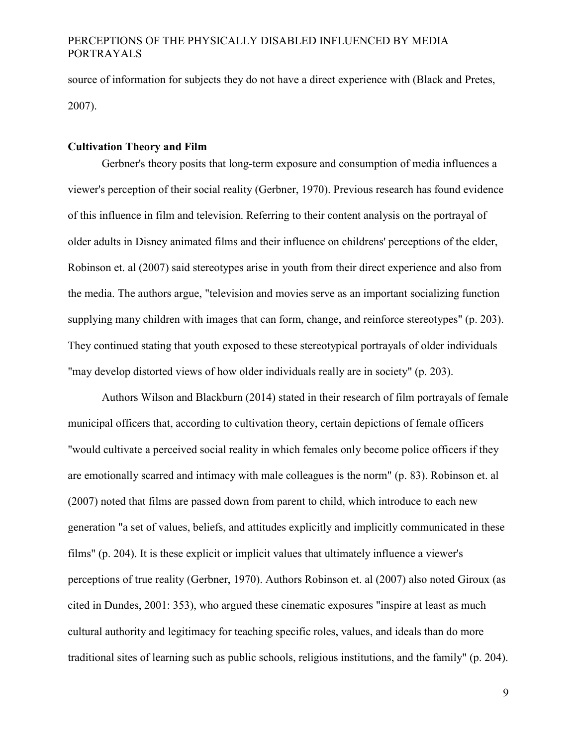source of information for subjects they do not have a direct experience with (Black and Pretes, 2007).

### Cultivation Theory and Film

Gerbner's theory posits that long-term exposure and consumption of media influences a viewer's perception of their social reality (Gerbner, 1970). Previous research has found evidence of this influence in film and television. Referring to their content analysis on the portrayal of older adults in Disney animated films and their influence on childrens' perceptions of the elder, Robinson et. al (2007) said stereotypes arise in youth from their direct experience and also from the media. The authors argue, "television and movies serve as an important socializing function supplying many children with images that can form, change, and reinforce stereotypes" (p. 203). They continued stating that youth exposed to these stereotypical portrayals of older individuals "may develop distorted views of how older individuals really are in society" (p. 203).

Authors Wilson and Blackburn (2014) stated in their research of film portrayals of female municipal officers that, according to cultivation theory, certain depictions of female officers "would cultivate a perceived social reality in which females only become police officers if they are emotionally scarred and intimacy with male colleagues is the norm" (p. 83). Robinson et. al (2007) noted that films are passed down from parent to child, which introduce to each new generation "a set of values, beliefs, and attitudes explicitly and implicitly communicated in these films" (p. 204). It is these explicit or implicit values that ultimately influence a viewer's perceptions of true reality (Gerbner, 1970). Authors Robinson et. al (2007) also noted Giroux (as cited in Dundes, 2001: 353), who argued these cinematic exposures "inspire at least as much cultural authority and legitimacy for teaching specific roles, values, and ideals than do more traditional sites of learning such as public schools, religious institutions, and the family" (p. 204).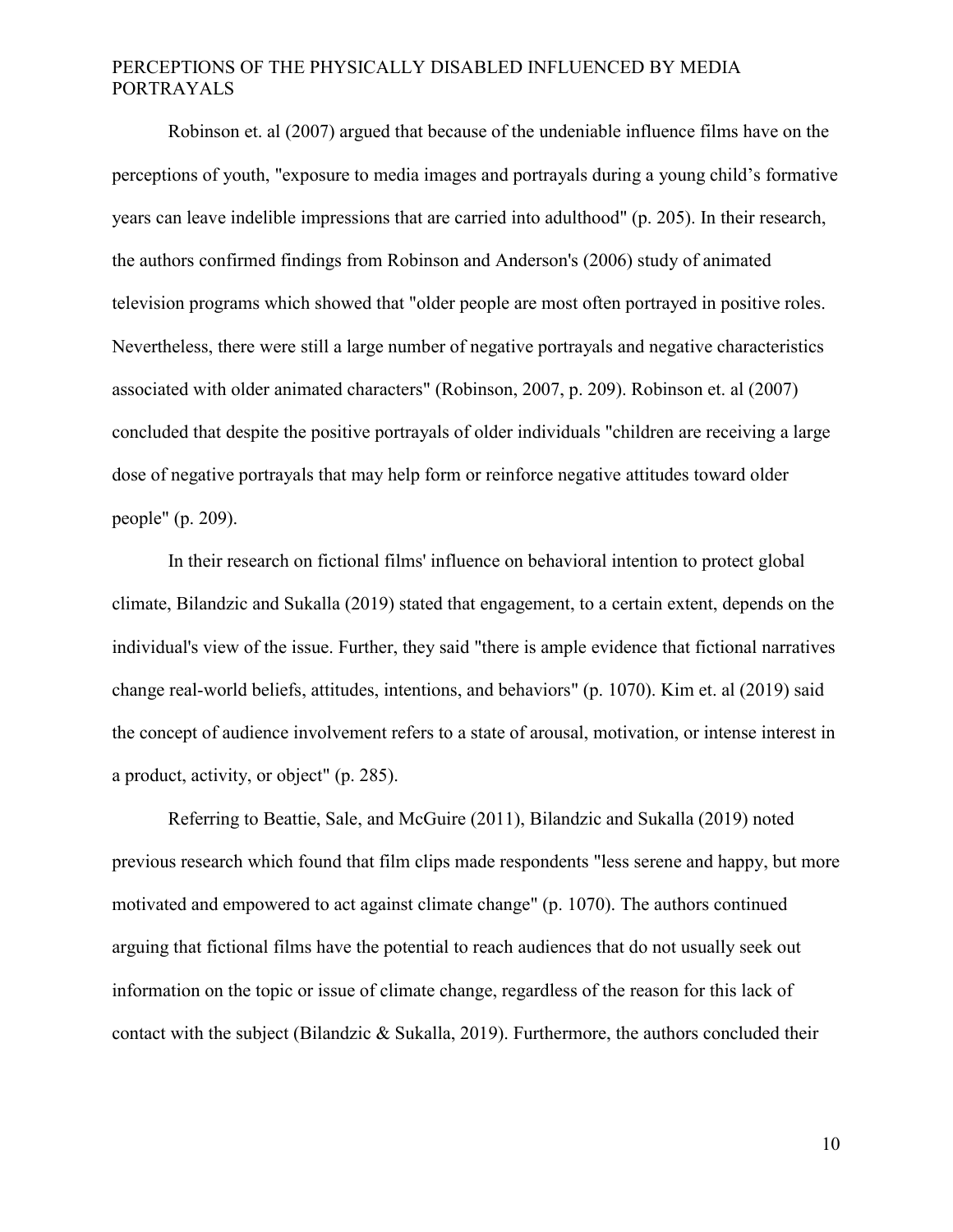Robinson et. al (2007) argued that because of the undeniable influence films have on the perceptions of youth, "exposure to media images and portrayals during a young child's formative years can leave indelible impressions that are carried into adulthood" (p. 205). In their research, the authors confirmed findings from Robinson and Anderson's (2006) study of animated television programs which showed that "older people are most often portrayed in positive roles. Nevertheless, there were still a large number of negative portrayals and negative characteristics associated with older animated characters" (Robinson, 2007, p. 209). Robinson et. al (2007) concluded that despite the positive portrayals of older individuals "children are receiving a large dose of negative portrayals that may help form or reinforce negative attitudes toward older people" (p. 209).

In their research on fictional films' influence on behavioral intention to protect global climate, Bilandzic and Sukalla (2019) stated that engagement, to a certain extent, depends on the individual's view of the issue. Further, they said "there is ample evidence that fictional narratives change real-world beliefs, attitudes, intentions, and behaviors" (p. 1070). Kim et. al (2019) said the concept of audience involvement refers to a state of arousal, motivation, or intense interest in a product, activity, or object" (p. 285).

Referring to Beattie, Sale, and McGuire (2011), Bilandzic and Sukalla (2019) noted previous research which found that film clips made respondents "less serene and happy, but more motivated and empowered to act against climate change" (p. 1070). The authors continued arguing that fictional films have the potential to reach audiences that do not usually seek out information on the topic or issue of climate change, regardless of the reason for this lack of contact with the subject (Bilandzic & Sukalla, 2019). Furthermore, the authors concluded their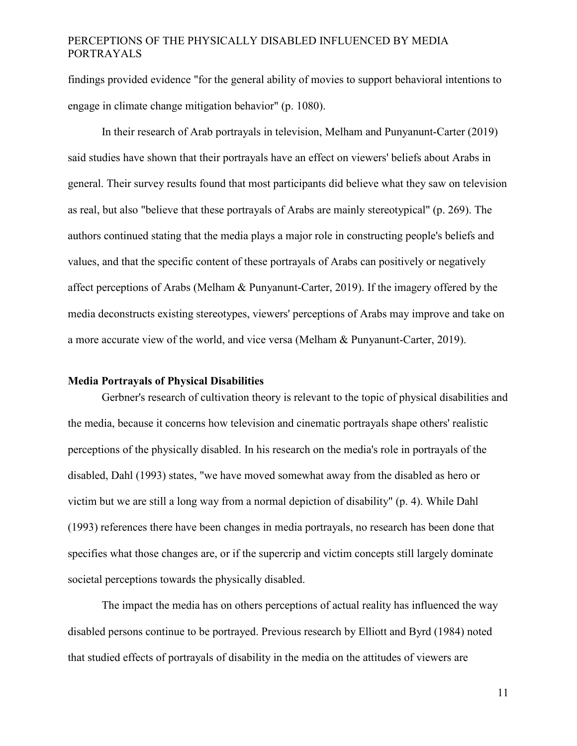findings provided evidence "for the general ability of movies to support behavioral intentions to engage in climate change mitigation behavior" (p. 1080).

In their research of Arab portrayals in television, Melham and Punyanunt-Carter (2019) said studies have shown that their portrayals have an effect on viewers' beliefs about Arabs in general. Their survey results found that most participants did believe what they saw on television as real, but also "believe that these portrayals of Arabs are mainly stereotypical" (p. 269). The authors continued stating that the media plays a major role in constructing people's beliefs and values, and that the specific content of these portrayals of Arabs can positively or negatively affect perceptions of Arabs (Melham & Punyanunt-Carter, 2019). If the imagery offered by the media deconstructs existing stereotypes, viewers' perceptions of Arabs may improve and take on a more accurate view of the world, and vice versa (Melham & Punyanunt-Carter, 2019).

### Media Portrayals of Physical Disabilities

Gerbner's research of cultivation theory is relevant to the topic of physical disabilities and the media, because it concerns how television and cinematic portrayals shape others' realistic perceptions of the physically disabled. In his research on the media's role in portrayals of the disabled, Dahl (1993) states, "we have moved somewhat away from the disabled as hero or victim but we are still a long way from a normal depiction of disability" (p. 4). While Dahl (1993) references there have been changes in media portrayals, no research has been done that specifies what those changes are, or if the supercrip and victim concepts still largely dominate societal perceptions towards the physically disabled.

The impact the media has on others perceptions of actual reality has influenced the way disabled persons continue to be portrayed. Previous research by Elliott and Byrd (1984) noted that studied effects of portrayals of disability in the media on the attitudes of viewers are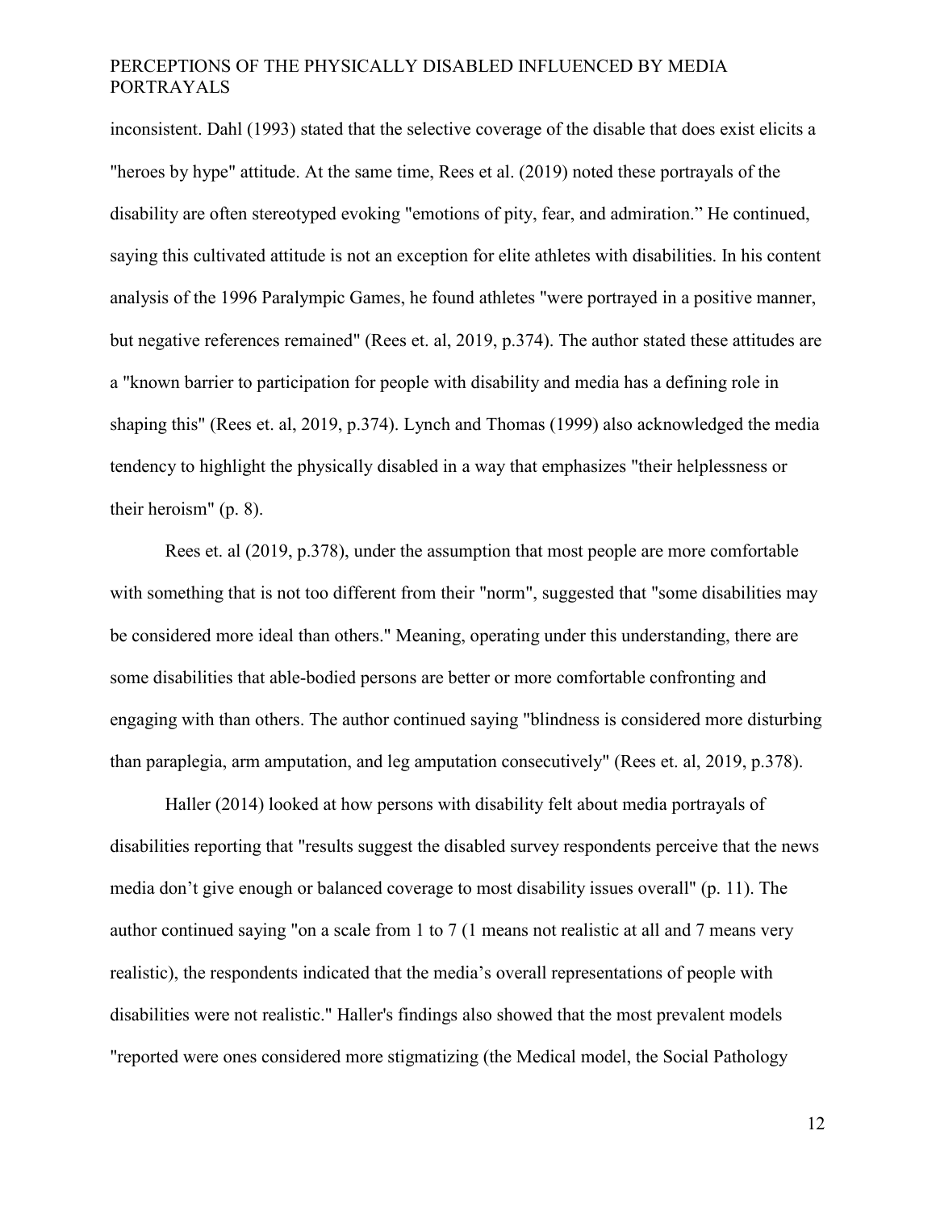inconsistent. Dahl (1993) stated that the selective coverage of the disable that does exist elicits a "heroes by hype" attitude. At the same time, Rees et al. (2019) noted these portrayals of the disability are often stereotyped evoking "emotions of pity, fear, and admiration." He continued, saying this cultivated attitude is not an exception for elite athletes with disabilities. In his content analysis of the 1996 Paralympic Games, he found athletes "were portrayed in a positive manner, but negative references remained" (Rees et. al, 2019, p.374). The author stated these attitudes are a "known barrier to participation for people with disability and media has a defining role in shaping this" (Rees et. al, 2019, p.374). Lynch and Thomas (1999) also acknowledged the media tendency to highlight the physically disabled in a way that emphasizes "their helplessness or their heroism" (p. 8).

Rees et. al (2019, p.378), under the assumption that most people are more comfortable with something that is not too different from their "norm", suggested that "some disabilities may be considered more ideal than others." Meaning, operating under this understanding, there are some disabilities that able-bodied persons are better or more comfortable confronting and engaging with than others. The author continued saying "blindness is considered more disturbing than paraplegia, arm amputation, and leg amputation consecutively" (Rees et. al, 2019, p.378).

Haller (2014) looked at how persons with disability felt about media portrayals of disabilities reporting that "results suggest the disabled survey respondents perceive that the news media don't give enough or balanced coverage to most disability issues overall" (p. 11). The author continued saying "on a scale from 1 to 7 (1 means not realistic at all and 7 means very realistic), the respondents indicated that the media's overall representations of people with disabilities were not realistic." Haller's findings also showed that the most prevalent models "reported were ones considered more stigmatizing (the Medical model, the Social Pathology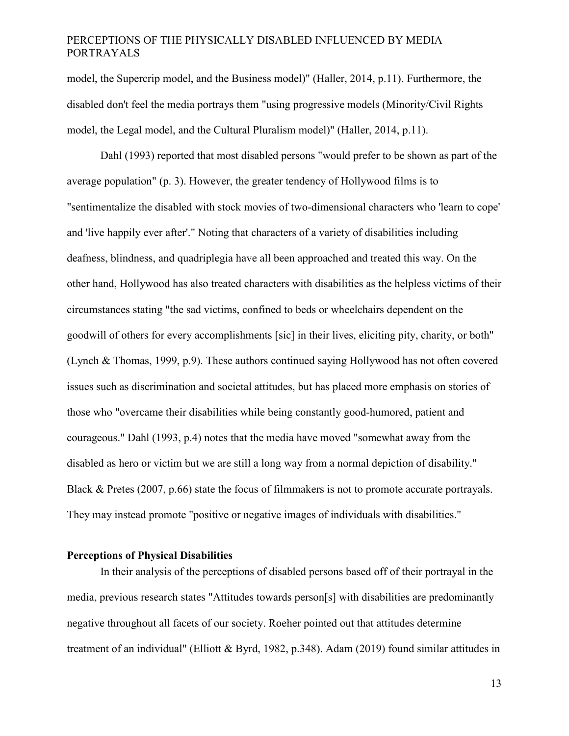model, the Supercrip model, and the Business model)" (Haller, 2014, p.11). Furthermore, the disabled don't feel the media portrays them "using progressive models (Minority/Civil Rights model, the Legal model, and the Cultural Pluralism model)" (Haller, 2014, p.11).

Dahl (1993) reported that most disabled persons "would prefer to be shown as part of the average population" (p. 3). However, the greater tendency of Hollywood films is to "sentimentalize the disabled with stock movies of two-dimensional characters who 'learn to cope' and 'live happily ever after'." Noting that characters of a variety of disabilities including deafness, blindness, and quadriplegia have all been approached and treated this way. On the other hand, Hollywood has also treated characters with disabilities as the helpless victims of their circumstances stating "the sad victims, confined to beds or wheelchairs dependent on the goodwill of others for every accomplishments [sic] in their lives, eliciting pity, charity, or both" (Lynch & Thomas, 1999, p.9). These authors continued saying Hollywood has not often covered issues such as discrimination and societal attitudes, but has placed more emphasis on stories of those who "overcame their disabilities while being constantly good-humored, patient and courageous." Dahl (1993, p.4) notes that the media have moved "somewhat away from the disabled as hero or victim but we are still a long way from a normal depiction of disability." Black & Pretes (2007, p.66) state the focus of filmmakers is not to promote accurate portrayals. They may instead promote "positive or negative images of individuals with disabilities."

**Perceptions of Physical Disabilities**

In their analysis of the perceptions of disabled persons based off of their portrayal in the media, previous research states "Attitudes towards person[s] with disabilities are predominantly negative throughout all facets of our society. Roeher pointed out that attitudes determine treatment of an individual" (Elliott & Byrd, 1982, p.348). Adam (2019) found similar attitudes in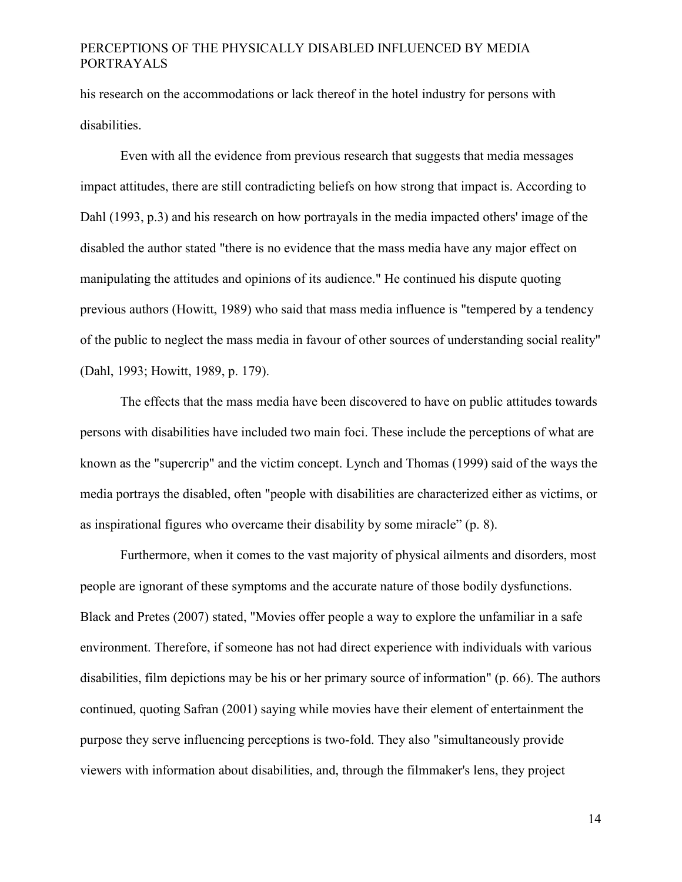his research on the accommodations or lack thereof in the hotel industry for persons with disabilities.

Even with all the evidence from previous research that suggests that media messages impact attitudes, there are still contradicting beliefs on how strong that impact is. According to Dahl (1993, p.3) and his research on how portrayals in the media impacted others' image of the disabled the author stated "there is no evidence that the mass media have any major effect on manipulating the attitudes and opinions of its audience." He continued his dispute quoting previous authors (Howitt, 1989) who said that mass media influence is "tempered by a tendency of the public to neglect the mass media in favour of other sources of understanding social reality" (Dahl, 1993; Howitt, 1989, p. 179).

The effects that the mass media have been discovered to have on public attitudes towards persons with disabilities have included two main foci. These include the perceptions of what are known as the "supercrip" and the victim concept. Lynch and Thomas (1999) said of the ways the media portrays the disabled, often "people with disabilities are characterized either as victims, or as inspirational figures who overcame their disability by some miracle" (p. 8).

Furthermore, when it comes to the vast majority of physical ailments and disorders, most people are ignorant of these symptoms and the accurate nature of those bodily dysfunctions. Black and Pretes (2007) stated, "Movies offer people a way to explore the unfamiliar in a safe environment. Therefore, if someone has not had direct experience with individuals with various disabilities, film depictions may be his or her primary source of information" (p. 66). The authors continued, quoting Safran (2001) saying while movies have their element of entertainment the purpose they serve influencing perceptions is two-fold. They also "simultaneously provide viewers with information about disabilities, and, through the filmmaker's lens, they project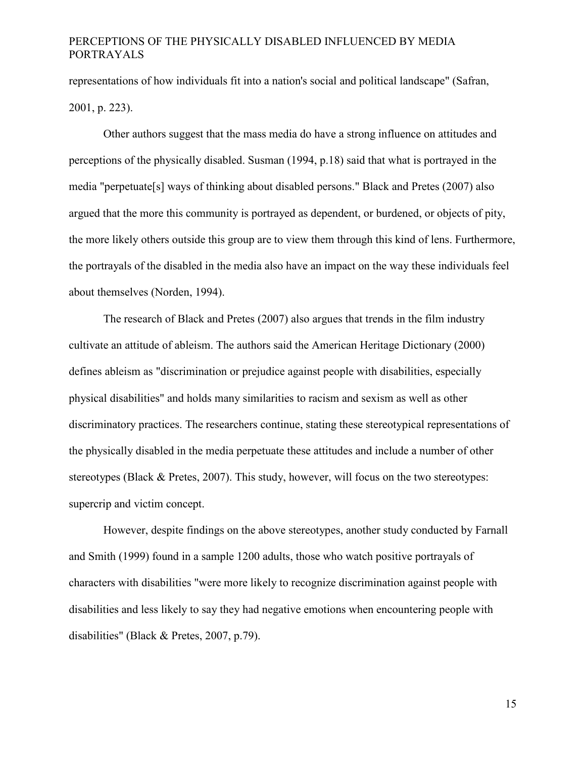representations of how individuals fit into a nation's social and political landscape" (Safran, 2001, p. 223).

Other authors suggest that the mass media do have a strong influence on attitudes and perceptions of the physically disabled. Susman (1994, p.18) said that what is portrayed in the media "perpetuate[s] ways of thinking about disabled persons." Black and Pretes (2007) also argued that the more this community is portrayed as dependent, or burdened, or objects of pity, the more likely others outside this group are to view them through this kind of lens. Furthermore, the portrayals of the disabled in the media also have an impact on the way these individuals feel about themselves (Norden, 1994).

The research of Black and Pretes (2007) also argues that trends in the film industry cultivate an attitude of ableism. The authors said the American Heritage Dictionary (2000) defines ableism as "discrimination or prejudice against people with disabilities, especially physical disabilities" and holds many similarities to racism and sexism as well as other discriminatory practices. The researchers continue, stating these stereotypical representations of the physically disabled in the media perpetuate these attitudes and include a number of other stereotypes (Black & Pretes, 2007). This study, however, will focus on the two stereotypes: supercrip and victim concept.

However, despite findings on the above stereotypes, another study conducted by Farnall and Smith (1999) found in a sample 1200 adults, those who watch positive portrayals of characters with disabilities "were more likely to recognize discrimination against people with disabilities and less likely to say they had negative emotions when encountering people with disabilities" (Black & Pretes, 2007, p.79).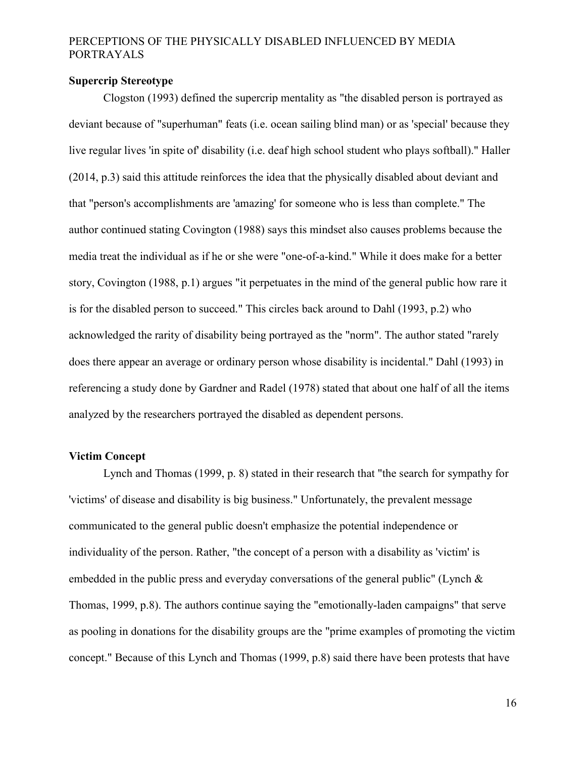**Supercrip Stereotype**

Clogston (1993) defined the supercrip mentality as "the disabled person is portrayed as deviant because of "superhuman" feats (i.e. ocean sailing blind man) or as 'special' because they live regular lives 'in spite of' disability (i.e. deaf high school student who plays softball)." Haller (2014, p.3) said this attitude reinforces the idea that the physically disabled about deviant and that "person's accomplishments are 'amazing' for someone who is less than complete." The author continued stating Covington (1988) says this mindset also causes problems because the media treat the individual as if he or she were "one-of-a-kind." While it does make for a better story, Covington (1988, p.1) argues "it perpetuates in the mind of the general public how rare it is for the disabled person to succeed." This circles back around to Dahl (1993, p.2) who acknowledged the rarity of disability being portrayed as the "norm". The author stated "rarely does there appear an average or ordinary person whose disability is incidental." Dahl (1993) in referencing a study done by Gardner and Radel (1978) stated that about one half of all the items analyzed by the researchers portrayed the disabled as dependent persons.

**Victim Concept**

Lynch and Thomas (1999, p. 8) stated in their research that "the search for sympathy for 'victims' of disease and disability is big business." Unfortunately, the prevalent message communicated to the general public doesn't emphasize the potential independence or individuality of the person. Rather, "the concept of a person with a disability as 'victim' is embedded in the public press and everyday conversations of the general public" (Lynch & Thomas, 1999, p.8). The authors continue saying the "emotionally-laden campaigns" that serve as pooling in donations for the disability groups are the "prime examples of promoting the victim concept." Because of this Lynch and Thomas (1999, p.8) said there have been protests that have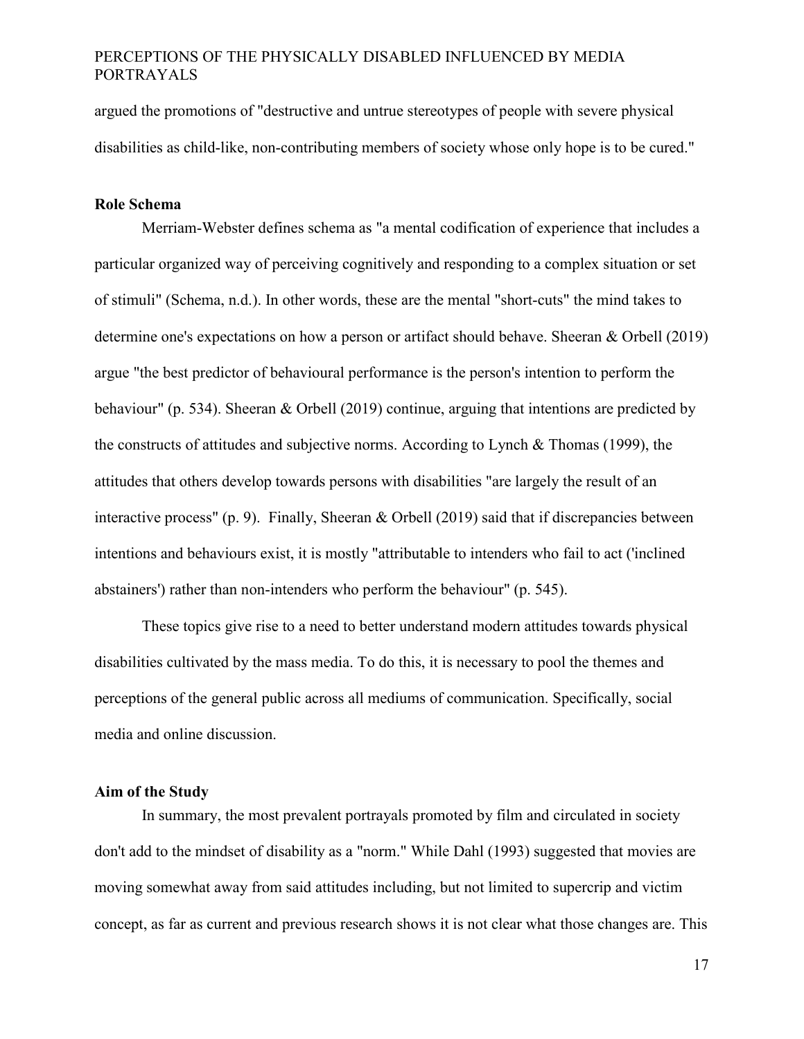argued the promotions of "destructive and untrue stereotypes of people with severe physical disabilities as child-like, non-contributing members of society whose only hope is to be cured."

### Role Schema

Merriam-Webster defines schema as "a mental codification of experience that includes a particular organized way of perceiving cognitively and responding to a complex situation or set of stimuli" (Schema, n.d.). In other words, these are the mental "short-cuts" the mind takes to determine one's expectations on how a person or artifact should behave. Sheeran & Orbell (2019) argue "the best predictor of behavioural performance is the person's intention to perform the behaviour" (p. 534). Sheeran & Orbell (2019) continue, arguing that intentions are predicted by the constructs of attitudes and subjective norms. According to Lynch & Thomas (1999), the attitudes that others develop towards persons with disabilities "are largely the result of an interactive process" (p. 9). Finally, Sheeran & Orbell (2019) said that if discrepancies between intentions and behaviours exist, it is mostly "attributable to intenders who fail to act ('inclined abstainers') rather than non-intenders who perform the behaviour" (p. 545).

These topics give rise to a need to better understand modern attitudes towards physical disabilities cultivated by the mass media. To do this, it is necessary to pool the themes and perceptions of the general public across all mediums of communication. Specifically, social media and online discussion.

### Aim of the Study

In summary, the most prevalent portrayals promoted by film and circulated in society don't add to the mindset of disability as a "norm." While Dahl (1993) suggested that movies are moving somewhat away from said attitudes including, but not limited to supercrip and victim concept, as far as current and previous research shows it is not clear what those changes are. This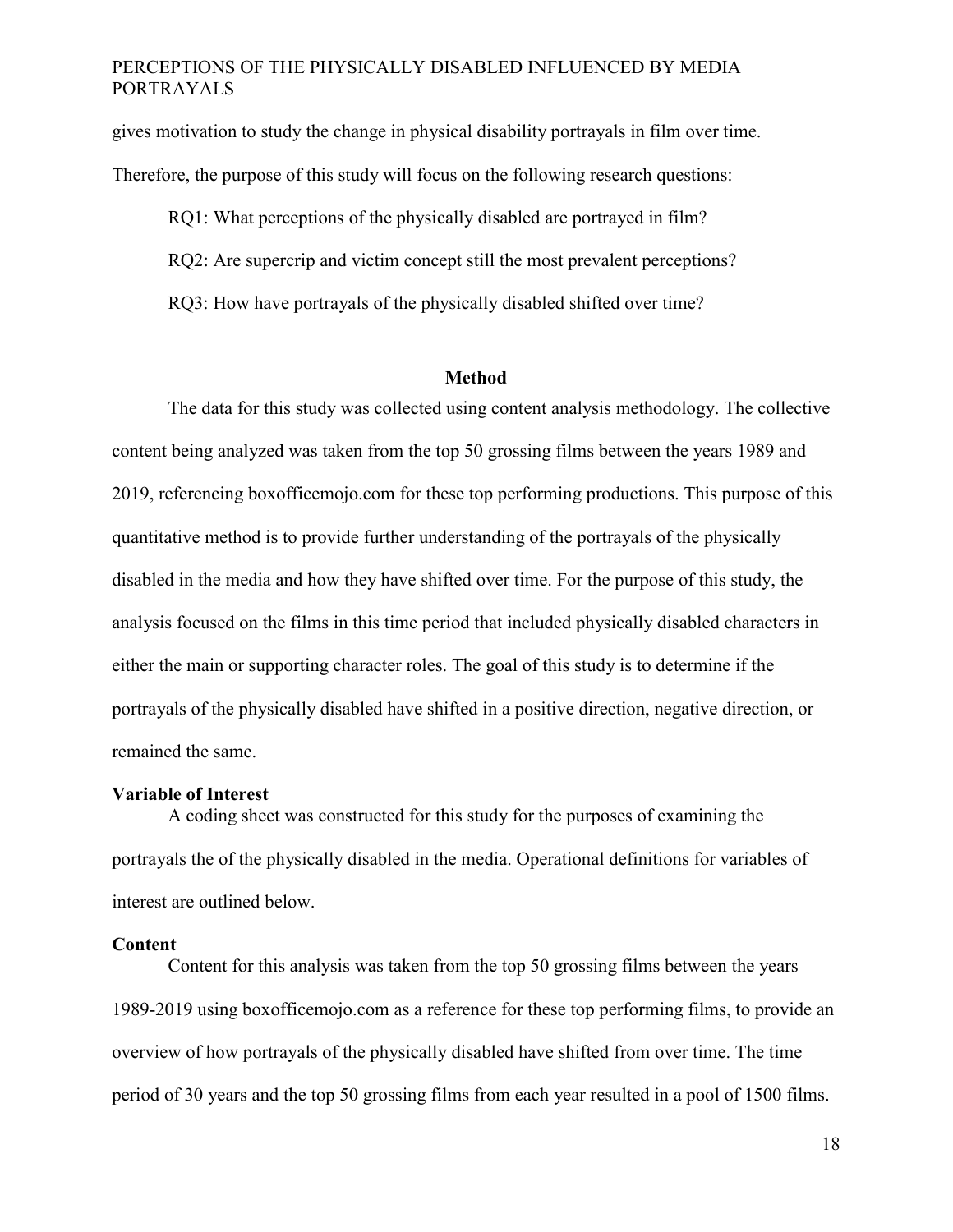gives motivation to study the change in physical disability portrayals in film over time. Therefore, the purpose of this study will focus on the following research questions:

RQ1: What perceptions of the physically disabled are portrayed in film?

RQ2: Are supercrip and victim concept still the most prevalent perceptions?

RQ3: How have portrayals of the physically disabled shifted over time?

## Method

The data for this study was collected using content analysis methodology. The collective content being analyzed was taken from the top 50 grossing films between the years 1989 and 2019, referencing boxofficemojo.com for these top performing productions. This purpose of this quantitative method is to provide further understanding of the portrayals of the physically disabled in the media and how they have shifted over time. For the purpose of this study, the analysis focused on the films in this time period that included physically disabled characters in either the main or supporting character roles. The goal of this study is to determine if the portrayals of the physically disabled have shifted in a positive direction, negative direction, or remained the same.

### Variable of Interest

A coding sheet was constructed for this study for the purposes of examining the portrayals the of the physically disabled in the media. Operational definitions for variables of interest are outlined below.

### Content

Content for this analysis was taken from the top 50 grossing films between the years 1989-2019 using boxofficemojo.com as a reference for these top performing films, to provide an overview of how portrayals of the physically disabled have shifted from over time. The time period of 30 years and the top 50 grossing films from each year resulted in a pool of 1500 films.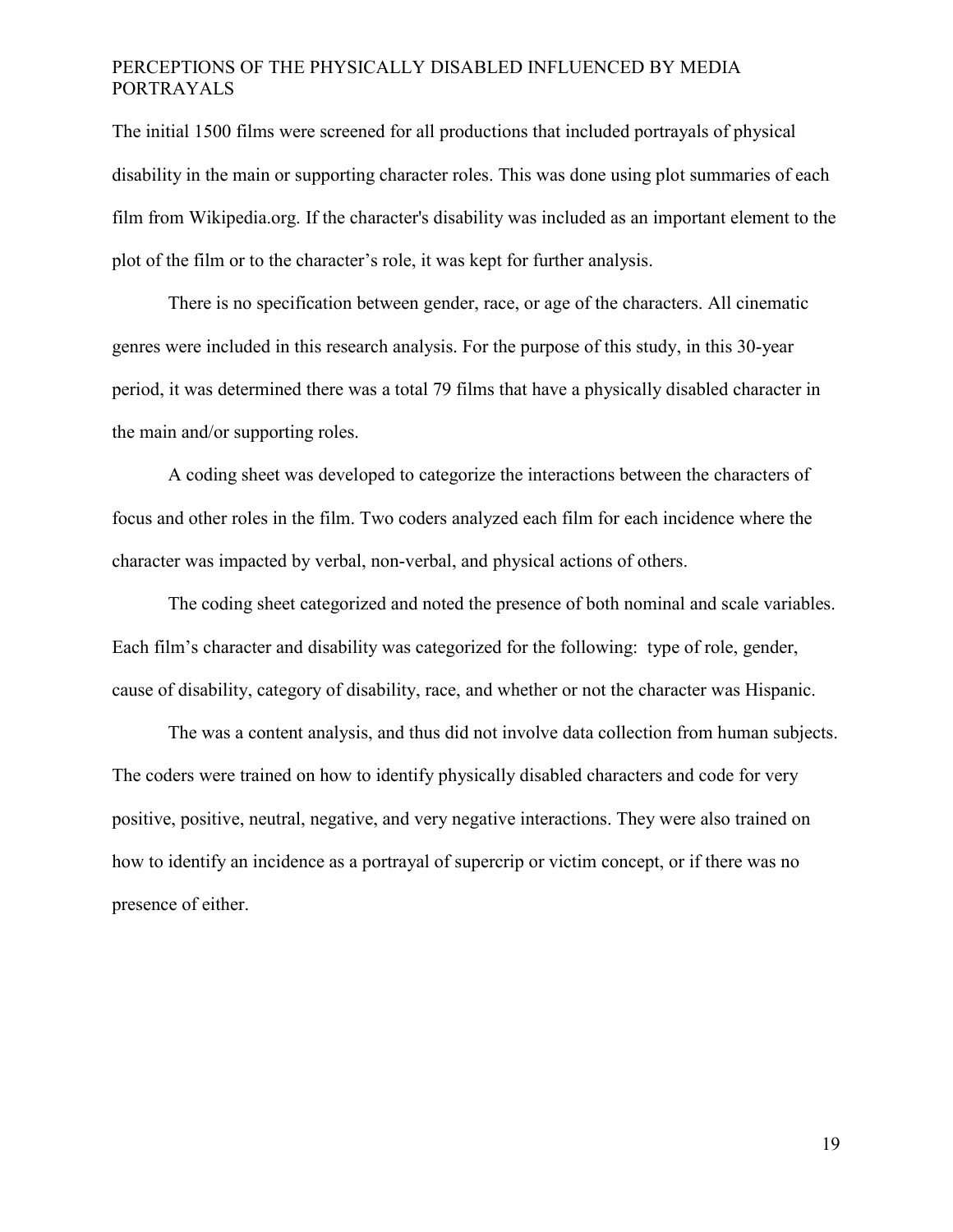The initial 1500 films were screened for all productions that included portrayals of physical disability in the main or supporting character roles. This was done using plot summaries of each film from Wikipedia.org. If the character's disability was included as an important element to the plot of the film or to the character's role, it was kept for further analysis.

There is no specification between gender, race, or age of the characters. All cinematic genres were included in this research analysis. For the purpose of this study, in this 30-year period, it was determined there was a total 79 films that have a physically disabled character in the main and/or supporting roles.

A coding sheet was developed to categorize the interactions between the characters of focus and other roles in the film. Two coders analyzed each film for each incidence where the character was impacted by verbal, non-verbal, and physical actions of others.

The coding sheet categorized and noted the presence of both nominal and scale variables. Each film's character and disability was categorized for the following: type of role, gender, cause of disability, category of disability, race, and whether or not the character was Hispanic.

The was a content analysis, and thus did not involve data collection from human subjects. The coders were trained on how to identify physically disabled characters and code for very positive, positive, neutral, negative, and very negative interactions. They were also trained on how to identify an incidence as a portrayal of supercrip or victim concept, or if there was no presence of either.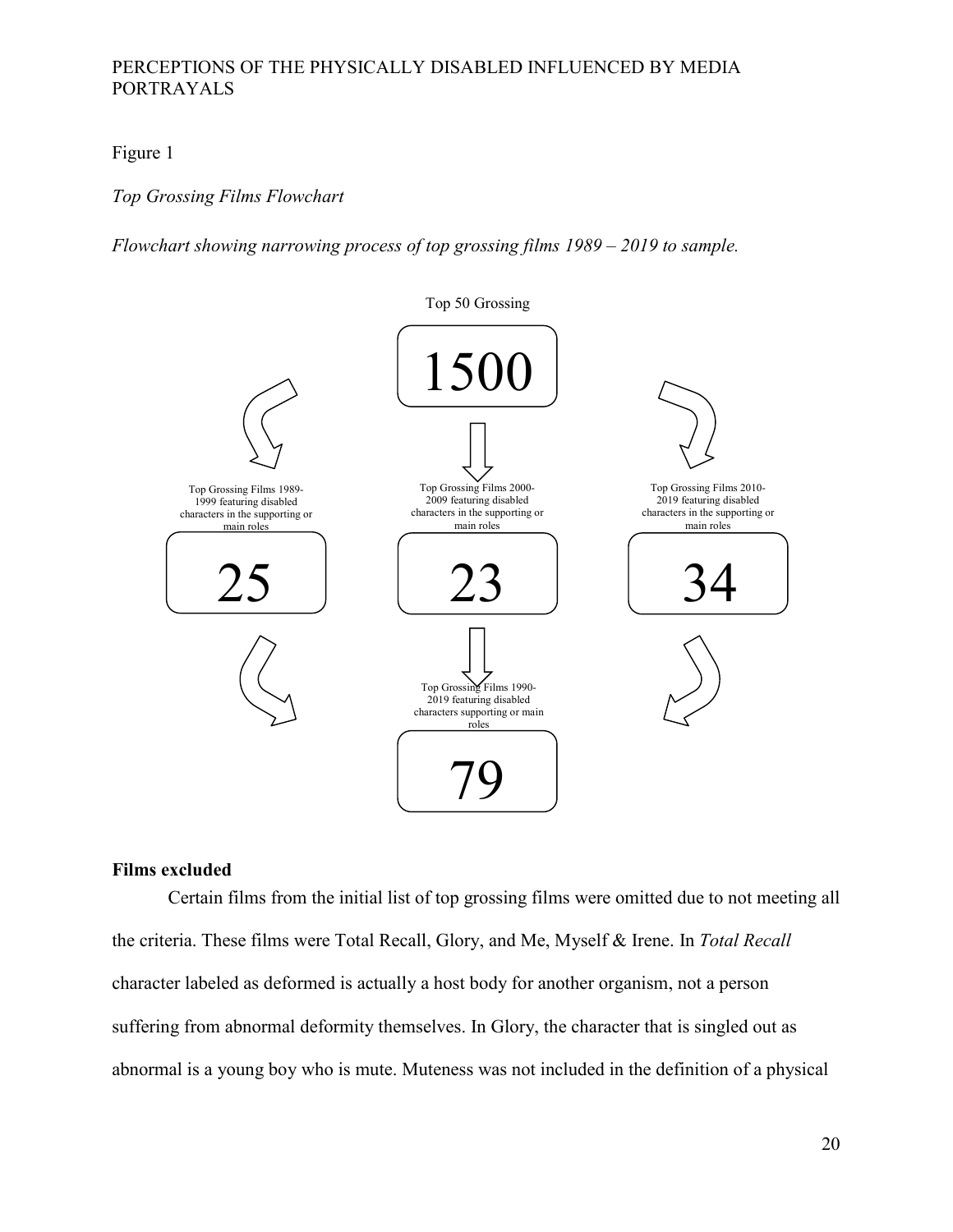Figure 1

*Top Grossing Films Flowchart*

*Flowchart showing narrowing process of top grossing films 1989 – 2019 to sample.*

Top 50 Grossing

1500

Top Grossing Films 1989-1999 featuring disabled characters in the supporting or main roles

25

Top Grossing Films 2000-2009 featuring disabled characters in the supporting or main roles

23

Top Grossing Films 2010-2019 featuring disabled characters in the supporting or main roles

34

Top Grossing Films 1990-2019 featuring disabled characters supporting or main roles

79

**Films excluded**

Certain films from the initial list of top grossing films were omitted due to not meeting all the criteria. These films were Total Recall, Glory, and Me, Myself & Irene. In *Total Recall* character labeled as deformed is actually a host body for another organism, not a person suffering from abnormal deformity themselves. In Glory, the character that is singled out as abnormal is a young boy who is mute. Muteness was not included in the definition of a physical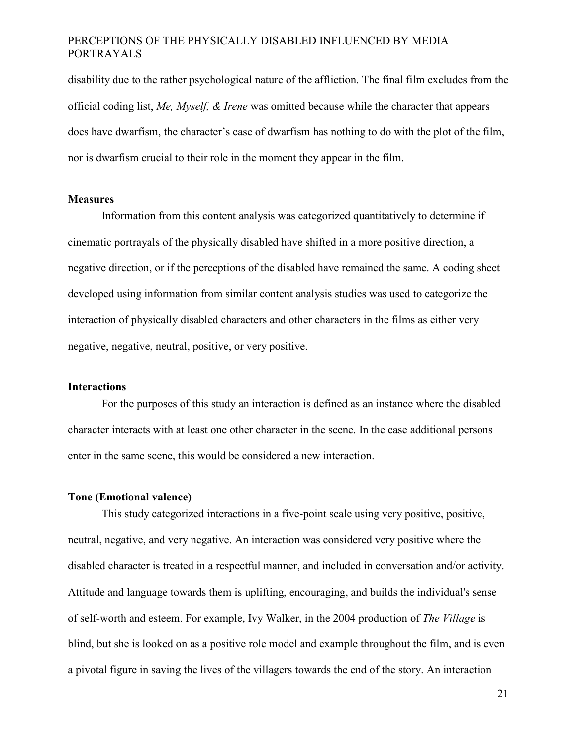disability due to the rather psychological nature of the affliction. The final film excludes from the official coding list, *Me, Myself, & Irene* was omitted because while the character that appears does have dwarfism, the character's case of dwarfism has nothing to do with the plot of the film, nor is dwarfism crucial to their role in the moment they appear in the film.

### Measures

Information from this content analysis was categorized quantitatively to determine if cinematic portrayals of the physically disabled have shifted in a more positive direction, a negative direction, or if the perceptions of the disabled have remained the same. A coding sheet developed using information from similar content analysis studies was used to categorize the interaction of physically disabled characters and other characters in the films as either very negative, negative, neutral, positive, or very positive.

### Interactions

For the purposes of this study an interaction is defined as an instance where the disabled character interacts with at least one other character in the scene. In the case additional persons enter in the same scene, this would be considered a new interaction.

### Tone (Emotional valence)

This study categorized interactions in a five-point scale using very positive, positive, neutral, negative, and very negative. An interaction was considered very positive where the disabled character is treated in a respectful manner, and included in conversation and/or activity. Attitude and language towards them is uplifting, encouraging, and builds the individual's sense of self-worth and esteem. For example, Ivy Walker, in the 2004 production of *The Village* is blind, but she is looked on as a positive role model and example throughout the film, and is even a pivotal figure in saving the lives of the villagers towards the end of the story. An interaction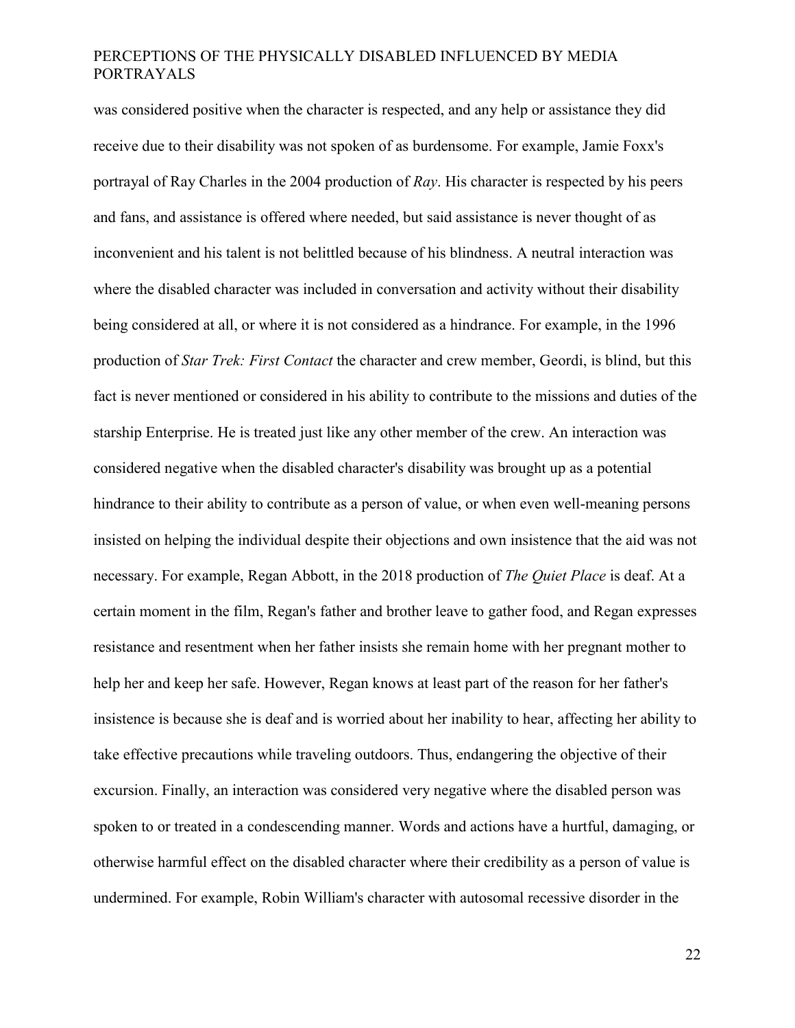was considered positive when the character is respected, and any help or assistance they did receive due to their disability was not spoken of as burdensome. For example, Jamie Foxx's portrayal of Ray Charles in the 2004 production of *Ray*. His character is respected by his peers and fans, and assistance is offered where needed, but said assistance is never thought of as inconvenient and his talent is not belittled because of his blindness. A neutral interaction was where the disabled character was included in conversation and activity without their disability being considered at all, or where it is not considered as a hindrance. For example, in the 1996 production of *Star Trek: First Contact* the character and crew member, Geordi, is blind, but this fact is never mentioned or considered in his ability to contribute to the missions and duties of the starship Enterprise. He is treated just like any other member of the crew. An interaction was considered negative when the disabled character's disability was brought up as a potential hindrance to their ability to contribute as a person of value, or when even well-meaning persons insisted on helping the individual despite their objections and own insistence that the aid was not necessary. For example, Regan Abbott, in the 2018 production of *The Quiet Place* is deaf. At a certain moment in the film, Regan's father and brother leave to gather food, and Regan expresses resistance and resentment when her father insists she remain home with her pregnant mother to help her and keep her safe. However, Regan knows at least part of the reason for her father's insistence is because she is deaf and is worried about her inability to hear, affecting her ability to take effective precautions while traveling outdoors. Thus, endangering the objective of their excursion. Finally, an interaction was considered very negative where the disabled person was spoken to or treated in a condescending manner. Words and actions have a hurtful, damaging, or otherwise harmful effect on the disabled character where their credibility as a person of value is undermined. For example, Robin William's character with autosomal recessive disorder in the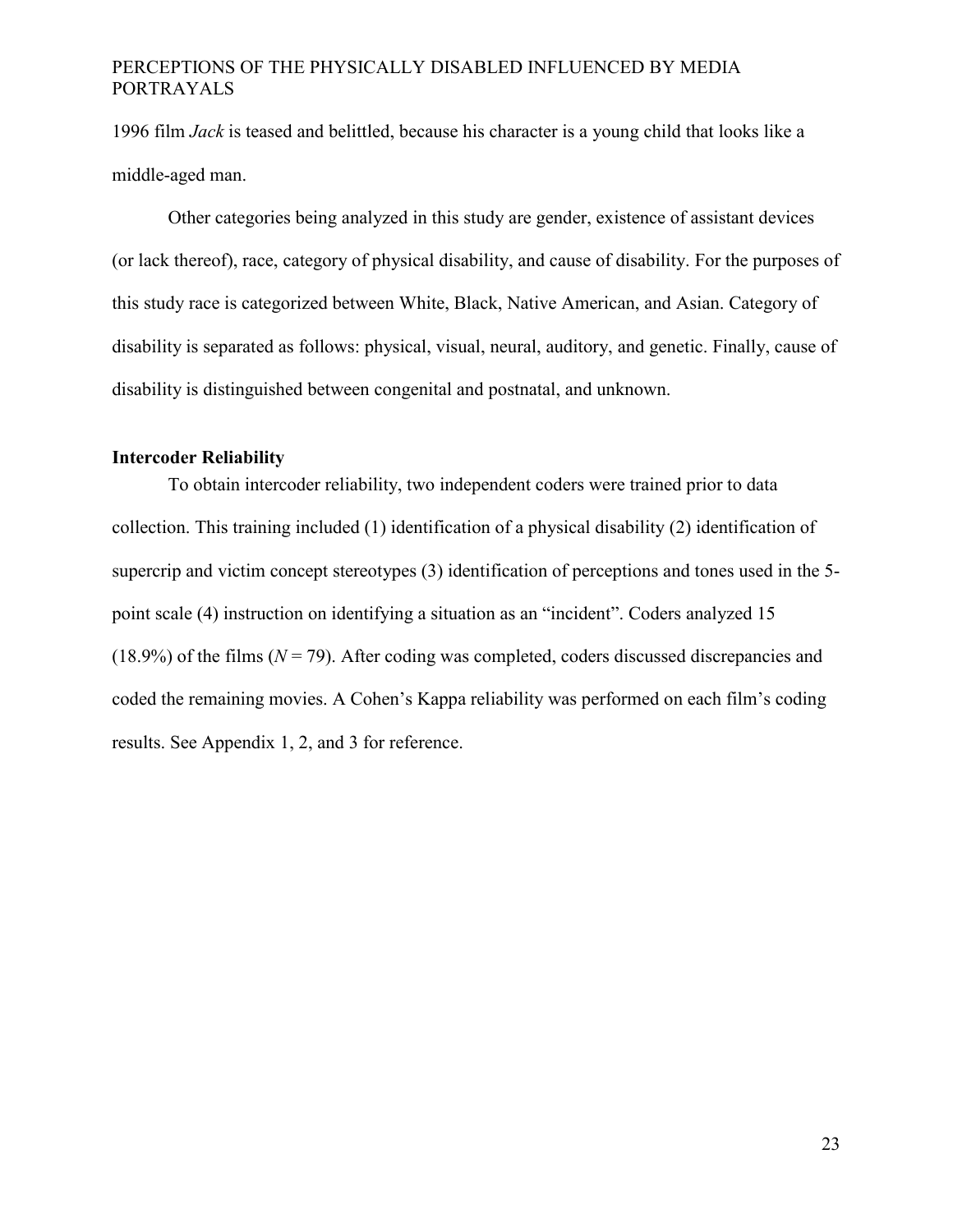1996 film *Jack* is teased and belittled, because his character is a young child that looks like a middle-aged man.

Other categories being analyzed in this study are gender, existence of assistant devices (or lack thereof), race, category of physical disability, and cause of disability. For the purposes of this study race is categorized between White, Black, Native American, and Asian. Category of disability is separated as follows: physical, visual, neural, auditory, and genetic. Finally, cause of disability is distinguished between congenital and postnatal, and unknown.

**Intercoder Reliability**

To obtain intercoder reliability, two independent coders were trained prior to data collection. This training included (1) identification of a physical disability (2) identification of supercrip and victim concept stereotypes (3) identification of perceptions and tones used in the 5-point scale (4) instruction on identifying a situation as an "incident". Coders analyzed 15 (18.9%) of the films ($N = 79$). After coding was completed, coders discussed discrepancies and coded the remaining movies. A Cohen's Kappa reliability was performed on each film's coding results. See Appendix 1, 2, and 3 for reference.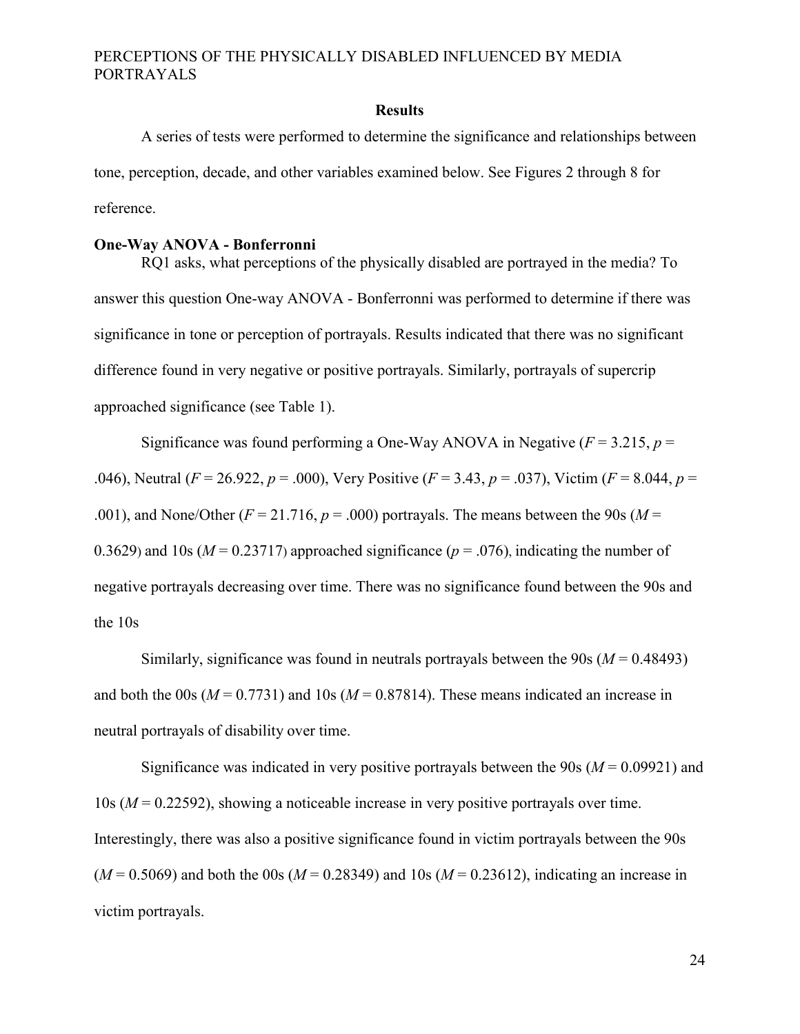## Results

A series of tests were performed to determine the significance and relationships between tone, perception, decade, and other variables examined below. See Figures 2 through 8 for reference.

### One-Way ANOVA - Bonferronni

RQ1 asks, what perceptions of the physically disabled are portrayed in the media? To answer this question One-way ANOVA - Bonferronni was performed to determine if there was significance in tone or perception of portrayals. Results indicated that there was no significant difference found in very negative or positive portrayals. Similarly, portrayals of supercrip approached significance (see Table 1).

Significance was found performing a One-Way ANOVA in Negative ($F$ = 3.215, $p$ = .046), Neutral ($F$ = 26.922, $p$ = .000), Very Positive ($F$ = 3.43, $p$ = .037), Victim ($F$ = 8.044, $p$ = .001), and None/Other ($F$ = 21.716, $p$ = .000) portrayals. The means between the 90s ($M$ = 0.3629) and 10s ($M$ = 0.23717) approached significance ($p$ = .076), indicating the number of negative portrayals decreasing over time. There was no significance found between the 90s and the 10s

Similarly, significance was found in neutrals portrayals between the 90s ($M$ = 0.48493) and both the 00s ($M$ = 0.7731) and 10s ($M$ = 0.87814). These means indicated an increase in neutral portrayals of disability over time.

Significance was indicated in very positive portrayals between the 90s ($M$ = 0.09921) and 10s ($M$ = 0.22592), showing a noticeable increase in very positive portrayals over time. Interestingly, there was also a positive significance found in victim portrayals between the 90s ($M$ = 0.5069) and both the 00s ($M$ = 0.28349) and 10s ($M$ = 0.23612), indicating an increase in victim portrayals.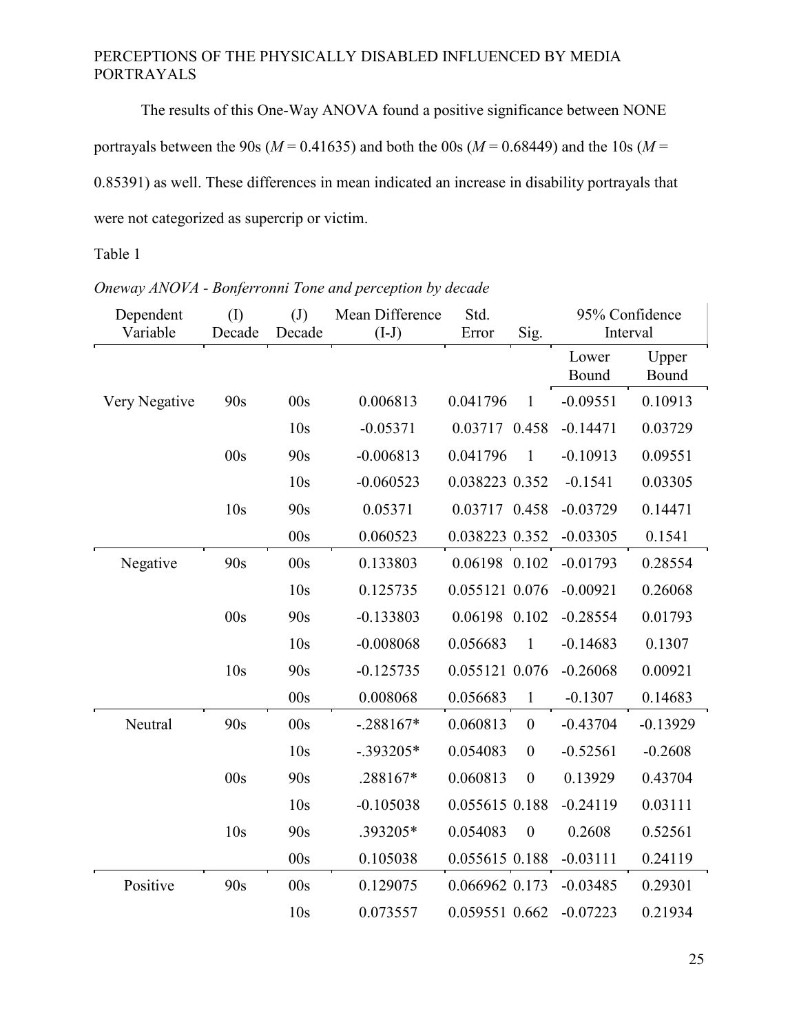The results of this One-Way ANOVA found a positive significance between NONE portrayals between the 90s ($M$ = 0.41635) and both the 00s ($M$ = 0.68449) and the 10s ($M$ = 0.85391) as well. These differences in mean indicated an increase in disability portrayals that were not categorized as supercrip or victim.

Table 1

*Oneway ANOVA - Bonferronni Tone and perception by decade*

| Dependent Variable | (I) Decade | (J) Decade | Mean Difference (I-J) | Std. Error | Sig. | 95% Confidence Interval | |
|---|---|---|---|---|---|---|---|
| | | | | | | Lower Bound | Upper Bound |
| Very Negative | 90s | 00s | 0.006813 | 0.041796 | 1 | -0.09551 | 0.10913 |
| | | 10s | -0.05371 | 0.03717 | 0.458 | -0.14471 | 0.03729 |
| | 00s | 90s | -0.006813 | 0.041796 | 1 | -0.10913 | 0.09551 |
| | | 10s | -0.060523 | 0.038223 | 0.352 | -0.1541 | 0.03305 |
| | 10s | 90s | 0.05371 | 0.03717 | 0.458 | -0.03729 | 0.14471 |
| | | 00s | 0.060523 | 0.038223 | 0.352 | -0.03305 | 0.1541 |
| Negative | 90s | 00s | 0.133803 | 0.06198 | 0.102 | -0.01793 | 0.28554 |
| | | 10s | 0.125735 | 0.055121 | 0.076 | -0.00921 | 0.26068 |
| | 00s | 90s | -0.133803 | 0.06198 | 0.102 | -0.28554 | 0.01793 |
| | | 10s | -0.008068 | 0.056683 | 1 | -0.14683 | 0.1307 |
| | 10s | 90s | -0.125735 | 0.055121 | 0.076 | -0.26068 | 0.00921 |
| | | 00s | 0.008068 | 0.056683 | 1 | -0.1307 | 0.14683 |
| Neutral | 90s | 00s | -.288167* | 0.060813 | 0 | -0.43704 | -0.13929 |
| | | 10s | -.393205* | 0.054083 | 0 | -0.52561 | -0.2608 |
| | 00s | 90s | .288167* | 0.060813 | 0 | 0.13929 | 0.43704 |
| | | 10s | -0.105038 | 0.055615 | 0.188 | -0.24119 | 0.03111 |
| | 10s | 90s | .393205* | 0.054083 | 0 | 0.2608 | 0.52561 |
| | | 00s | 0.105038 | 0.055615 | 0.188 | -0.03111 | 0.24119 |
| Positive | 90s | 00s | 0.129075 | 0.066962 | 0.173 | -0.03485 | 0.29301 |
| | | 10s | 0.073557 | 0.059551 | 0.662 | -0.07223 | 0.21934 |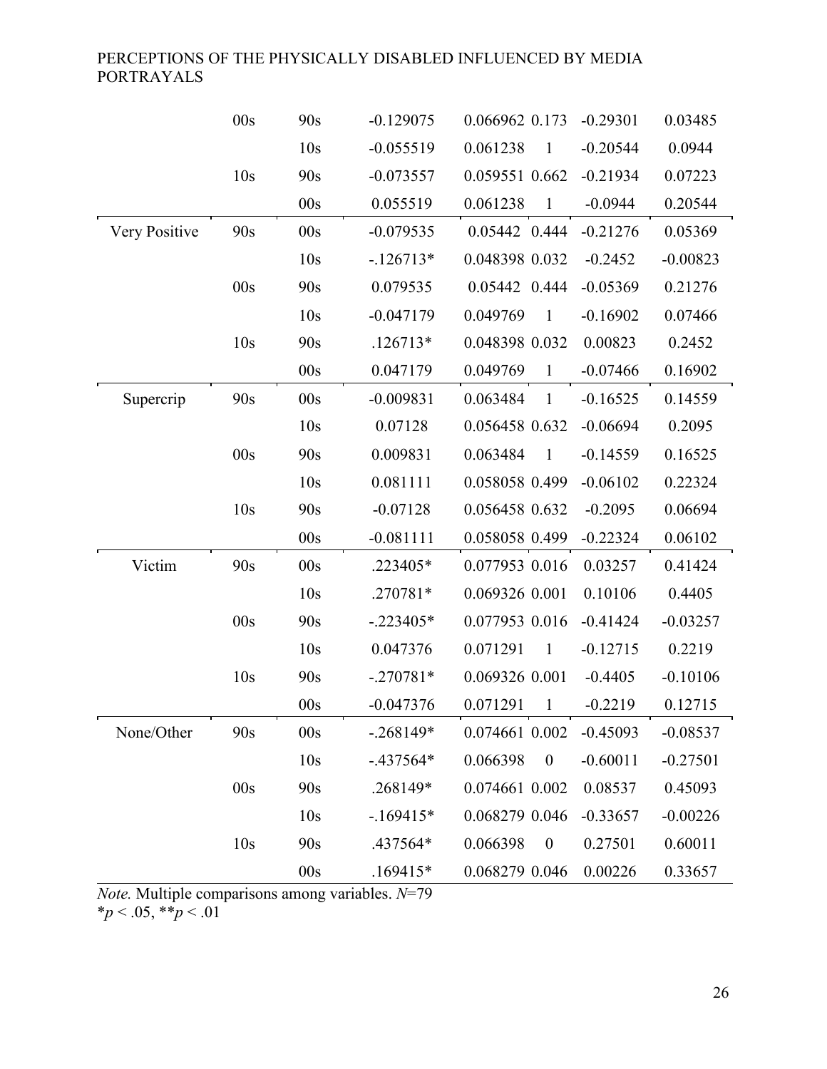| | | | | | | | |
|---|---|---|---|---|---|---|---|
| | 00s | 90s | -0.129075 | 0.066962 | 0.173 | -0.29301 | 0.03485 |
| | | 10s | -0.055519 | 0.061238 | 1 | -0.20544 | 0.0944 |
| | 10s | 90s | -0.073557 | 0.059551 | 0.662 | -0.21934 | 0.07223 |
| | | 00s | 0.055519 | 0.061238 | 1 | -0.0944 | 0.20544 |
| Very Positive | 90s | 00s | -0.079535 | 0.05442 | 0.444 | -0.21276 | 0.05369 |
| | | 10s | -.126713* | 0.048398 | 0.032 | -0.2452 | -0.00823 |
| | 00s | 90s | 0.079535 | 0.05442 | 0.444 | -0.05369 | 0.21276 |
| | | 10s | -0.047179 | 0.049769 | 1 | -0.16902 | 0.07466 |
| | 10s | 90s | .126713* | 0.048398 | 0.032 | 0.00823 | 0.2452 |
| | | 00s | 0.047179 | 0.049769 | 1 | -0.07466 | 0.16902 |
| Supercrip | 90s | 00s | -0.009831 | 0.063484 | 1 | -0.16525 | 0.14559 |
| | | 10s | 0.07128 | 0.056458 | 0.632 | -0.06694 | 0.2095 |
| | 00s | 90s | 0.009831 | 0.063484 | 1 | -0.14559 | 0.16525 |
| | | 10s | 0.081111 | 0.058058 | 0.499 | -0.06102 | 0.22324 |
| | 10s | 90s | -0.07128 | 0.056458 | 0.632 | -0.2095 | 0.06694 |
| | | 00s | -0.081111 | 0.058058 | 0.499 | -0.22324 | 0.06102 |
| Victim | 90s | 00s | .223405* | 0.077953 | 0.016 | 0.03257 | 0.41424 |
| | | 10s | .270781* | 0.069326 | 0.001 | 0.10106 | 0.4405 |
| | 00s | 90s | -.223405* | 0.077953 | 0.016 | -0.41424 | -0.03257 |
| | | 10s | 0.047376 | 0.071291 | 1 | -0.12715 | 0.2219 |
| | 10s | 90s | -.270781* | 0.069326 | 0.001 | -0.4405 | -0.10106 |
| | | 00s | -0.047376 | 0.071291 | 1 | -0.2219 | 0.12715 |
| None/Other | 90s | 00s | -.268149* | 0.074661 | 0.002 | -0.45093 | -0.08537 |
| | | 10s | -.437564* | 0.066398 | 0 | -0.60011 | -0.27501 |
| | 00s | 90s | .268149* | 0.074661 | 0.002 | 0.08537 | 0.45093 |
| | | 10s | -.169415* | 0.068279 | 0.046 | -0.33657 | -0.00226 |
| | 10s | 90s | .437564* | 0.066398 | 0 | 0.27501 | 0.60011 |
| | | 00s | .169415* | 0.068279 | 0.046 | 0.00226 | 0.33657 |

*Note.* Multiple comparisons among variables. *N*=79
*$p < .05$, **$p < .01$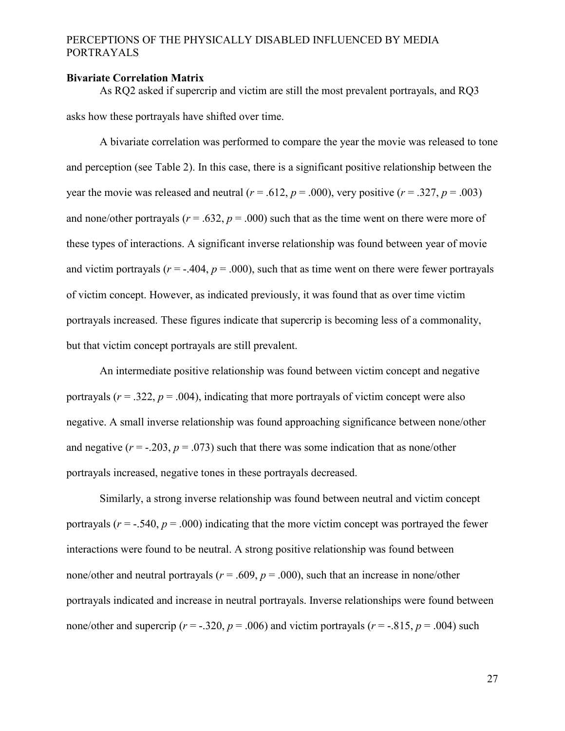**Bivariate Correlation Matrix**

As RQ2 asked if supercrip and victim are still the most prevalent portrayals, and RQ3 asks how these portrayals have shifted over time.

A bivariate correlation was performed to compare the year the movie was released to tone and perception (see Table 2). In this case, there is a significant positive relationship between the year the movie was released and neutral ($r = .612$, $p = .000$), very positive ($r = .327$, $p = .003$) and none/other portrayals ($r = .632$, $p = .000$) such that as the time went on there were more of these types of interactions. A significant inverse relationship was found between year of movie and victim portrayals ($r = -.404$, $p = .000$), such that as time went on there were fewer portrayals of victim concept. However, as indicated previously, it was found that as over time victim portrayals increased. These figures indicate that supercrip is becoming less of a commonality, but that victim concept portrayals are still prevalent.

An intermediate positive relationship was found between victim concept and negative portrayals ($r = .322$, $p = .004$), indicating that more portrayals of victim concept were also negative. A small inverse relationship was found approaching significance between none/other and negative ($r = -.203$, $p = .073$) such that there was some indication that as none/other portrayals increased, negative tones in these portrayals decreased.

Similarly, a strong inverse relationship was found between neutral and victim concept portrayals ($r = -.540$, $p = .000$) indicating that the more victim concept was portrayed the fewer interactions were found to be neutral. A strong positive relationship was found between none/other and neutral portrayals ($r = .609$, $p = .000$), such that an increase in none/other portrayals indicated and increase in neutral portrayals. Inverse relationships were found between none/other and supercrip ($r = -.320$, $p = .006$) and victim portrayals ($r = -.815$, $p = .004$) such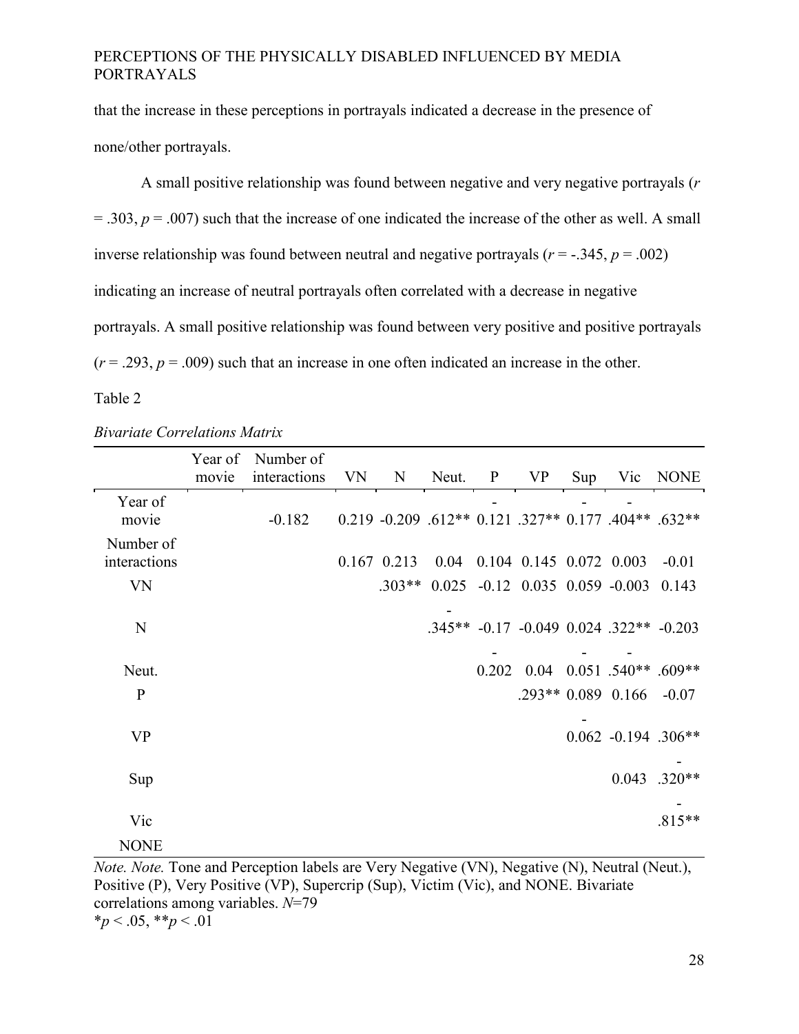that the increase in these perceptions in portrayals indicated a decrease in the presence of none/other portrayals.

A small positive relationship was found between negative and very negative portrayals ($r = .303$, $p = .007$) such that the increase of one indicated the increase of the other as well. A small inverse relationship was found between neutral and negative portrayals ($r = -.345$, $p = .002$) indicating an increase of neutral portrayals often correlated with a decrease in negative portrayals. A small positive relationship was found between very positive and positive portrayals ($r = .293$, $p = .009$) such that an increase in one often indicated an increase in the other.

Table 2

*Bivariate Correlations Matrix*

| | Year of movie | Number of interactions | VN | N | Neut. | P | VP | Sup | Vic | NONE |
|---|---|---|---|---|---|---|---|---|---|---|
| Year of movie | | -0.182 | 0.219 | -0.209 | .612** | -0.121 | .327** | -0.177 | -.404** | .632** |
| Number of interactions | | | 0.167 | 0.213 | 0.04 | 0.104 | 0.145 | 0.072 | 0.003 | -0.01 |
| VN | | | | .303** | 0.025 | -0.12 | 0.035 | 0.059 | -0.003 | 0.143 |
| N | | | | | -.345** | -0.17 | -0.049 | 0.024 | .322** | -0.203 |
| Neut. | | | | | | -0.202 | 0.04 | -0.051 | -.540** | .609** |
| P | | | | | | | .293** | 0.089 | 0.166 | -0.07 |
| VP | | | | | | | | -0.062 | -0.194 | .306** |
| Sup | | | | | | | | | 0.043 | -.320** |
| Vic | | | | | | | | | | -.815** |
| NONE | | | | | | | | | | |

*Note. Note.* Tone and Perception labels are Very Negative (VN), Negative (N), Neutral (Neut.), Positive (P), Very Positive (VP), Supercrip (Sup), Victim (Vic), and NONE. Bivariate correlations among variables. *N*=79
$*p < .05$, $**p < .01$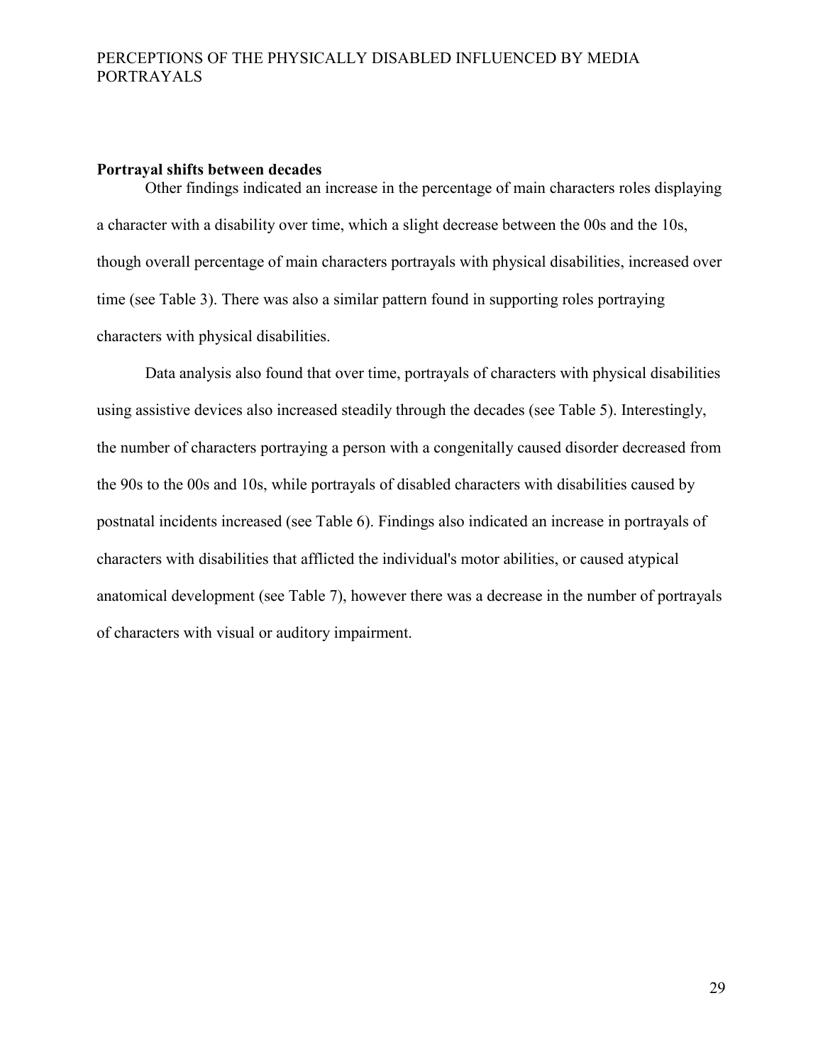**Portrayal shifts between decades**

Other findings indicated an increase in the percentage of main characters roles displaying a character with a disability over time, which a slight decrease between the 00s and the 10s, though overall percentage of main characters portrayals with physical disabilities, increased over time (see Table 3). There was also a similar pattern found in supporting roles portraying characters with physical disabilities.

Data analysis also found that over time, portrayals of characters with physical disabilities using assistive devices also increased steadily through the decades (see Table 5). Interestingly, the number of characters portraying a person with a congenitally caused disorder decreased from the 90s to the 00s and 10s, while portrayals of disabled characters with disabilities caused by postnatal incidents increased (see Table 6). Findings also indicated an increase in portrayals of characters with disabilities that afflicted the individual's motor abilities, or caused atypical anatomical development (see Table 7), however there was a decrease in the number of portrayals of characters with visual or auditory impairment.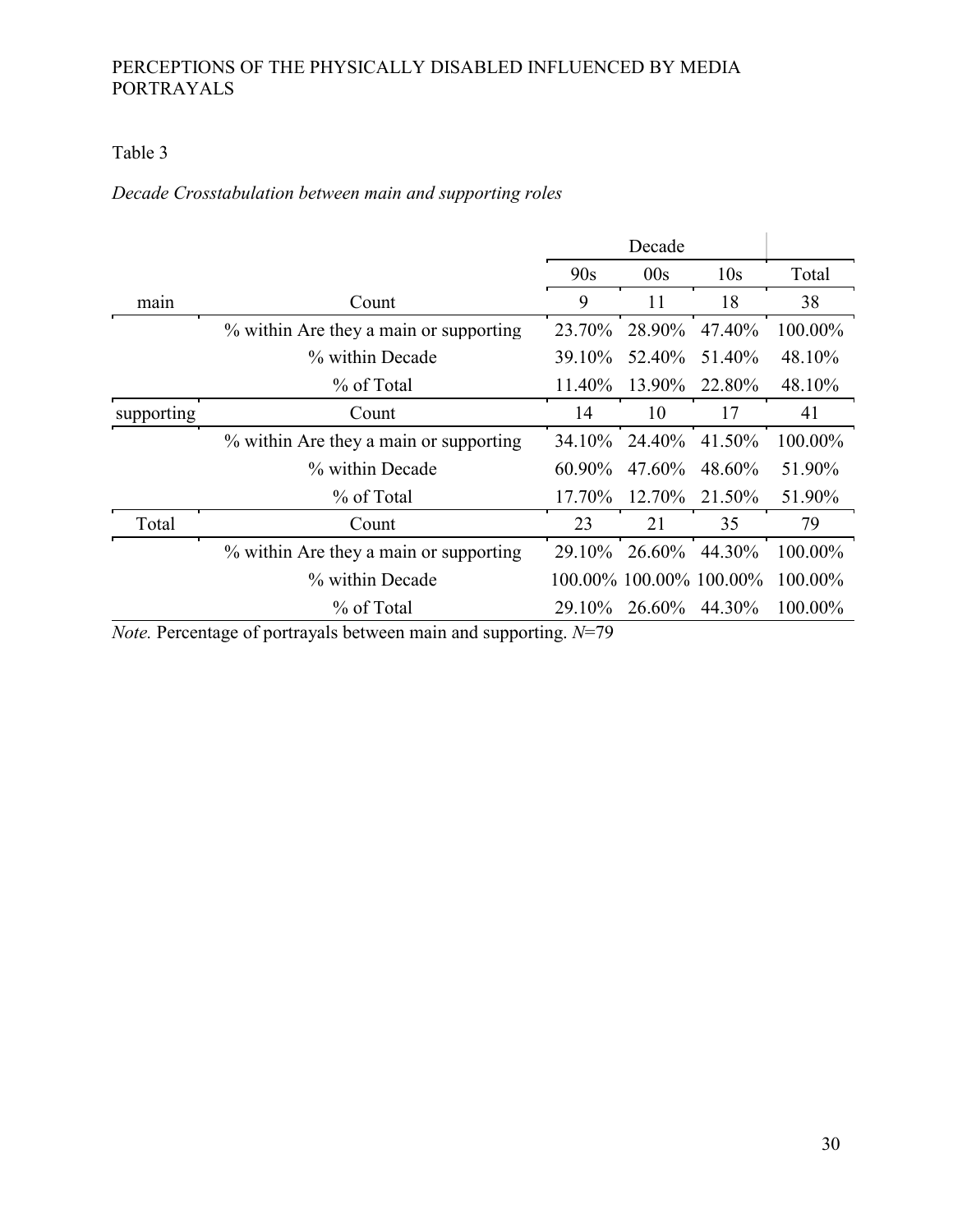Table 3

*Decade Crosstabulation between main and supporting roles*

| | | Decade | | | |
|---|---|---|---|---|---|
| | | 90s | 00s | 10s | Total |
| main | Count | 9 | 11 | 18 | 38 |
| | % within Are they a main or supporting | 23.70% | 28.90% | 47.40% | 100.00% |
| | % within Decade | 39.10% | 52.40% | 51.40% | 48.10% |
| | % of Total | 11.40% | 13.90% | 22.80% | 48.10% |
| supporting | Count | 14 | 10 | 17 | 41 |
| | % within Are they a main or supporting | 34.10% | 24.40% | 41.50% | 100.00% |
| | % within Decade | 60.90% | 47.60% | 48.60% | 51.90% |
| | % of Total | 17.70% | 12.70% | 21.50% | 51.90% |
| Total | Count | 23 | 21 | 35 | 79 |
| | % within Are they a main or supporting | 29.10% | 26.60% | 44.30% | 100.00% |
| | % within Decade | 100.00% | 100.00% | 100.00% | 100.00% |
| | % of Total | 29.10% | 26.60% | 44.30% | 100.00% |

*Note.* Percentage of portrayals between main and supporting. $N$=79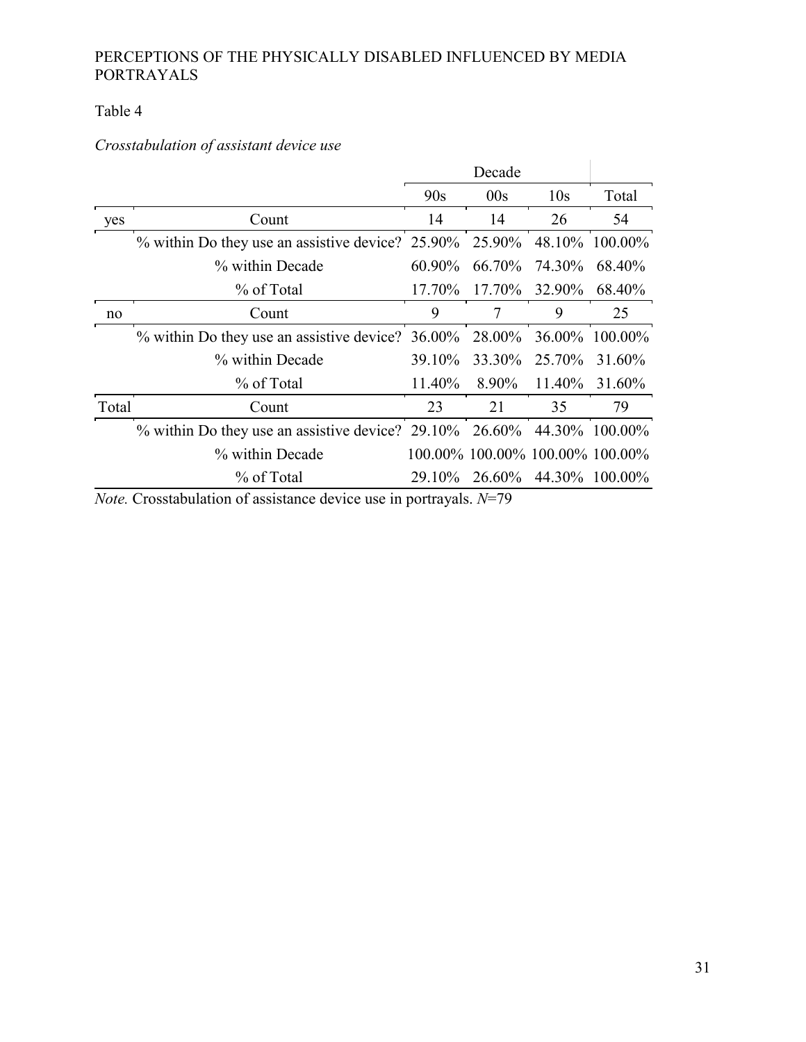Table 4

*Crosstabulation of assistant device use*

| | | Decade | | | |
|---|---|---|---|---|---|
| | | 90s | 00s | 10s | Total |
| yes | Count | 14 | 14 | 26 | 54 |
| | % within Do they use an assistive device? | 25.90% | 25.90% | 48.10% | 100.00% |
| | % within Decade | 60.90% | 66.70% | 74.30% | 68.40% |
| | % of Total | 17.70% | 17.70% | 32.90% | 68.40% |
| no | Count | 9 | 7 | 9 | 25 |
| | % within Do they use an assistive device? | 36.00% | 28.00% | 36.00% | 100.00% |
| | % within Decade | 39.10% | 33.30% | 25.70% | 31.60% |
| | % of Total | 11.40% | 8.90% | 11.40% | 31.60% |
| Total | Count | 23 | 21 | 35 | 79 |
| | % within Do they use an assistive device? | 29.10% | 26.60% | 44.30% | 100.00% |
| | % within Decade | 100.00% | 100.00% | 100.00% | 100.00% |
| | % of Total | 29.10% | 26.60% | 44.30% | 100.00% |

*Note.* Crosstabulation of assistance device use in portrayals. *N*=79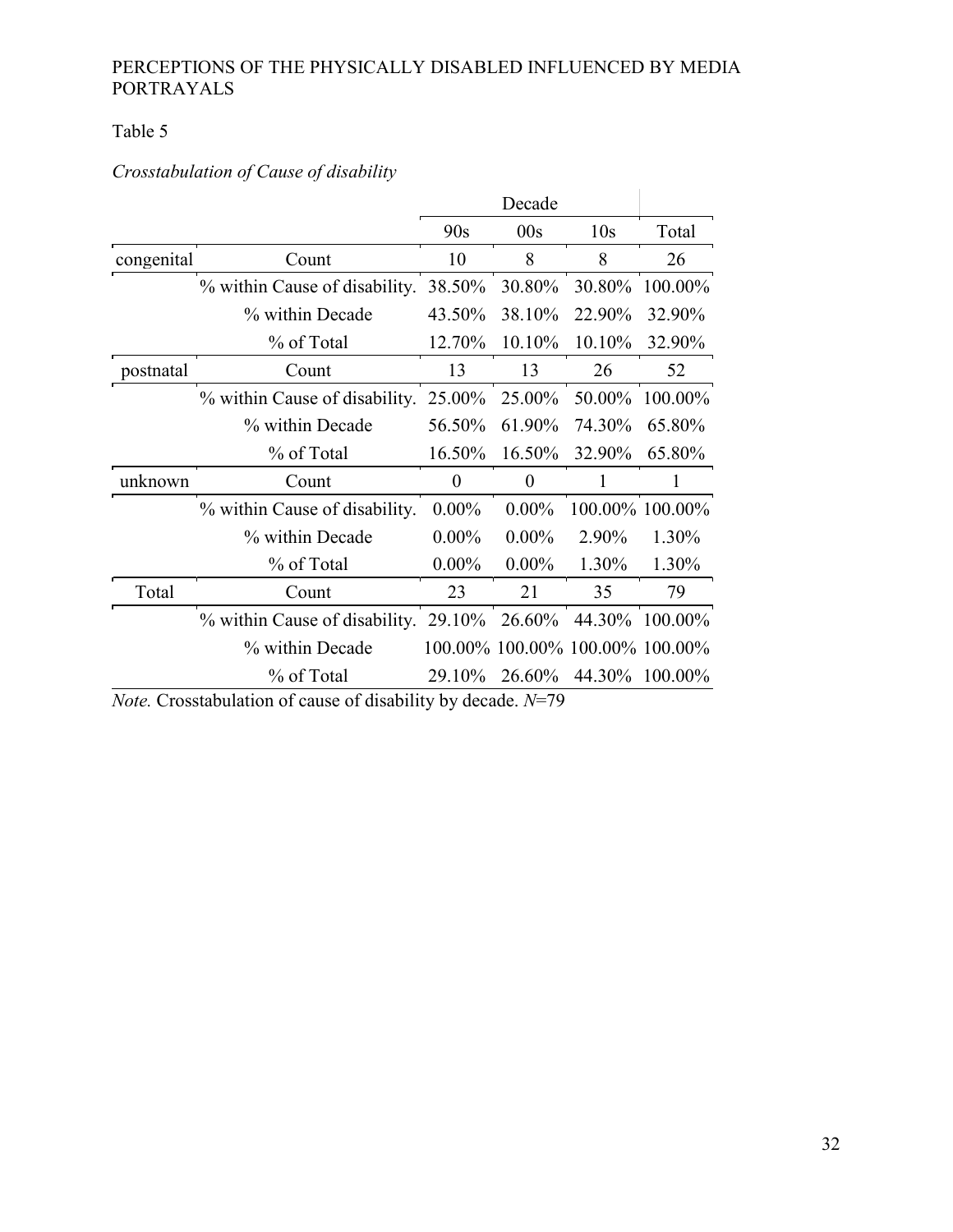Table 5

*Crosstabulation of Cause of disability*

| | | Decade | | | |
|---|---|---|---|---|---|
| | | 90s | 00s | 10s | Total |
| congenital | Count | 10 | 8 | 8 | 26 |
| | % within Cause of disability. | 38.50% | 30.80% | 30.80% | 100.00% |
| | % within Decade | 43.50% | 38.10% | 22.90% | 32.90% |
| | % of Total | 12.70% | 10.10% | 10.10% | 32.90% |
| postnatal | Count | 13 | 13 | 26 | 52 |
| | % within Cause of disability. | 25.00% | 25.00% | 50.00% | 100.00% |
| | % within Decade | 56.50% | 61.90% | 74.30% | 65.80% |
| | % of Total | 16.50% | 16.50% | 32.90% | 65.80% |
| unknown | Count | 0 | 0 | 1 | 1 |
| | % within Cause of disability. | 0.00% | 0.00% | 100.00% | 100.00% |
| | % within Decade | 0.00% | 0.00% | 2.90% | 1.30% |
| | % of Total | 0.00% | 0.00% | 1.30% | 1.30% |
| Total | Count | 23 | 21 | 35 | 79 |
| | % within Cause of disability. | 29.10% | 26.60% | 44.30% | 100.00% |
| | % within Decade | 100.00% | 100.00% | 100.00% | 100.00% |
| | % of Total | 29.10% | 26.60% | 44.30% | 100.00% |

*Note.* Crosstabulation of cause of disability by decade. *N*=79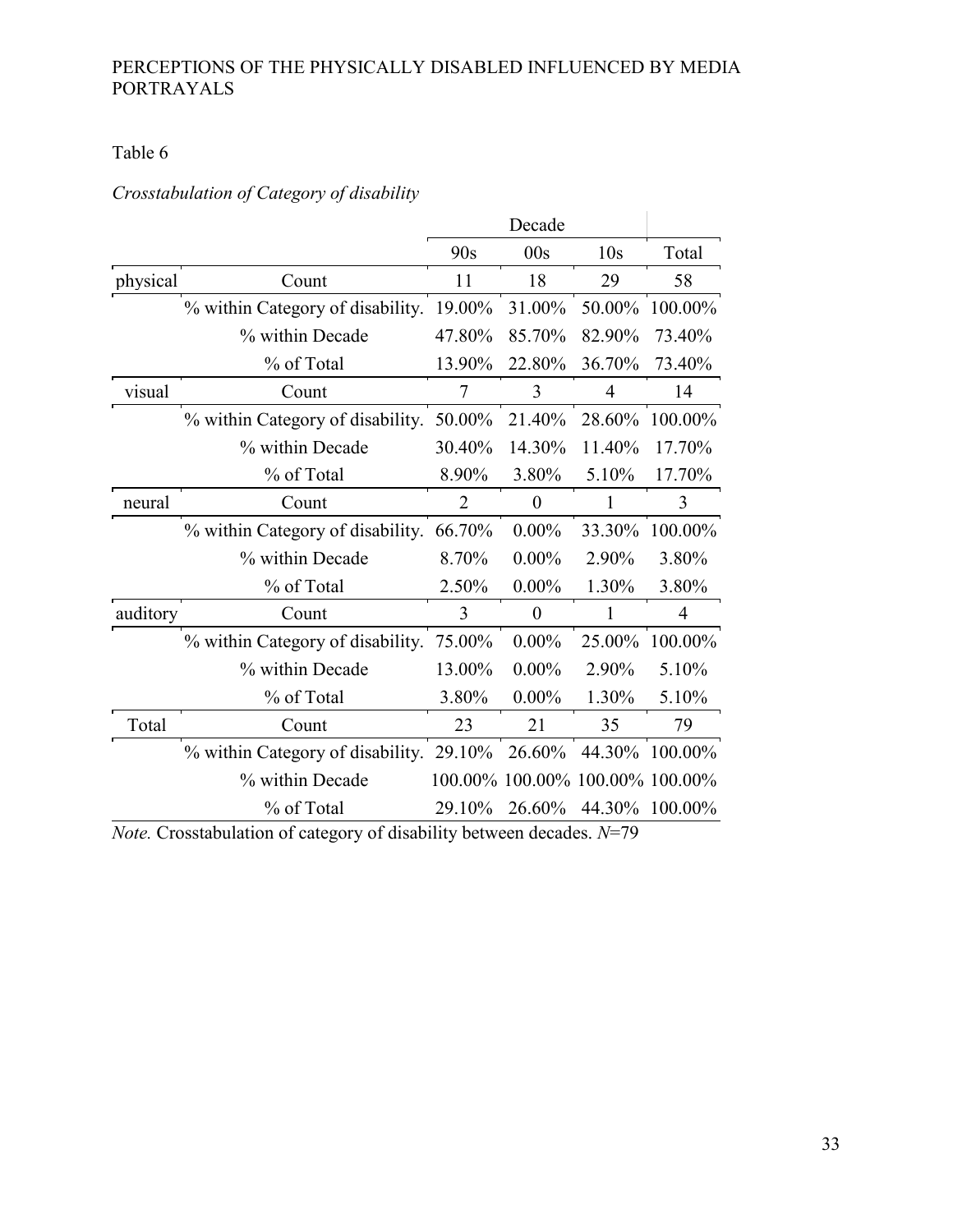Table 6

*Crosstabulation of Category of disability*

| | | Decade | | | |
|---|---|---|---|---|---|
| | | 90s | 00s | 10s | Total |
| physical | Count | 11 | 18 | 29 | 58 |
| | % within Category of disability. | 19.00% | 31.00% | 50.00% | 100.00% |
| | % within Decade | 47.80% | 85.70% | 82.90% | 73.40% |
| | % of Total | 13.90% | 22.80% | 36.70% | 73.40% |
| visual | Count | 7 | 3 | 4 | 14 |
| | % within Category of disability. | 50.00% | 21.40% | 28.60% | 100.00% |
| | % within Decade | 30.40% | 14.30% | 11.40% | 17.70% |
| | % of Total | 8.90% | 3.80% | 5.10% | 17.70% |
| neural | Count | 2 | 0 | 1 | 3 |
| | % within Category of disability. | 66.70% | 0.00% | 33.30% | 100.00% |
| | % within Decade | 8.70% | 0.00% | 2.90% | 3.80% |
| | % of Total | 2.50% | 0.00% | 1.30% | 3.80% |
| auditory | Count | 3 | 0 | 1 | 4 |
| | % within Category of disability. | 75.00% | 0.00% | 25.00% | 100.00% |
| | % within Decade | 13.00% | 0.00% | 2.90% | 5.10% |
| | % of Total | 3.80% | 0.00% | 1.30% | 5.10% |
| Total | Count | 23 | 21 | 35 | 79 |
| | % within Category of disability. | 29.10% | 26.60% | 44.30% | 100.00% |
| | % within Decade | 100.00% | 100.00% | 100.00% | 100.00% |
| | % of Total | 29.10% | 26.60% | 44.30% | 100.00% |

*Note.* Crosstabulation of category of disability between decades. *N*=79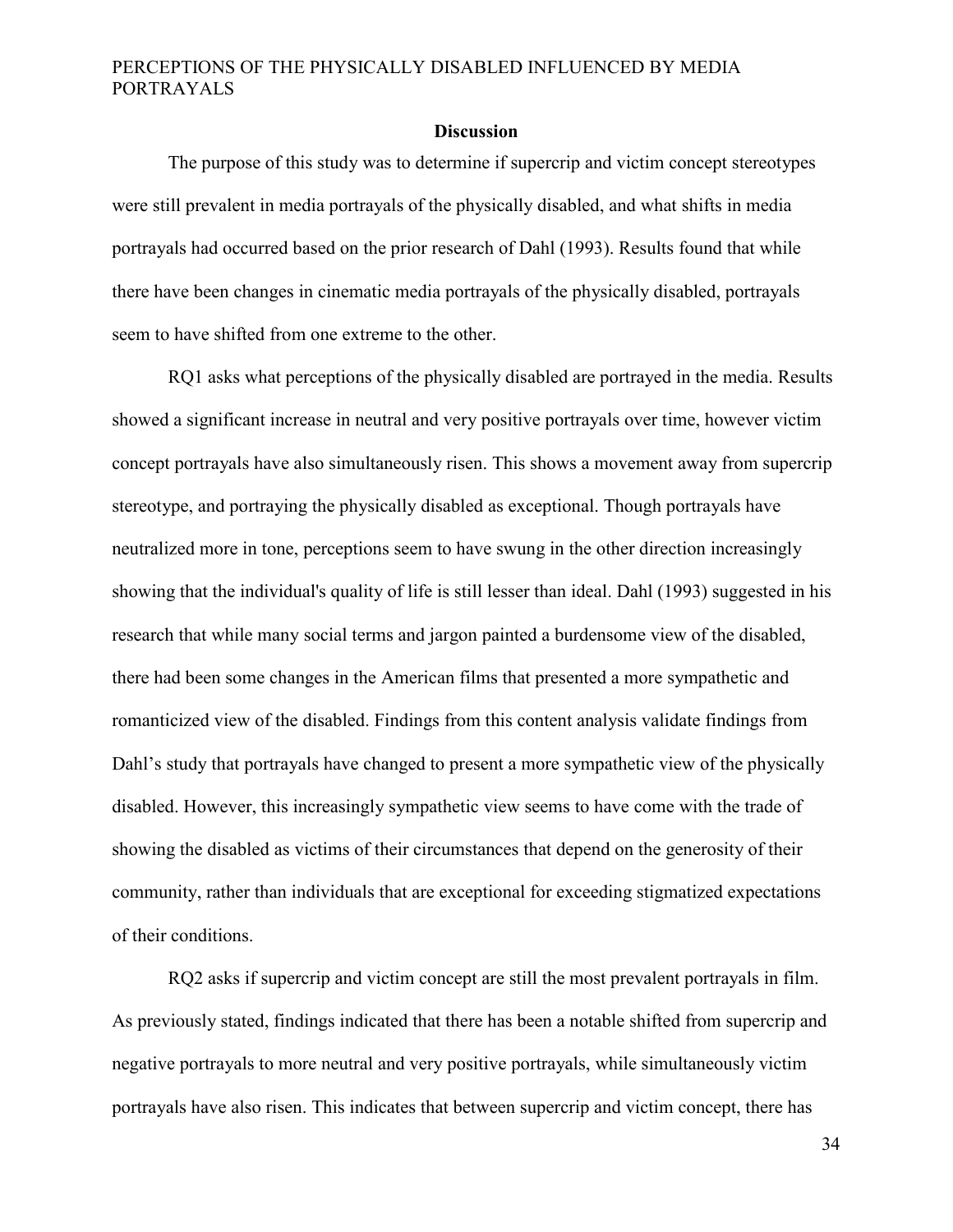## Discussion

The purpose of this study was to determine if supercrip and victim concept stereotypes were still prevalent in media portrayals of the physically disabled, and what shifts in media portrayals had occurred based on the prior research of Dahl (1993). Results found that while there have been changes in cinematic media portrayals of the physically disabled, portrayals seem to have shifted from one extreme to the other.

RQ1 asks what perceptions of the physically disabled are portrayed in the media. Results showed a significant increase in neutral and very positive portrayals over time, however victim concept portrayals have also simultaneously risen. This shows a movement away from supercrip stereotype, and portraying the physically disabled as exceptional. Though portrayals have neutralized more in tone, perceptions seem to have swung in the other direction increasingly showing that the individual's quality of life is still lesser than ideal. Dahl (1993) suggested in his research that while many social terms and jargon painted a burdensome view of the disabled, there had been some changes in the American films that presented a more sympathetic and romanticized view of the disabled. Findings from this content analysis validate findings from Dahl's study that portrayals have changed to present a more sympathetic view of the physically disabled. However, this increasingly sympathetic view seems to have come with the trade of showing the disabled as victims of their circumstances that depend on the generosity of their community, rather than individuals that are exceptional for exceeding stigmatized expectations of their conditions.

RQ2 asks if supercrip and victim concept are still the most prevalent portrayals in film. As previously stated, findings indicated that there has been a notable shifted from supercrip and negative portrayals to more neutral and very positive portrayals, while simultaneously victim portrayals have also risen. This indicates that between supercrip and victim concept, there has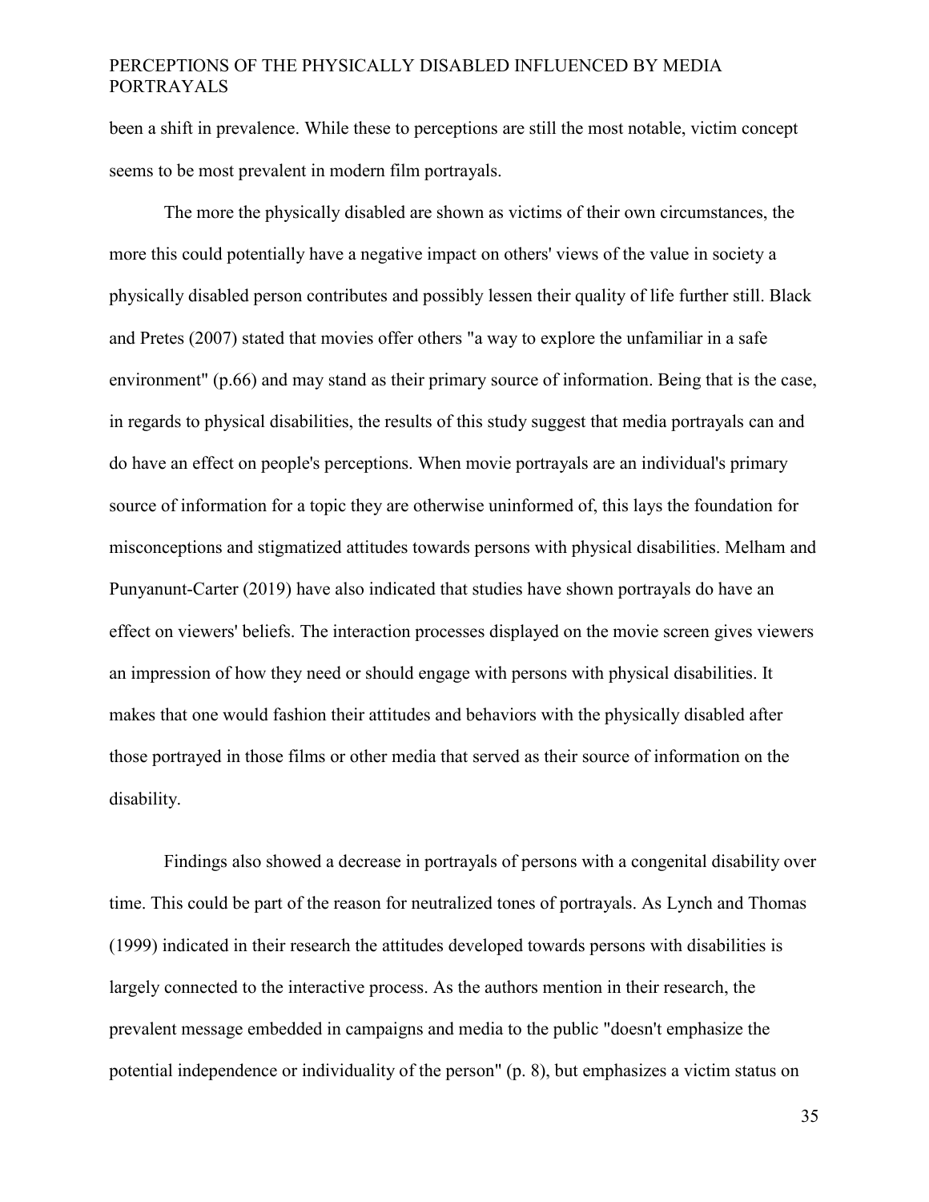been a shift in prevalence. While these to perceptions are still the most notable, victim concept seems to be most prevalent in modern film portrayals.

The more the physically disabled are shown as victims of their own circumstances, the more this could potentially have a negative impact on others' views of the value in society a physically disabled person contributes and possibly lessen their quality of life further still. Black and Pretes (2007) stated that movies offer others "a way to explore the unfamiliar in a safe environment" (p.66) and may stand as their primary source of information. Being that is the case, in regards to physical disabilities, the results of this study suggest that media portrayals can and do have an effect on people's perceptions. When movie portrayals are an individual's primary source of information for a topic they are otherwise uninformed of, this lays the foundation for misconceptions and stigmatized attitudes towards persons with physical disabilities. Melham and Punyanunt-Carter (2019) have also indicated that studies have shown portrayals do have an effect on viewers' beliefs. The interaction processes displayed on the movie screen gives viewers an impression of how they need or should engage with persons with physical disabilities. It makes that one would fashion their attitudes and behaviors with the physically disabled after those portrayed in those films or other media that served as their source of information on the disability.

Findings also showed a decrease in portrayals of persons with a congenital disability over time. This could be part of the reason for neutralized tones of portrayals. As Lynch and Thomas (1999) indicated in their research the attitudes developed towards persons with disabilities is largely connected to the interactive process. As the authors mention in their research, the prevalent message embedded in campaigns and media to the public "doesn't emphasize the potential independence or individuality of the person" (p. 8), but emphasizes a victim status on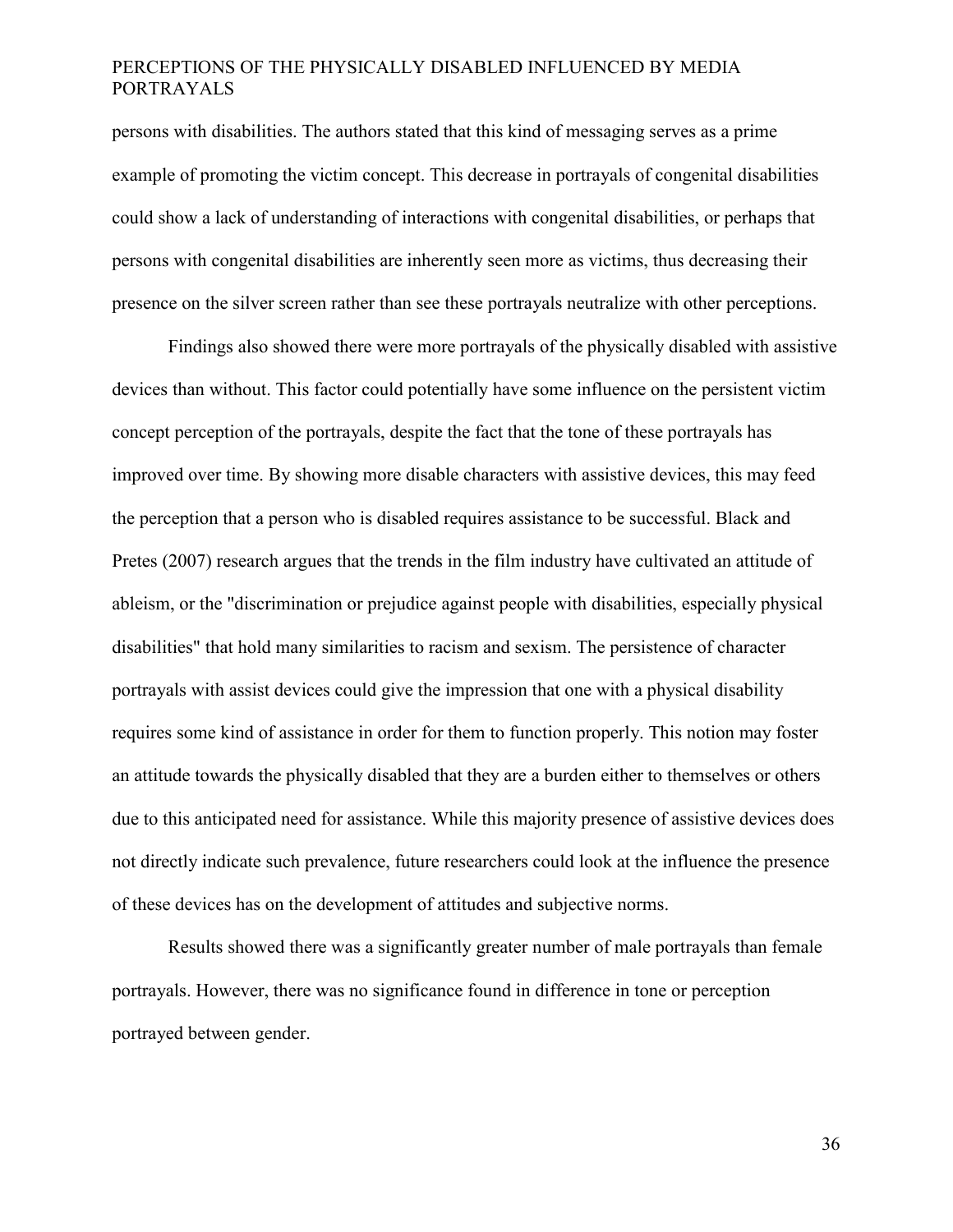persons with disabilities. The authors stated that this kind of messaging serves as a prime example of promoting the victim concept. This decrease in portrayals of congenital disabilities could show a lack of understanding of interactions with congenital disabilities, or perhaps that persons with congenital disabilities are inherently seen more as victims, thus decreasing their presence on the silver screen rather than see these portrayals neutralize with other perceptions.

Findings also showed there were more portrayals of the physically disabled with assistive devices than without. This factor could potentially have some influence on the persistent victim concept perception of the portrayals, despite the fact that the tone of these portrayals has improved over time. By showing more disable characters with assistive devices, this may feed the perception that a person who is disabled requires assistance to be successful. Black and Pretes (2007) research argues that the trends in the film industry have cultivated an attitude of ableism, or the "discrimination or prejudice against people with disabilities, especially physical disabilities" that hold many similarities to racism and sexism. The persistence of character portrayals with assist devices could give the impression that one with a physical disability requires some kind of assistance in order for them to function properly. This notion may foster an attitude towards the physically disabled that they are a burden either to themselves or others due to this anticipated need for assistance. While this majority presence of assistive devices does not directly indicate such prevalence, future researchers could look at the influence the presence of these devices has on the development of attitudes and subjective norms.

Results showed there was a significantly greater number of male portrayals than female portrayals. However, there was no significance found in difference in tone or perception portrayed between gender.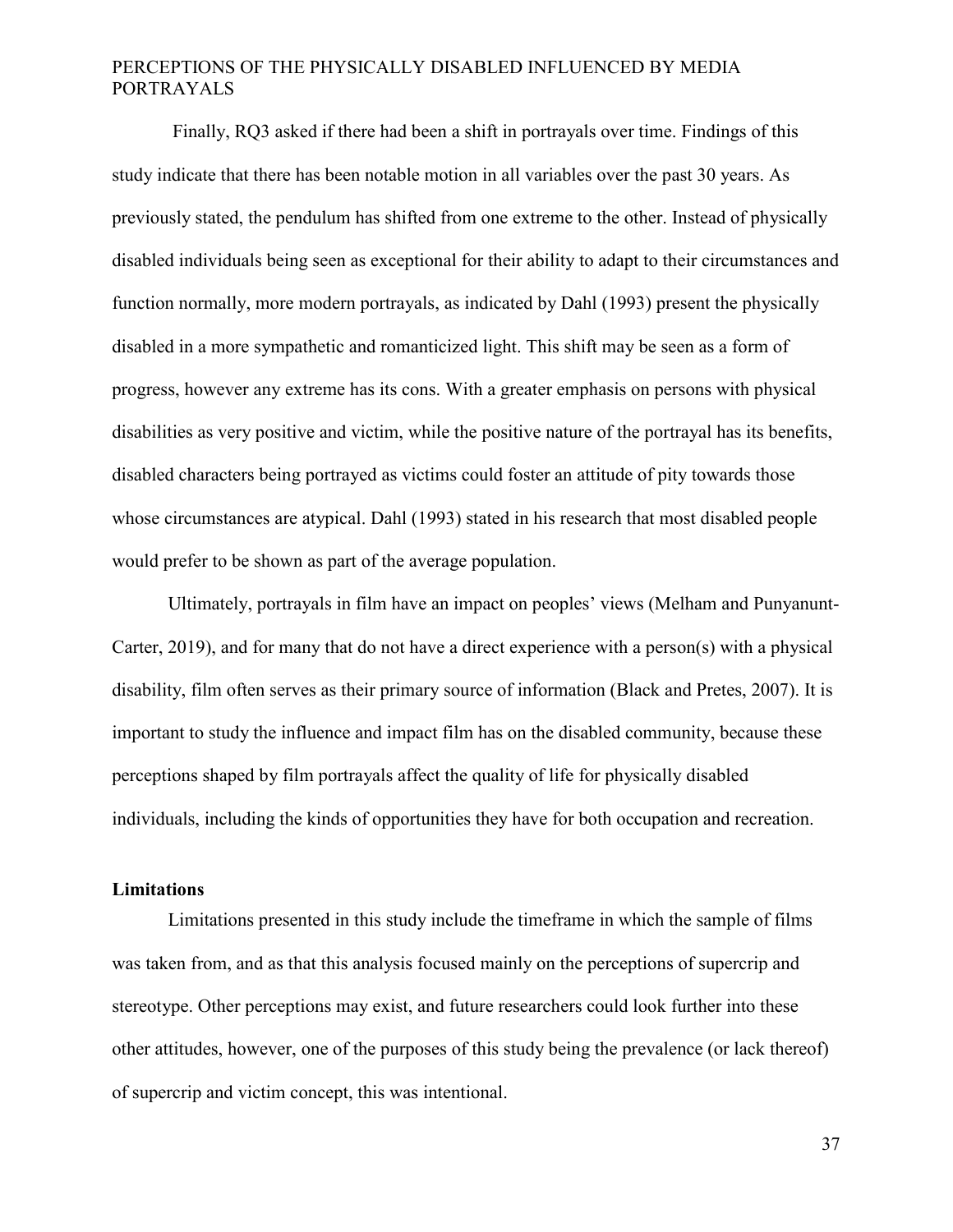Finally, RQ3 asked if there had been a shift in portrayals over time. Findings of this study indicate that there has been notable motion in all variables over the past 30 years. As previously stated, the pendulum has shifted from one extreme to the other. Instead of physically disabled individuals being seen as exceptional for their ability to adapt to their circumstances and function normally, more modern portrayals, as indicated by Dahl (1993) present the physically disabled in a more sympathetic and romanticized light. This shift may be seen as a form of progress, however any extreme has its cons. With a greater emphasis on persons with physical disabilities as very positive and victim, while the positive nature of the portrayal has its benefits, disabled characters being portrayed as victims could foster an attitude of pity towards those whose circumstances are atypical. Dahl (1993) stated in his research that most disabled people would prefer to be shown as part of the average population.

Ultimately, portrayals in film have an impact on peoples' views (Melham and Punyanunt-Carter, 2019), and for many that do not have a direct experience with a person(s) with a physical disability, film often serves as their primary source of information (Black and Pretes, 2007). It is important to study the influence and impact film has on the disabled community, because these perceptions shaped by film portrayals affect the quality of life for physically disabled individuals, including the kinds of opportunities they have for both occupation and recreation.

**Limitations**

Limitations presented in this study include the timeframe in which the sample of films was taken from, and as that this analysis focused mainly on the perceptions of supercrip and stereotype. Other perceptions may exist, and future researchers could look further into these other attitudes, however, one of the purposes of this study being the prevalence (or lack thereof) of supercrip and victim concept, this was intentional.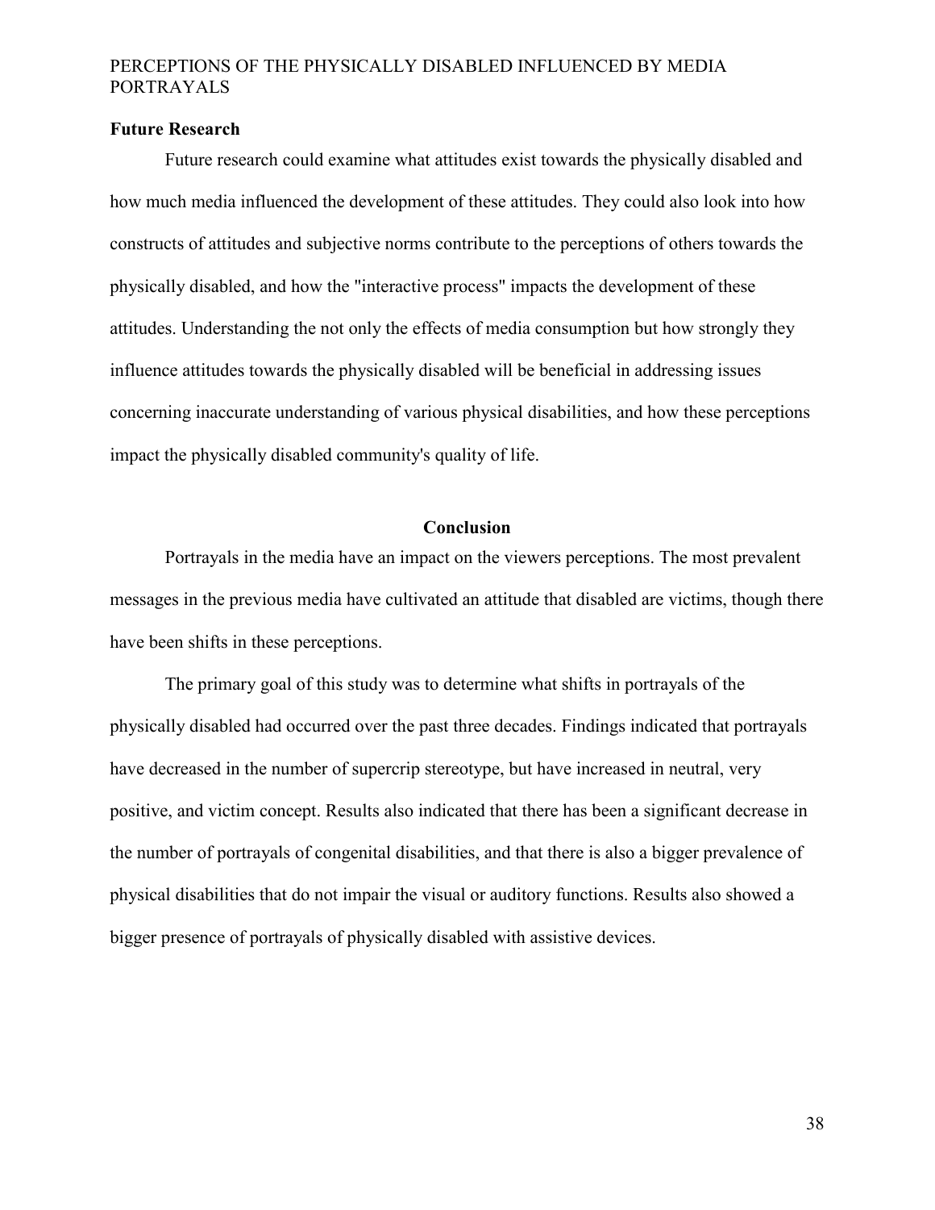## Future Research

Future research could examine what attitudes exist towards the physically disabled and how much media influenced the development of these attitudes. They could also look into how constructs of attitudes and subjective norms contribute to the perceptions of others towards the physically disabled, and how the "interactive process" impacts the development of these attitudes. Understanding the not only the effects of media consumption but how strongly they influence attitudes towards the physically disabled will be beneficial in addressing issues concerning inaccurate understanding of various physical disabilities, and how these perceptions impact the physically disabled community's quality of life.

# Conclusion

Portrayals in the media have an impact on the viewers perceptions. The most prevalent messages in the previous media have cultivated an attitude that disabled are victims, though there have been shifts in these perceptions.

The primary goal of this study was to determine what shifts in portrayals of the physically disabled had occurred over the past three decades. Findings indicated that portrayals have decreased in the number of supercrip stereotype, but have increased in neutral, very positive, and victim concept. Results also indicated that there has been a significant decrease in the number of portrayals of congenital disabilities, and that there is also a bigger prevalence of physical disabilities that do not impair the visual or auditory functions. Results also showed a bigger presence of portrayals of physically disabled with assistive devices.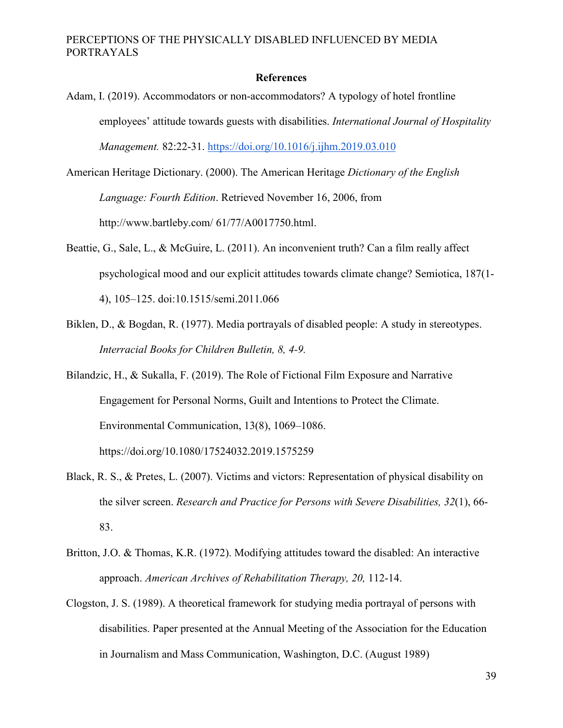**References**

Adam, I. (2019). Accommodators or non-accommodators? A typology of hotel frontline employees' attitude towards guests with disabilities. *International Journal of Hospitality Management.* 82:22-31. https://doi.org/10.1016/j.ijhm.2019.03.010

American Heritage Dictionary. (2000). The American Heritage *Dictionary of the English Language: Fourth Edition*. Retrieved November 16, 2006, from http://www.bartleby.com/ 61/77/A0017750.html.

Beattie, G., Sale, L., & McGuire, L. (2011). An inconvenient truth? Can a film really affect psychological mood and our explicit attitudes towards climate change? Semiotica, 187(1-4), 105–125. doi:10.1515/semi.2011.066

Biklen, D., & Bogdan, R. (1977). Media portrayals of disabled people: A study in stereotypes. *Interracial Books for Children Bulletin, 8, 4-9.*

Bilandzic, H., & Sukalla, F. (2019). The Role of Fictional Film Exposure and Narrative Engagement for Personal Norms, Guilt and Intentions to Protect the Climate. Environmental Communication, 13(8), 1069–1086. https://doi.org/10.1080/17524032.2019.1575259

Black, R. S., & Pretes, L. (2007). Victims and victors: Representation of physical disability on the silver screen. *Research and Practice for Persons with Severe Disabilities, 32*(1), 66-83.

Britton, J.O. & Thomas, K.R. (1972). Modifying attitudes toward the disabled: An interactive approach. *American Archives of Rehabilitation Therapy, 20,* 112-14.

Clogston, J. S. (1989). A theoretical framework for studying media portrayal of persons with disabilities. Paper presented at the Annual Meeting of the Association for the Education in Journalism and Mass Communication, Washington, D.C. (August 1989)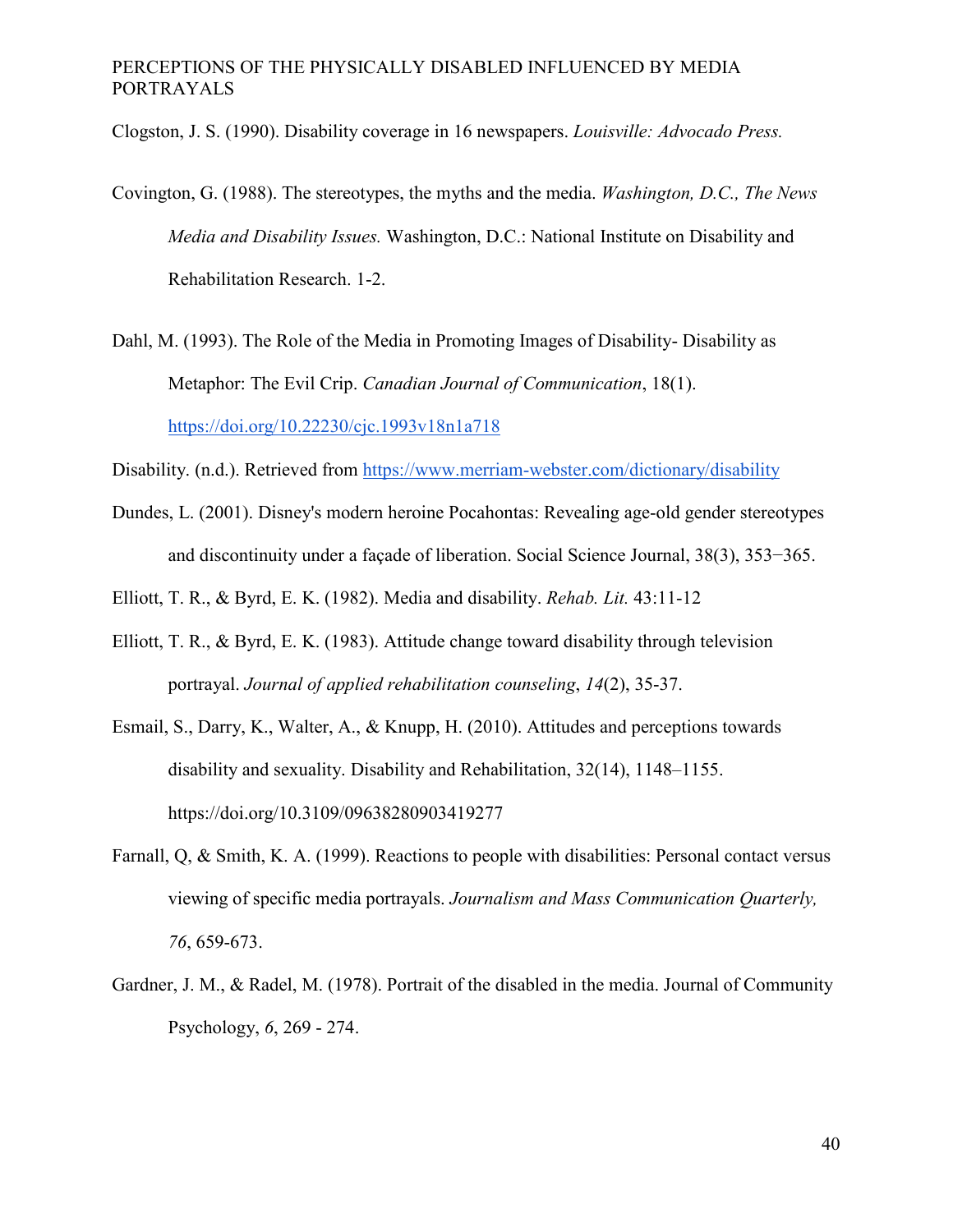Clogston, J. S. (1990). Disability coverage in 16 newspapers. *Louisville: Advocado Press.*

Covington, G. (1988). The stereotypes, the myths and the media. *Washington, D.C., The News Media and Disability Issues.* Washington, D.C.: National Institute on Disability and Rehabilitation Research. 1-2.

Dahl, M. (1993). The Role of the Media in Promoting Images of Disability- Disability as Metaphor: The Evil Crip. *Canadian Journal of Communication*, 18(1). https://doi.org/10.22230/cjc.1993v18n1a718

Disability. (n.d.). Retrieved from https://www.merriam-webster.com/dictionary/disability

Dundes, L. (2001). Disney's modern heroine Pocahontas: Revealing age-old gender stereotypes and discontinuity under a façade of liberation. Social Science Journal, 38(3), 353−365.

Elliott, T. R., & Byrd, E. K. (1982). Media and disability. *Rehab. Lit.* 43:11-12

Elliott, T. R., & Byrd, E. K. (1983). Attitude change toward disability through television portrayal. *Journal of applied rehabilitation counseling*, *14*(2), 35-37.

Esmail, S., Darry, K., Walter, A., & Knupp, H. (2010). Attitudes and perceptions towards disability and sexuality. Disability and Rehabilitation, 32(14), 1148–1155. https://doi.org/10.3109/09638280903419277

Farnall, Q, & Smith, K. A. (1999). Reactions to people with disabilities: Personal contact versus viewing of specific media portrayals. *Journalism and Mass Communication Quarterly, 76*, 659-673.

Gardner, J. M., & Radel, M. (1978). Portrait of the disabled in the media. Journal of Community Psychology, *6*, 269 - 274.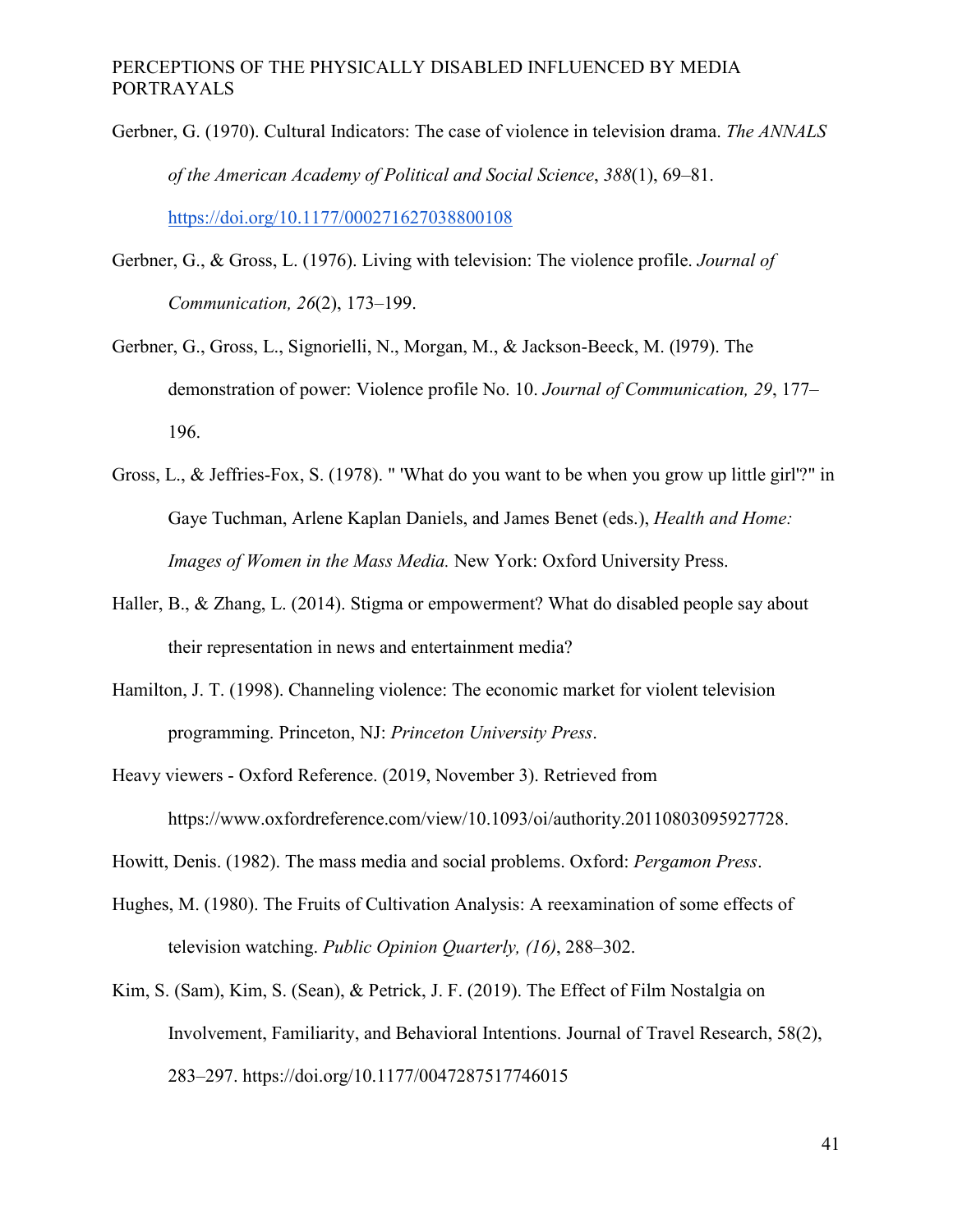Gerbner, G. (1970). Cultural Indicators: The case of violence in television drama. *The ANNALS of the American Academy of Political and Social Science*, *388*(1), 69–81. https://doi.org/10.1177/000271627038800108

Gerbner, G., & Gross, L. (1976). Living with television: The violence profile. *Journal of Communication, 26*(2), 173–199.

Gerbner, G., Gross, L., Signorielli, N., Morgan, M., & Jackson-Beeck, M. (l979). The demonstration of power: Violence profile No. 10. *Journal of Communication, 29*, 177–196.

Gross, L., & Jeffries-Fox, S. (1978). " 'What do you want to be when you grow up little girl'?" in Gaye Tuchman, Arlene Kaplan Daniels, and James Benet (eds.), *Health and Home: Images of Women in the Mass Media.* New York: Oxford University Press.

Haller, B., & Zhang, L. (2014). Stigma or empowerment? What do disabled people say about their representation in news and entertainment media?

Hamilton, J. T. (1998). Channeling violence: The economic market for violent television programming. Princeton, NJ: *Princeton University Press*.

Heavy viewers - Oxford Reference. (2019, November 3). Retrieved from https://www.oxfordreference.com/view/10.1093/oi/authority.20110803095927728.

Howitt, Denis. (1982). The mass media and social problems. Oxford: *Pergamon Press*.

Hughes, M. (1980). The Fruits of Cultivation Analysis: A reexamination of some effects of television watching. *Public Opinion Quarterly, (16)*, 288–302.

Kim, S. (Sam), Kim, S. (Sean), & Petrick, J. F. (2019). The Effect of Film Nostalgia on Involvement, Familiarity, and Behavioral Intentions. Journal of Travel Research, 58(2), 283–297. https://doi.org/10.1177/0047287517746015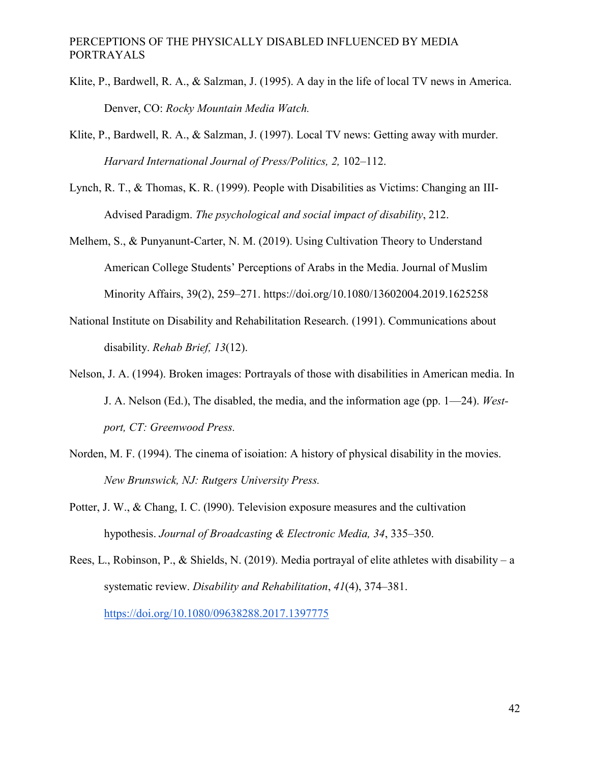Klite, P., Bardwell, R. A., & Salzman, J. (1995). A day in the life of local TV news in America. Denver, CO: *Rocky Mountain Media Watch.*

Klite, P., Bardwell, R. A., & Salzman, J. (1997). Local TV news: Getting away with murder. *Harvard International Journal of Press/Politics, 2,* 102–112.

Lynch, R. T., & Thomas, K. R. (1999). People with Disabilities as Victims: Changing an III-Advised Paradigm. *The psychological and social impact of disability*, 212.

Melhem, S., & Punyanunt-Carter, N. M. (2019). Using Cultivation Theory to Understand American College Students' Perceptions of Arabs in the Media. Journal of Muslim Minority Affairs, 39(2), 259–271. https://doi.org/10.1080/13602004.2019.1625258

National Institute on Disability and Rehabilitation Research. (1991). Communications about disability. *Rehab Brief, 13*(12).

Nelson, J. A. (1994). Broken images: Portrayals of those with disabilities in American media. In J. A. Nelson (Ed.), The disabled, the media, and the information age (pp. 1—24). *West-port, CT: Greenwood Press.*

Norden, M. F. (1994). The cinema of isoiation: A history of physical disability in the movies. *New Brunswick, NJ: Rutgers University Press.*

Potter, J. W., & Chang, I. C. (l990). Television exposure measures and the cultivation hypothesis. *Journal of Broadcasting & Electronic Media, 34*, 335–350.

Rees, L., Robinson, P., & Shields, N. (2019). Media portrayal of elite athletes with disability – a systematic review. *Disability and Rehabilitation*, *41*(4), 374–381. https://doi.org/10.1080/09638288.2017.1397775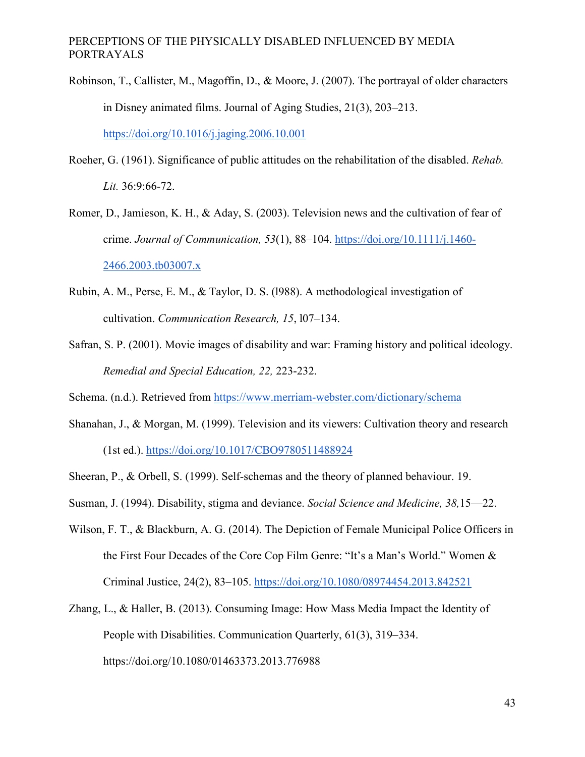Robinson, T., Callister, M., Magoffin, D., & Moore, J. (2007). The portrayal of older characters in Disney animated films. Journal of Aging Studies, 21(3), 203–213. https://doi.org/10.1016/j.jaging.2006.10.001

Roeher, G. (1961). Significance of public attitudes on the rehabilitation of the disabled. *Rehab. Lit.* 36:9:66-72.

Romer, D., Jamieson, K. H., & Aday, S. (2003). Television news and the cultivation of fear of crime. *Journal of Communication, 53*(1), 88–104. https://doi.org/10.1111/j.1460-2466.2003.tb03007.x

Rubin, A. M., Perse, E. M., & Taylor, D. S. (l988). A methodological investigation of cultivation. *Communication Research, 15*, l07–134.

Safran, S. P. (2001). Movie images of disability and war: Framing history and political ideology. *Remedial and Special Education, 22,* 223-232.

Schema. (n.d.). Retrieved from https://www.merriam-webster.com/dictionary/schema

Shanahan, J., & Morgan, M. (1999). Television and its viewers: Cultivation theory and research (1st ed.). https://doi.org/10.1017/CBO9780511488924

Sheeran, P., & Orbell, S. (1999). Self-schemas and the theory of planned behaviour. 19.

Susman, J. (1994). Disability, stigma and deviance. *Social Science and Medicine, 38,*15—22.

Wilson, F. T., & Blackburn, A. G. (2014). The Depiction of Female Municipal Police Officers in the First Four Decades of the Core Cop Film Genre: "It's a Man's World." Women & Criminal Justice, 24(2), 83–105. https://doi.org/10.1080/08974454.2013.842521

Zhang, L., & Haller, B. (2013). Consuming Image: How Mass Media Impact the Identity of People with Disabilities. Communication Quarterly, 61(3), 319–334. https://doi.org/10.1080/01463373.2013.776988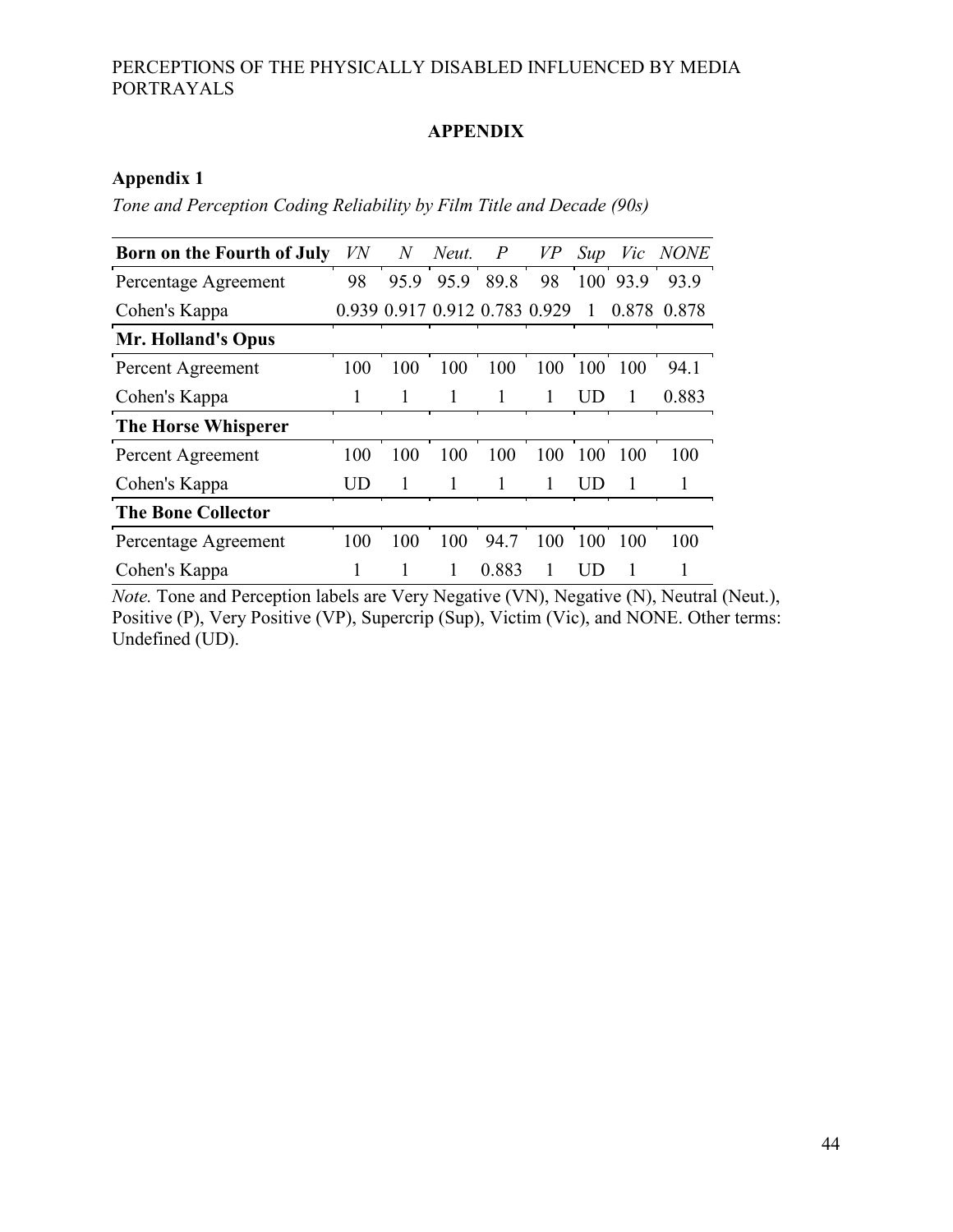## APPENDIX

### Appendix 1

*Tone and Perception Coding Reliability by Film Title and Decade (90s)*

| **Born on the Fourth of July** | *VN* | *N* | *Neut.* | *P* | *VP* | *Sup* | *Vic* | *NONE* |
|---|---|---|---|---|---|---|---|---|
| Percentage Agreement | 98 | 95.9 | 95.9 | 89.8 | 98 | 100 | 93.9 | 93.9 |
| Cohen's Kappa | 0.939 | 0.917 | 0.912 | 0.783 | 0.929 | 1 | 0.878 | 0.878 |
| **Mr. Holland's Opus** | | | | | | | | |
| Percent Agreement | 100 | 100 | 100 | 100 | 100 | 100 | 100 | 94.1 |
| Cohen's Kappa | 1 | 1 | 1 | 1 | 1 | UD | 1 | 0.883 |
| **The Horse Whisperer** | | | | | | | | |
| Percent Agreement | 100 | 100 | 100 | 100 | 100 | 100 | 100 | 100 |
| Cohen's Kappa | UD | 1 | 1 | 1 | 1 | UD | 1 | 1 |
| **The Bone Collector** | | | | | | | | |
| Percentage Agreement | 100 | 100 | 100 | 94.7 | 100 | 100 | 100 | 100 |
| Cohen's Kappa | 1 | 1 | 1 | 0.883 | 1 | UD | 1 | 1 |

*Note.* Tone and Perception labels are Very Negative (VN), Negative (N), Neutral (Neut.), Positive (P), Very Positive (VP), Supercrip (Sup), Victim (Vic), and NONE. Other terms: Undefined (UD).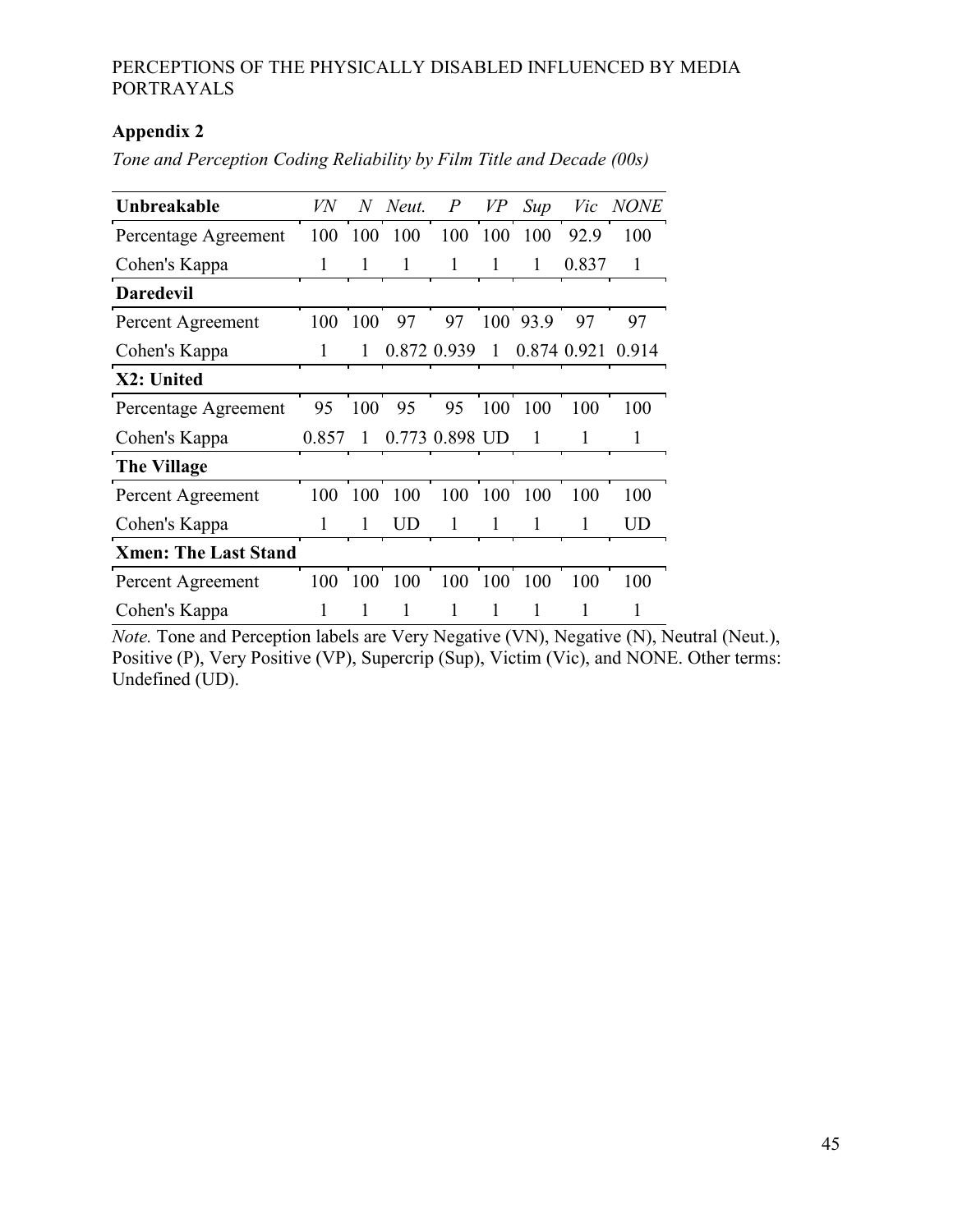## Appendix 2

*Tone and Perception Coding Reliability by Film Title and Decade (00s)*

| **Unbreakable** | *VN* | *N* | *Neut.* | *P* | *VP* | *Sup* | *Vic* | *NONE* |
|---|---|---|---|---|---|---|---|---|
| Percentage Agreement | 100 | 100 | 100 | 100 | 100 | 100 | 92.9 | 100 |
| Cohen's Kappa | 1 | 1 | 1 | 1 | 1 | 1 | 0.837 | 1 |
| **Daredevil** | | | | | | | | |
| Percent Agreement | 100 | 100 | 97 | 97 | 100 | 93.9 | 97 | 97 |
| Cohen's Kappa | 1 | 1 | 0.872 | 0.939 | 1 | 0.874 | 0.921 | 0.914 |
| **X2: United** | | | | | | | | |
| Percentage Agreement | 95 | 100 | 95 | 95 | 100 | 100 | 100 | 100 |
| Cohen's Kappa | 0.857 | 1 | 0.773 | 0.898 | UD | 1 | 1 | 1 |
| **The Village** | | | | | | | | |
| Percent Agreement | 100 | 100 | 100 | 100 | 100 | 100 | 100 | 100 |
| Cohen's Kappa | 1 | 1 | UD | 1 | 1 | 1 | 1 | UD |
| **Xmen: The Last Stand** | | | | | | | | |
| Percent Agreement | 100 | 100 | 100 | 100 | 100 | 100 | 100 | 100 |
| Cohen's Kappa | 1 | 1 | 1 | 1 | 1 | 1 | 1 | 1 |

*Note.* Tone and Perception labels are Very Negative (VN), Negative (N), Neutral (Neut.), Positive (P), Very Positive (VP), Supercrip (Sup), Victim (Vic), and NONE. Other terms: Undefined (UD).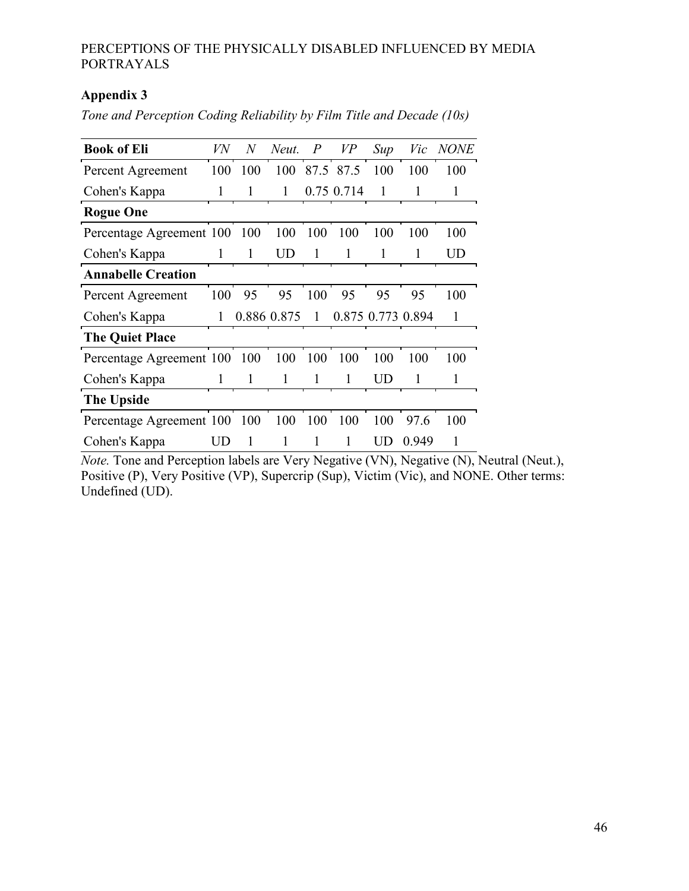**Appendix 3**

*Tone and Perception Coding Reliability by Film Title and Decade (10s)*

| **Book of Eli** | *VN* | *N* | *Neut.* | *P* | *VP* | *Sup* | *Vic* | *NONE* |
|---|---|---|---|---|---|---|---|---|
| Percent Agreement | 100 | 100 | 100 | 87.5 | 87.5 | 100 | 100 | 100 |
| Cohen's Kappa | 1 | 1 | 1 | 0.75 | 0.714 | 1 | 1 | 1 |
| **Rogue One** | | | | | | | | |
| Percentage Agreement | 100 | 100 | 100 | 100 | 100 | 100 | 100 | 100 |
| Cohen's Kappa | 1 | 1 | UD | 1 | 1 | 1 | 1 | UD |
| **Annabelle Creation** | | | | | | | | |
| Percent Agreement | 100 | 95 | 95 | 100 | 95 | 95 | 95 | 100 |
| Cohen's Kappa | 1 | 0.886 | 0.875 | 1 | 0.875 | 0.773 | 0.894 | 1 |
| **The Quiet Place** | | | | | | | | |
| Percentage Agreement | 100 | 100 | 100 | 100 | 100 | 100 | 100 | 100 |
| Cohen's Kappa | 1 | 1 | 1 | 1 | 1 | UD | 1 | 1 |
| **The Upside** | | | | | | | | |
| Percentage Agreement | 100 | 100 | 100 | 100 | 100 | 100 | 97.6 | 100 |
| Cohen's Kappa | UD | 1 | 1 | 1 | 1 | UD | 0.949 | 1 |

*Note.* Tone and Perception labels are Very Negative (VN), Negative (N), Neutral (Neut.), Positive (P), Very Positive (VP), Supercrip (Sup), Victim (Vic), and NONE. Other terms: Undefined (UD).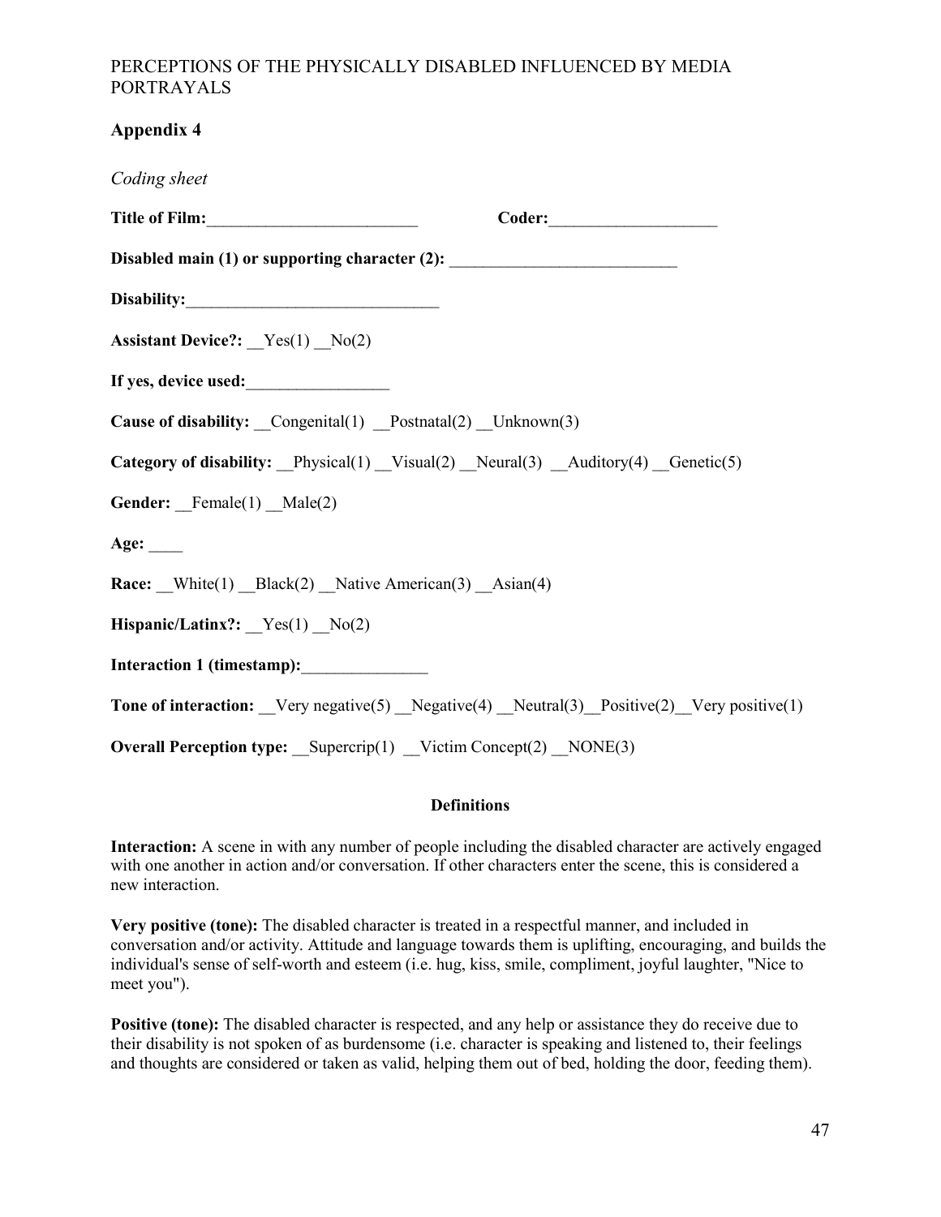## Appendix 4

*Coding sheet*

**Title of Film:**_________________________ **Coder:**____________________

**Disabled main (1) or supporting character (2):** ___________________________

**Disability:**______________________________

**Assistant Device?:** __Yes(1) __No(2)

**If yes, device used:**_________________

**Cause of disability:** __Congenital(1) __Postnatal(2) __Unknown(3)

**Category of disability:** __Physical(1) __Visual(2) __Neural(3) __Auditory(4) __Genetic(5)

**Gender:** __Female(1) __Male(2)

**Age:** ____

**Race:** __White(1) __Black(2) __Native American(3) __Asian(4)

**Hispanic/Latinx?:** __Yes(1) __No(2)

**Interaction 1 (timestamp):**_______________

**Tone of interaction:** __Very negative(5) __Negative(4) __Neutral(3)__Positive(2)__Very positive(1)

**Overall Perception type:** __Supercrip(1) __Victim Concept(2) __NONE(3)

**Definitions**

**Interaction:** A scene in with any number of people including the disabled character are actively engaged with one another in action and/or conversation. If other characters enter the scene, this is considered a new interaction.

**Very positive (tone):** The disabled character is treated in a respectful manner, and included in conversation and/or activity. Attitude and language towards them is uplifting, encouraging, and builds the individual's sense of self-worth and esteem (i.e. hug, kiss, smile, compliment, joyful laughter, "Nice to meet you").

**Positive (tone):** The disabled character is respected, and any help or assistance they do receive due to their disability is not spoken of as burdensome (i.e. character is speaking and listened to, their feelings and thoughts are considered or taken as valid, helping them out of bed, holding the door, feeding them).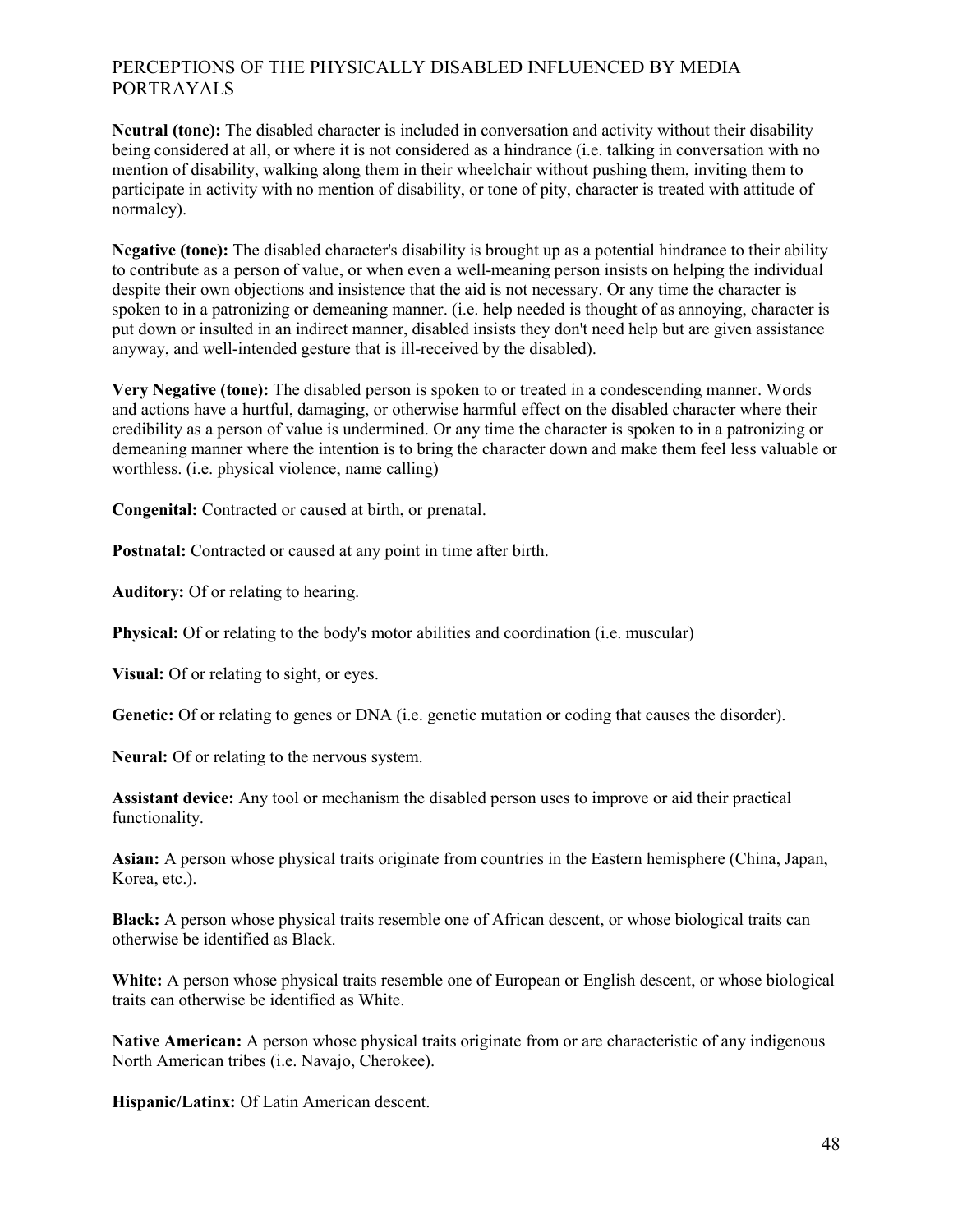**Neutral (tone):** The disabled character is included in conversation and activity without their disability being considered at all, or where it is not considered as a hindrance (i.e. talking in conversation with no mention of disability, walking along them in their wheelchair without pushing them, inviting them to participate in activity with no mention of disability, or tone of pity, character is treated with attitude of normalcy).

**Negative (tone):** The disabled character's disability is brought up as a potential hindrance to their ability to contribute as a person of value, or when even a well-meaning person insists on helping the individual despite their own objections and insistence that the aid is not necessary. Or any time the character is spoken to in a patronizing or demeaning manner. (i.e. help needed is thought of as annoying, character is put down or insulted in an indirect manner, disabled insists they don't need help but are given assistance anyway, and well-intended gesture that is ill-received by the disabled).

**Very Negative (tone):** The disabled person is spoken to or treated in a condescending manner. Words and actions have a hurtful, damaging, or otherwise harmful effect on the disabled character where their credibility as a person of value is undermined. Or any time the character is spoken to in a patronizing or demeaning manner where the intention is to bring the character down and make them feel less valuable or worthless. (i.e. physical violence, name calling)

**Congenital:** Contracted or caused at birth, or prenatal.

**Postnatal:** Contracted or caused at any point in time after birth.

**Auditory:** Of or relating to hearing.

**Physical:** Of or relating to the body's motor abilities and coordination (i.e. muscular)

**Visual:** Of or relating to sight, or eyes.

**Genetic:** Of or relating to genes or DNA (i.e. genetic mutation or coding that causes the disorder).

**Neural:** Of or relating to the nervous system.

**Assistant device:** Any tool or mechanism the disabled person uses to improve or aid their practical functionality.

**Asian:** A person whose physical traits originate from countries in the Eastern hemisphere (China, Japan, Korea, etc.).

**Black:** A person whose physical traits resemble one of African descent, or whose biological traits can otherwise be identified as Black.

**White:** A person whose physical traits resemble one of European or English descent, or whose biological traits can otherwise be identified as White.

**Native American:** A person whose physical traits originate from or are characteristic of any indigenous North American tribes (i.e. Navajo, Cherokee).

**Hispanic/Latinx:** Of Latin American descent.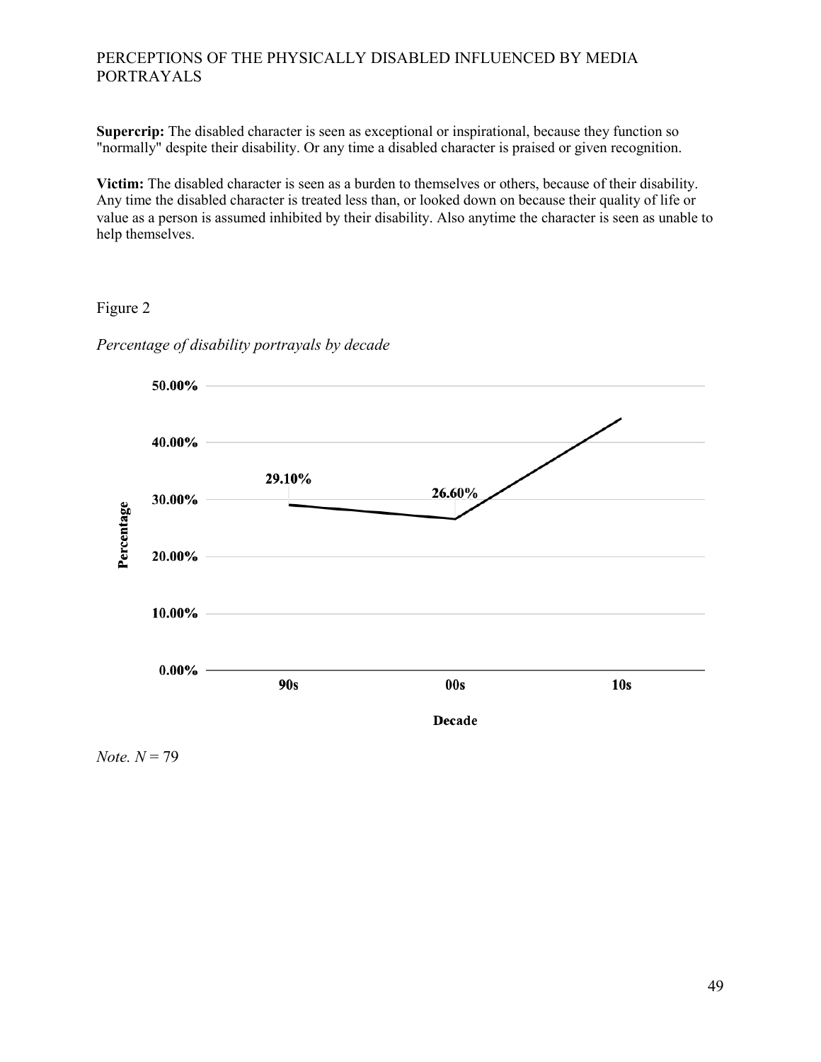**Supercrip:** The disabled character is seen as exceptional or inspirational, because they function so "normally" despite their disability. Or any time a disabled character is praised or given recognition.

**Victim:** The disabled character is seen as a burden to themselves or others, because of their disability. Any time the disabled character is treated less than, or looked down on because their quality of life or value as a person is assumed inhibited by their disability. Also anytime the character is seen as unable to help themselves.

Figure 2

*Percentage of disability portrayals by decade*

*Note.* $N = 79$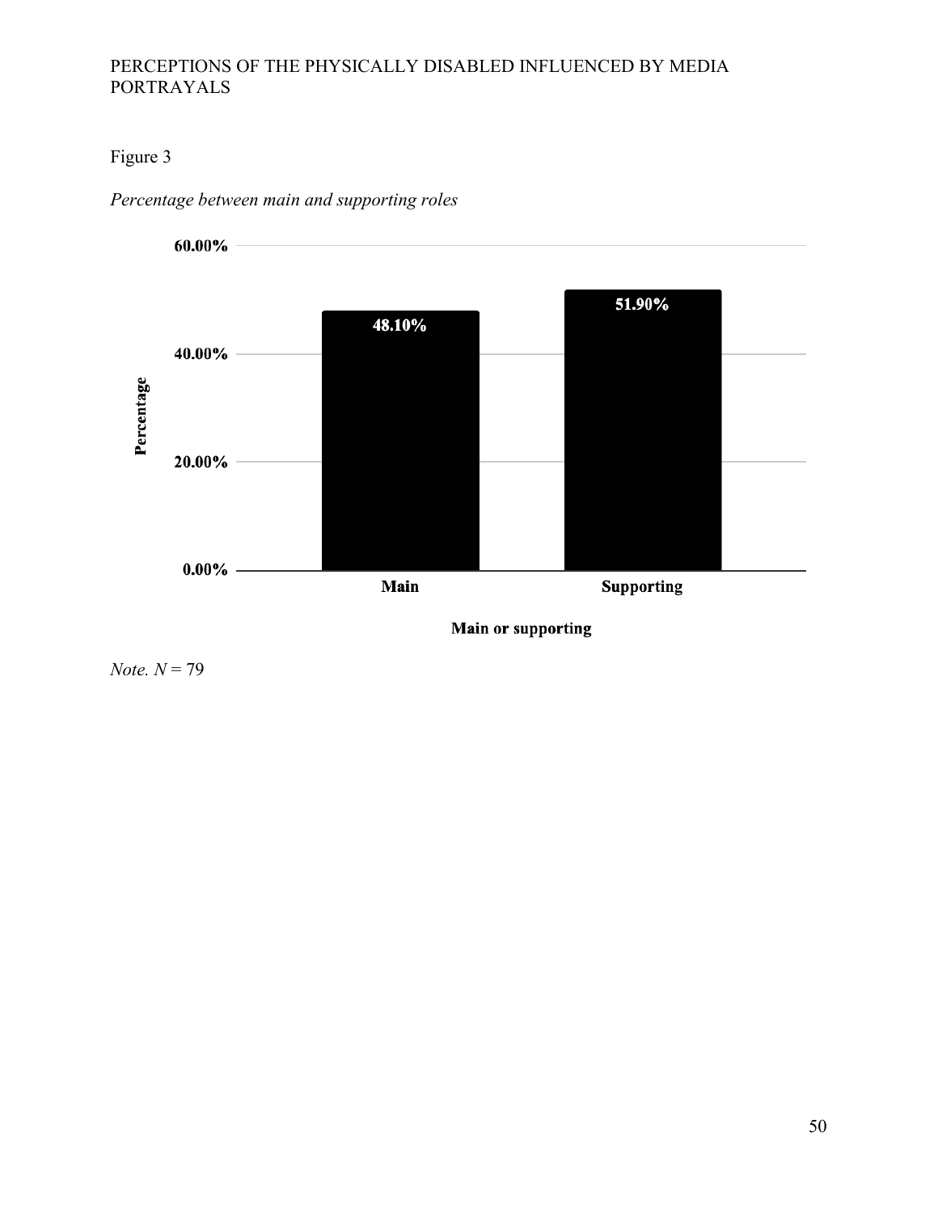Figure 3

*Percentage between main and supporting roles*

| Main or supporting | Percentage |
| --- | --- |
| Main | 48.10% |
| Supporting | 51.90% |

*Note. N* = 79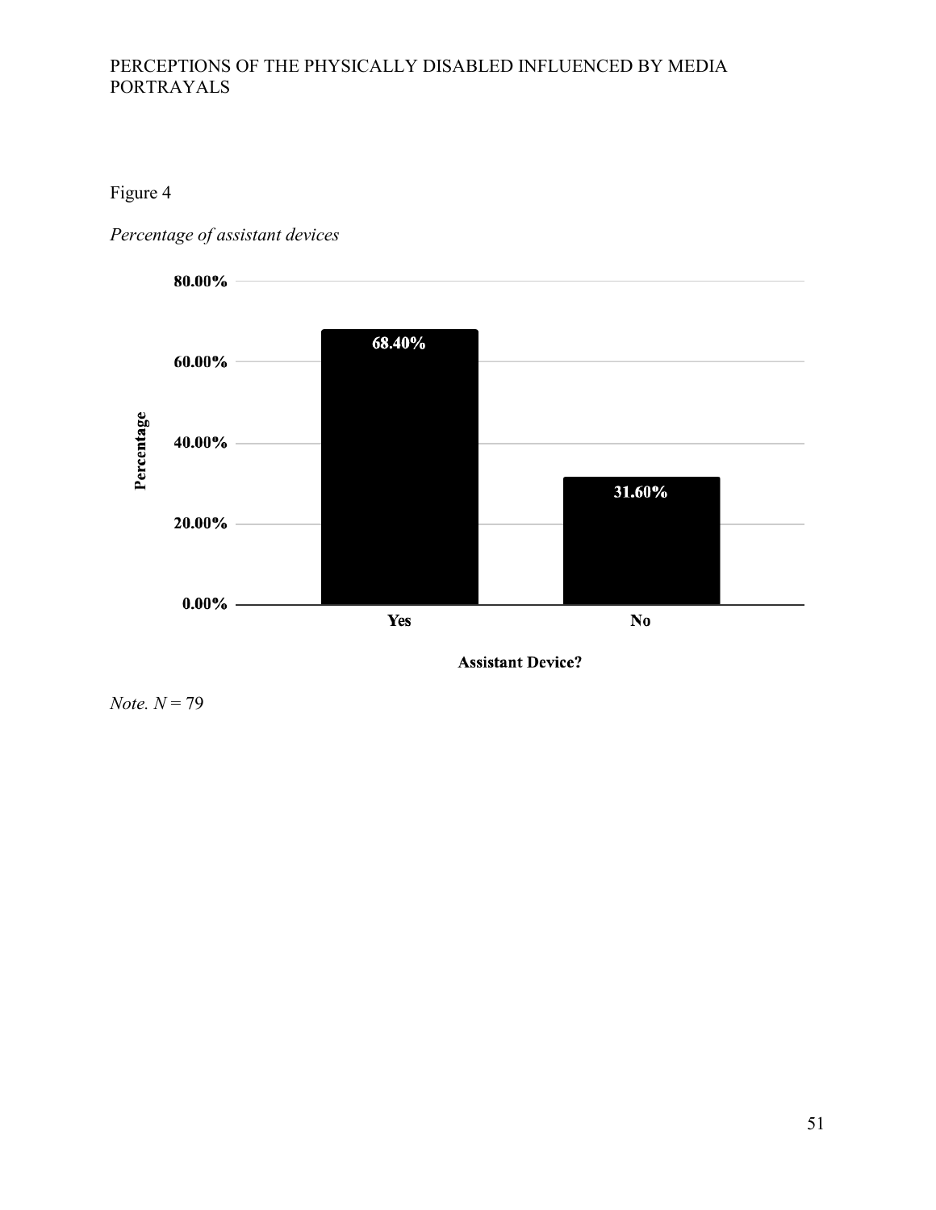Figure 4

*Percentage of assistant devices*

| Assistant Device? | Percentage |
| --- | --- |
| Yes | 68.40% |
| No | 31.60% |

*Note.* $N$ = 79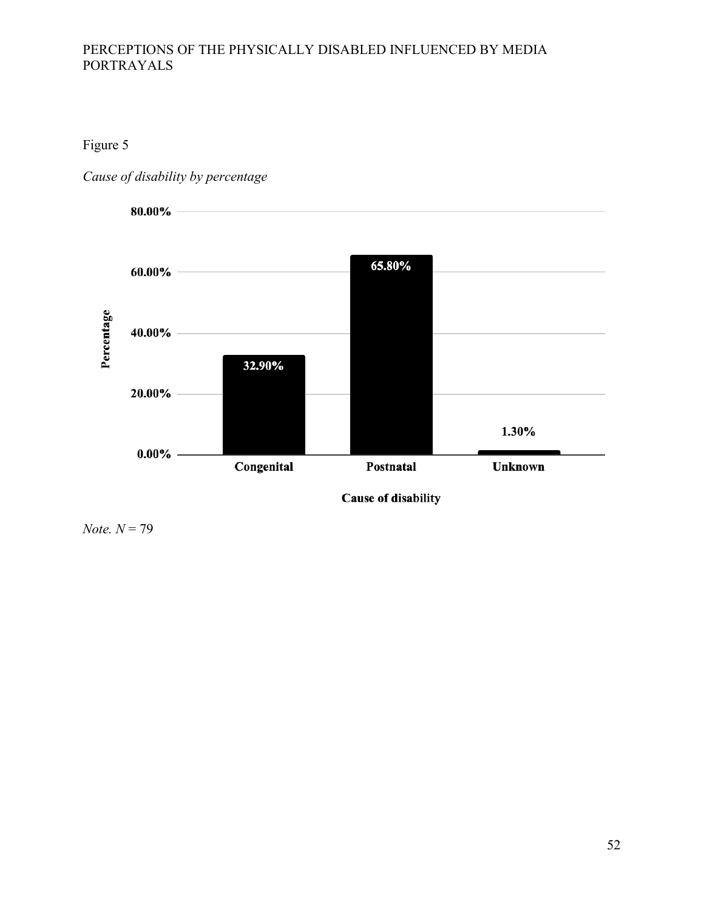Figure 5

*Cause of disability by percentage*

| Cause of disability | Percentage |
|---|---|
| Congenital | 32.90% |
| Postnatal | 65.80% |
| Unknown | 1.30% |

*Note. N* = 79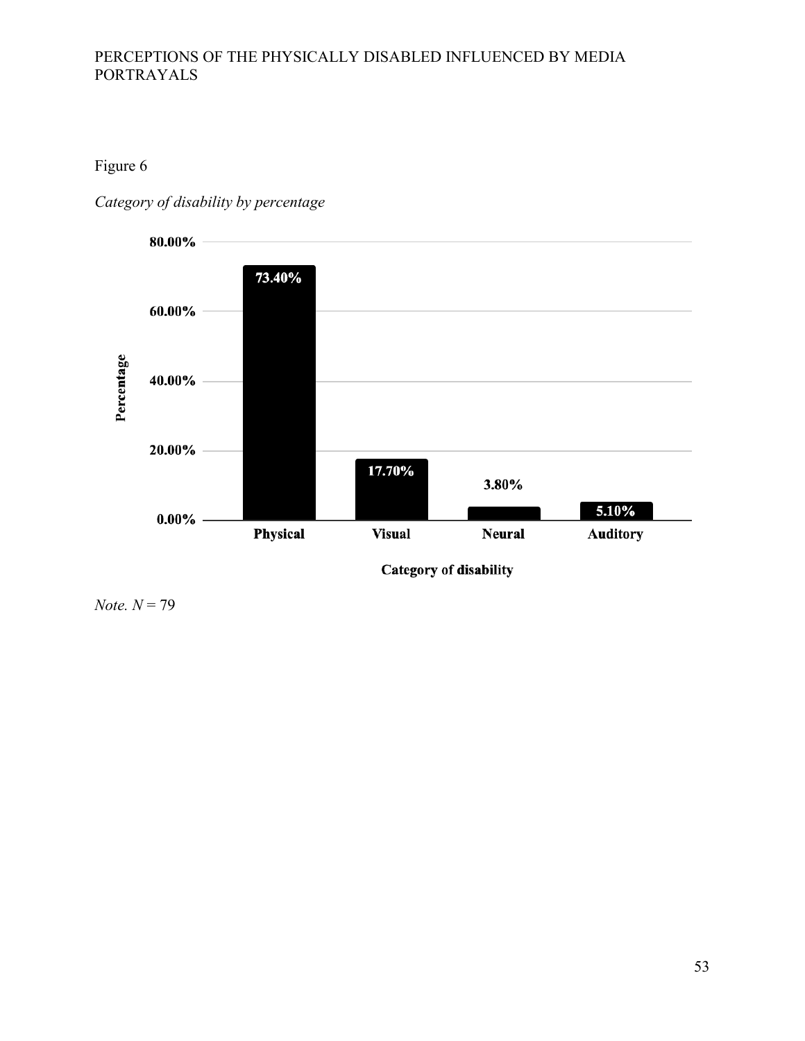Figure 6

*Category of disability by percentage*

| Category of disability | Percentage |
|---|---|
| Physical | 73.40% |
| Visual | 17.70% |
| Neural | 3.80% |
| Auditory | 5.10% |

*Note. N* = 79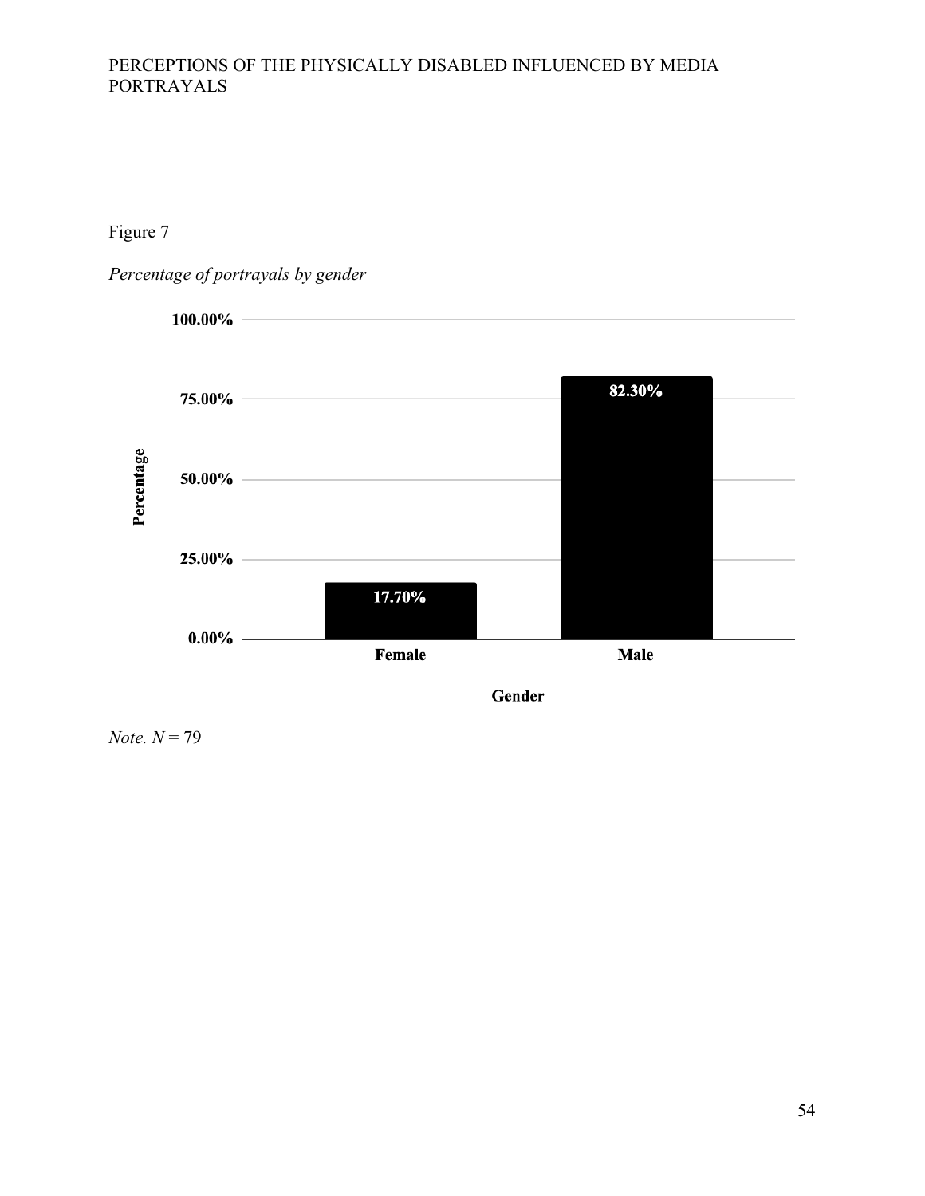Figure 7

*Percentage of portrayals by gender*

| Gender | Percentage |
|---|---|
| Female | 17.70% |
| Male | 82.30% |

*Note. N* = 79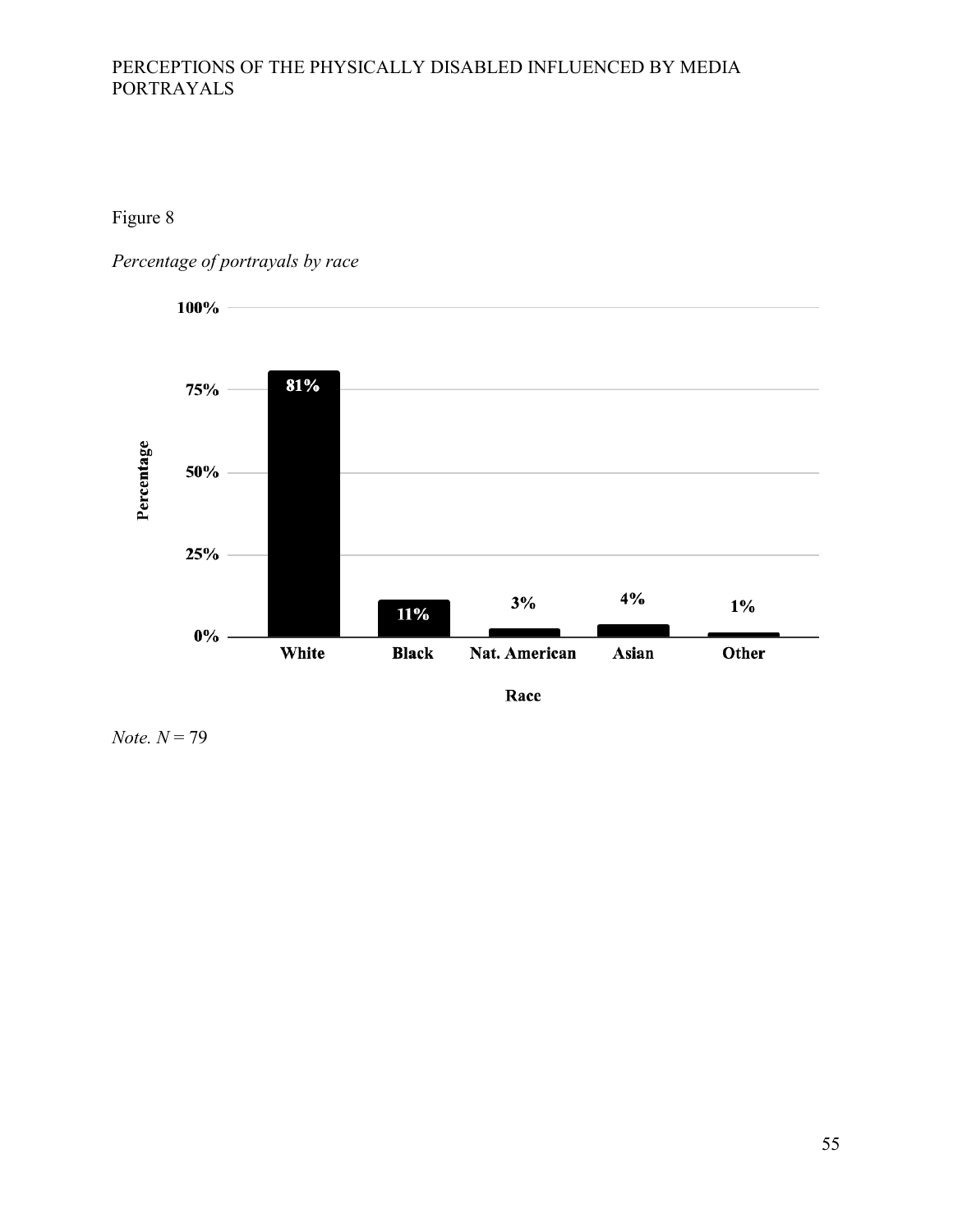Figure 8

*Percentage of portrayals by race*

100%

75%

50%

25%

0%

Percentage

81%

11%

3%

4%

1%

White

Black

Nat. American

Asian

Other

Race

*Note. N* = 79